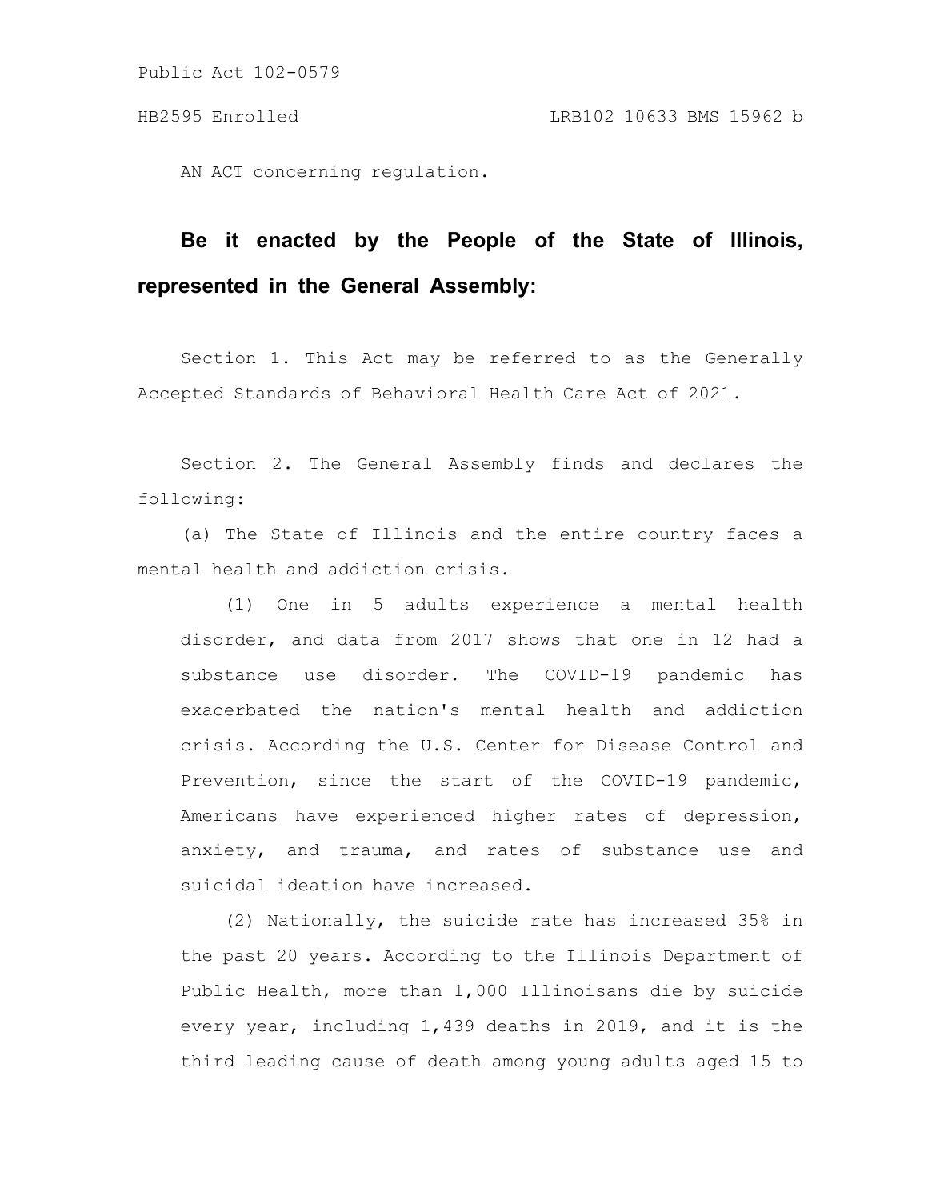Public Act 102-0579

HB2595 Enrolled LRB102 10633 BMS 15962 b

AN ACT concerning regulation.

**Be it enacted by the People of the State of Illinois, represented in the General Assembly:**

Section 1. This Act may be referred to as the Generally Accepted Standards of Behavioral Health Care Act of 2021.

Section 2. The General Assembly finds and declares the following:

(a) The State of Illinois and the entire country faces a mental health and addiction crisis.

(1) One in 5 adults experience a mental health disorder, and data from 2017 shows that one in 12 had a substance use disorder. The COVID-19 pandemic has exacerbated the nation's mental health and addiction crisis. According the U.S. Center for Disease Control and Prevention, since the start of the COVID-19 pandemic, Americans have experienced higher rates of depression, anxiety, and trauma, and rates of substance use and suicidal ideation have increased.

(2) Nationally, the suicide rate has increased 35% in the past 20 years. According to the Illinois Department of Public Health, more than 1,000 Illinoisans die by suicide every year, including 1,439 deaths in 2019, and it is the third leading cause of death among young adults aged 15 to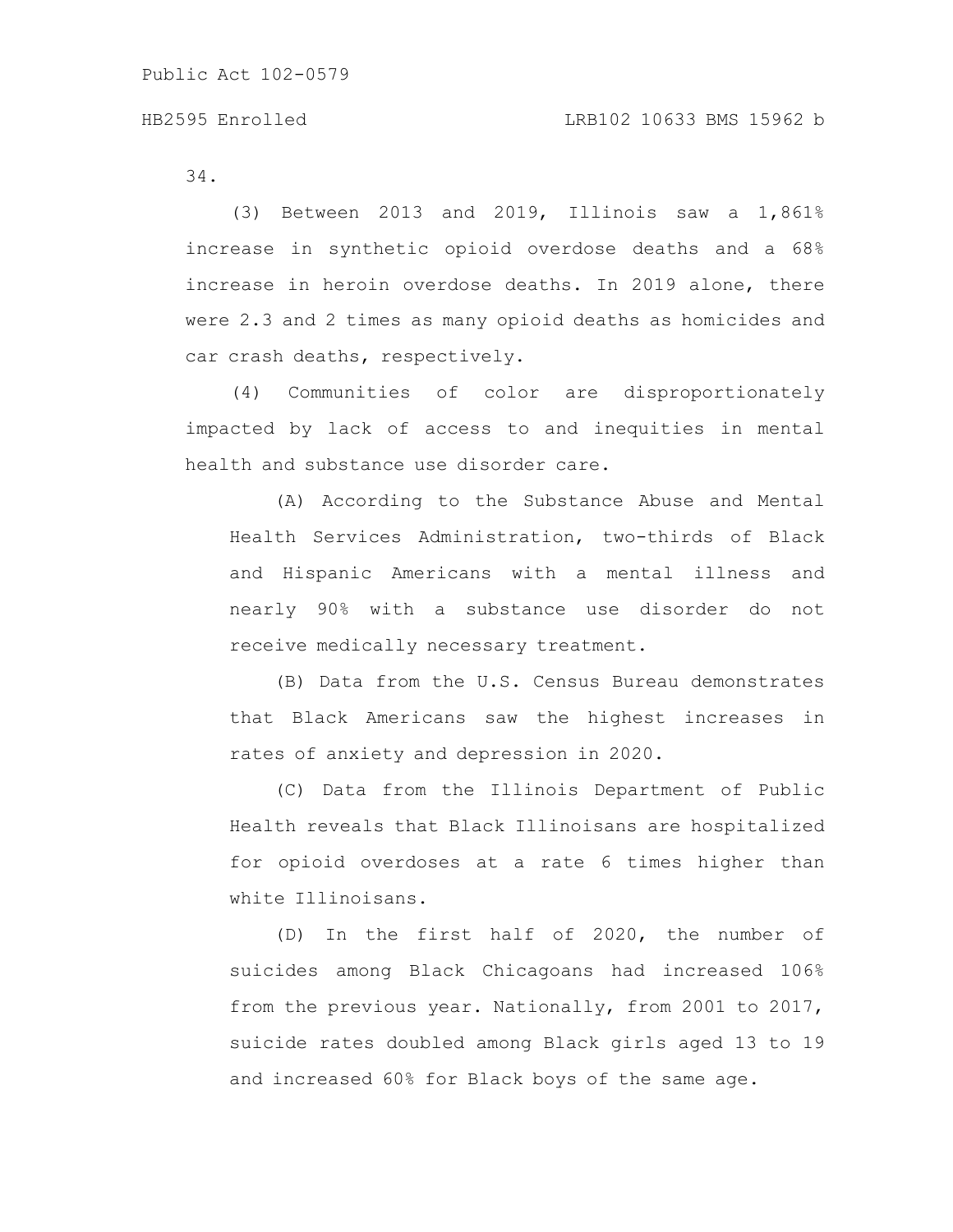34.

(3) Between 2013 and 2019, Illinois saw a 1,861% increase in synthetic opioid overdose deaths and a 68% increase in heroin overdose deaths. In 2019 alone, there were 2.3 and 2 times as many opioid deaths as homicides and car crash deaths, respectively.

(4) Communities of color are disproportionately impacted by lack of access to and inequities in mental health and substance use disorder care.

(A) According to the Substance Abuse and Mental Health Services Administration, two-thirds of Black and Hispanic Americans with a mental illness and nearly 90% with a substance use disorder do not receive medically necessary treatment.

(B) Data from the U.S. Census Bureau demonstrates that Black Americans saw the highest increases in rates of anxiety and depression in 2020.

(C) Data from the Illinois Department of Public Health reveals that Black Illinoisans are hospitalized for opioid overdoses at a rate 6 times higher than white Illinoisans.

(D) In the first half of 2020, the number of suicides among Black Chicagoans had increased 106% from the previous year. Nationally, from 2001 to 2017, suicide rates doubled among Black girls aged 13 to 19 and increased 60% for Black boys of the same age.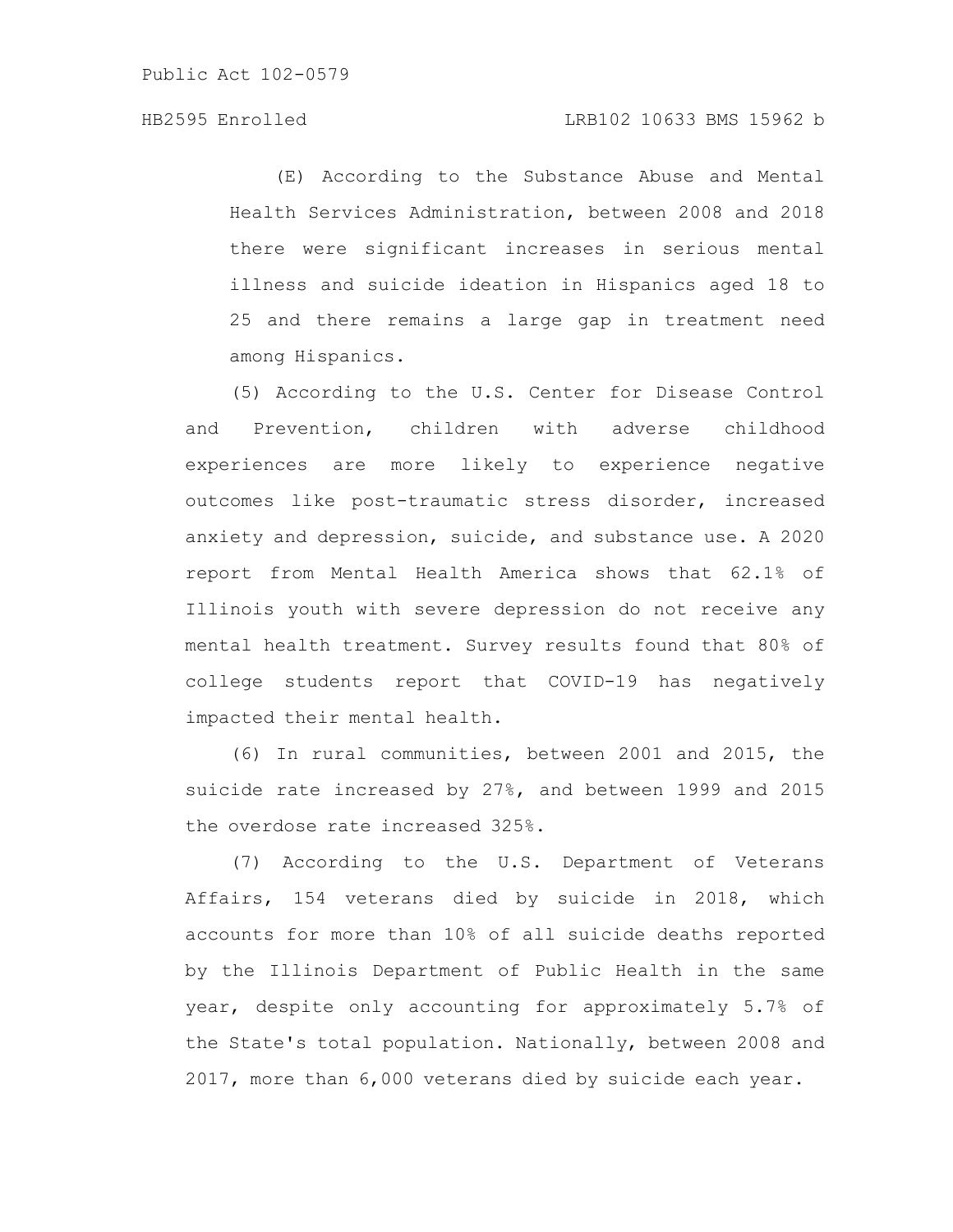(E) According to the Substance Abuse and Mental Health Services Administration, between 2008 and 2018 there were significant increases in serious mental illness and suicide ideation in Hispanics aged 18 to 25 and there remains a large gap in treatment need among Hispanics.

(5) According to the U.S. Center for Disease Control and Prevention, children with adverse childhood experiences are more likely to experience negative outcomes like post-traumatic stress disorder, increased anxiety and depression, suicide, and substance use. A 2020 report from Mental Health America shows that 62.1% of Illinois youth with severe depression do not receive any mental health treatment. Survey results found that 80% of college students report that COVID-19 has negatively impacted their mental health.

(6) In rural communities, between 2001 and 2015, the suicide rate increased by 27%, and between 1999 and 2015 the overdose rate increased 325%.

(7) According to the U.S. Department of Veterans Affairs, 154 veterans died by suicide in 2018, which accounts for more than 10% of all suicide deaths reported by the Illinois Department of Public Health in the same year, despite only accounting for approximately 5.7% of the State's total population. Nationally, between 2008 and 2017, more than 6,000 veterans died by suicide each year.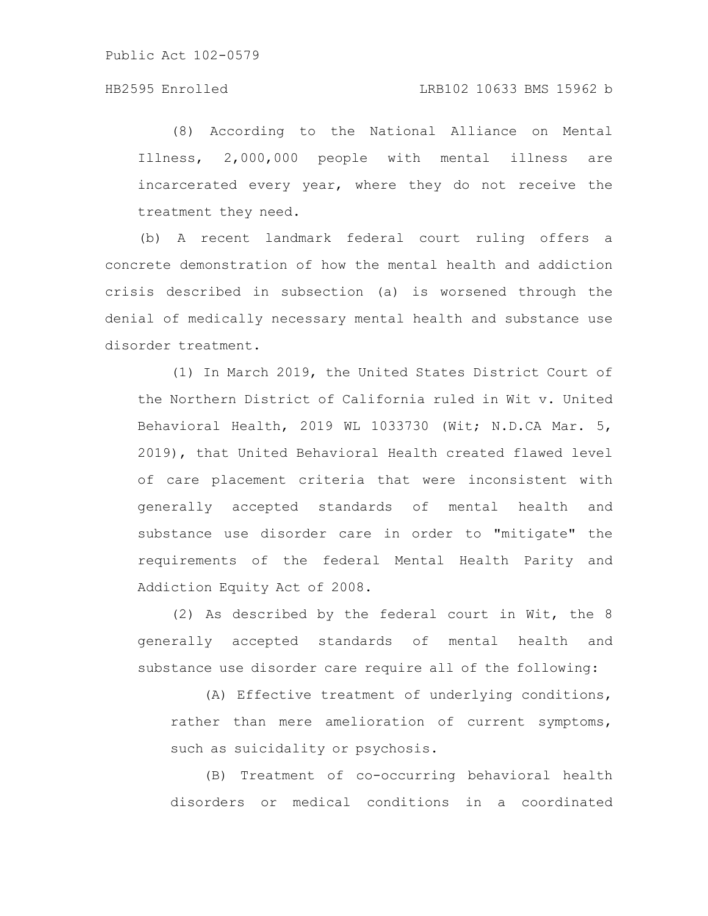(8) According to the National Alliance on Mental Illness, 2,000,000 people with mental illness are incarcerated every year, where they do not receive the treatment they need.

(b) A recent landmark federal court ruling offers a concrete demonstration of how the mental health and addiction crisis described in subsection (a) is worsened through the denial of medically necessary mental health and substance use disorder treatment.

(1) In March 2019, the United States District Court of the Northern District of California ruled in Wit v. United Behavioral Health, 2019 WL 1033730 (Wit; N.D.CA Mar. 5, 2019), that United Behavioral Health created flawed level of care placement criteria that were inconsistent with generally accepted standards of mental health and substance use disorder care in order to "mitigate" the requirements of the federal Mental Health Parity and Addiction Equity Act of 2008.

(2) As described by the federal court in Wit, the 8 generally accepted standards of mental health and substance use disorder care require all of the following:

(A) Effective treatment of underlying conditions, rather than mere amelioration of current symptoms, such as suicidality or psychosis.

(B) Treatment of co-occurring behavioral health disorders or medical conditions in a coordinated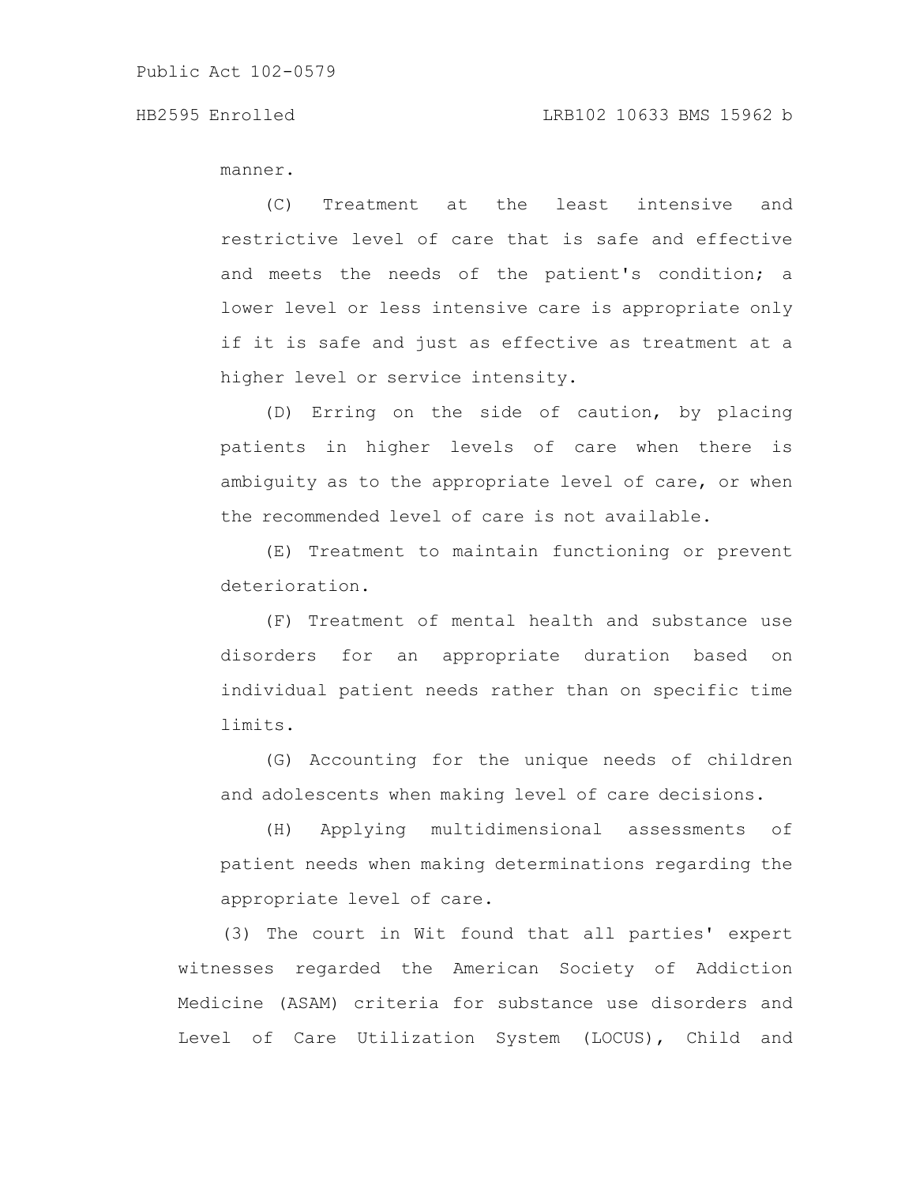manner.

(C) Treatment at the least intensive and restrictive level of care that is safe and effective and meets the needs of the patient's condition; a lower level or less intensive care is appropriate only if it is safe and just as effective as treatment at a higher level or service intensity.

(D) Erring on the side of caution, by placing patients in higher levels of care when there is ambiguity as to the appropriate level of care, or when the recommended level of care is not available.

(E) Treatment to maintain functioning or prevent deterioration.

(F) Treatment of mental health and substance use disorders for an appropriate duration based on individual patient needs rather than on specific time limits.

(G) Accounting for the unique needs of children and adolescents when making level of care decisions.

(H) Applying multidimensional assessments of patient needs when making determinations regarding the appropriate level of care.

(3) The court in Wit found that all parties' expert witnesses regarded the American Society of Addiction Medicine (ASAM) criteria for substance use disorders and Level of Care Utilization System (LOCUS), Child and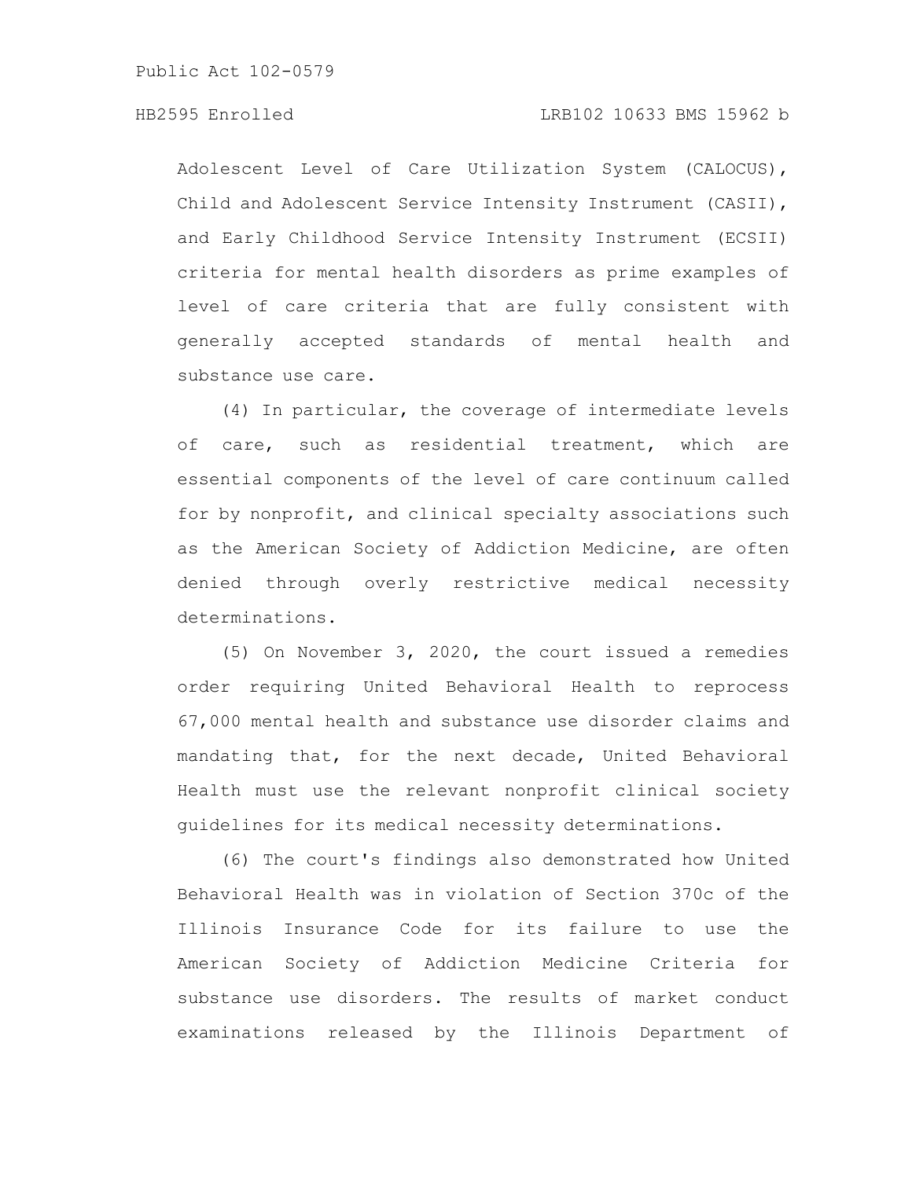Adolescent Level of Care Utilization System (CALOCUS), Child and Adolescent Service Intensity Instrument (CASII), and Early Childhood Service Intensity Instrument (ECSII) criteria for mental health disorders as prime examples of level of care criteria that are fully consistent with generally accepted standards of mental health and substance use care.

(4) In particular, the coverage of intermediate levels of care, such as residential treatment, which are essential components of the level of care continuum called for by nonprofit, and clinical specialty associations such as the American Society of Addiction Medicine, are often denied through overly restrictive medical necessity determinations.

(5) On November 3, 2020, the court issued a remedies order requiring United Behavioral Health to reprocess 67,000 mental health and substance use disorder claims and mandating that, for the next decade, United Behavioral Health must use the relevant nonprofit clinical society guidelines for its medical necessity determinations.

(6) The court's findings also demonstrated how United Behavioral Health was in violation of Section 370c of the Illinois Insurance Code for its failure to use the American Society of Addiction Medicine Criteria for substance use disorders. The results of market conduct examinations released by the Illinois Department of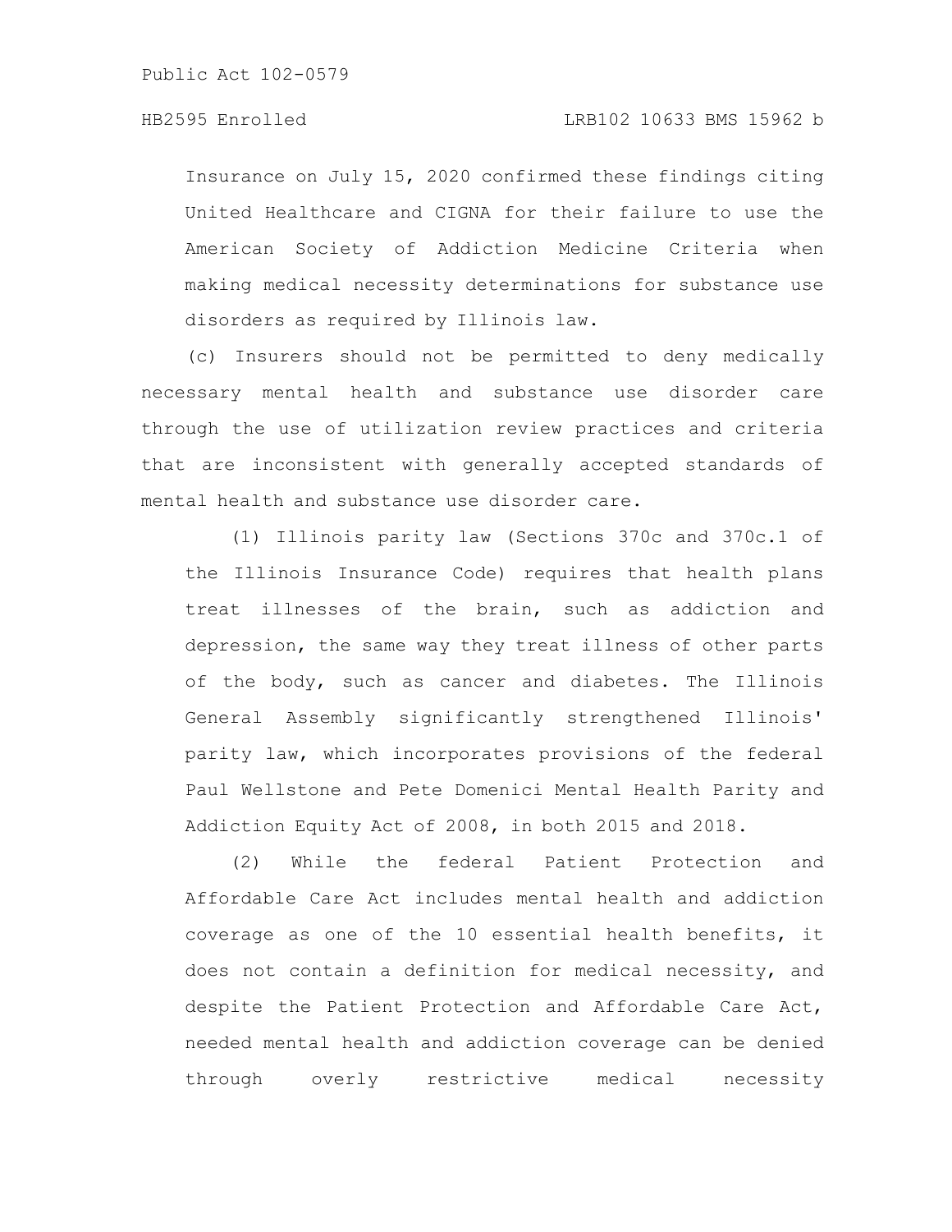Insurance on July 15, 2020 confirmed these findings citing United Healthcare and CIGNA for their failure to use the American Society of Addiction Medicine Criteria when making medical necessity determinations for substance use disorders as required by Illinois law.

(c) Insurers should not be permitted to deny medically necessary mental health and substance use disorder care through the use of utilization review practices and criteria that are inconsistent with generally accepted standards of mental health and substance use disorder care.

(1) Illinois parity law (Sections 370c and 370c.1 of the Illinois Insurance Code) requires that health plans treat illnesses of the brain, such as addiction and depression, the same way they treat illness of other parts of the body, such as cancer and diabetes. The Illinois General Assembly significantly strengthened Illinois' parity law, which incorporates provisions of the federal Paul Wellstone and Pete Domenici Mental Health Parity and Addiction Equity Act of 2008, in both 2015 and 2018.

(2) While the federal Patient Protection and Affordable Care Act includes mental health and addiction coverage as one of the 10 essential health benefits, it does not contain a definition for medical necessity, and despite the Patient Protection and Affordable Care Act, needed mental health and addiction coverage can be denied through overly restrictive medical necessity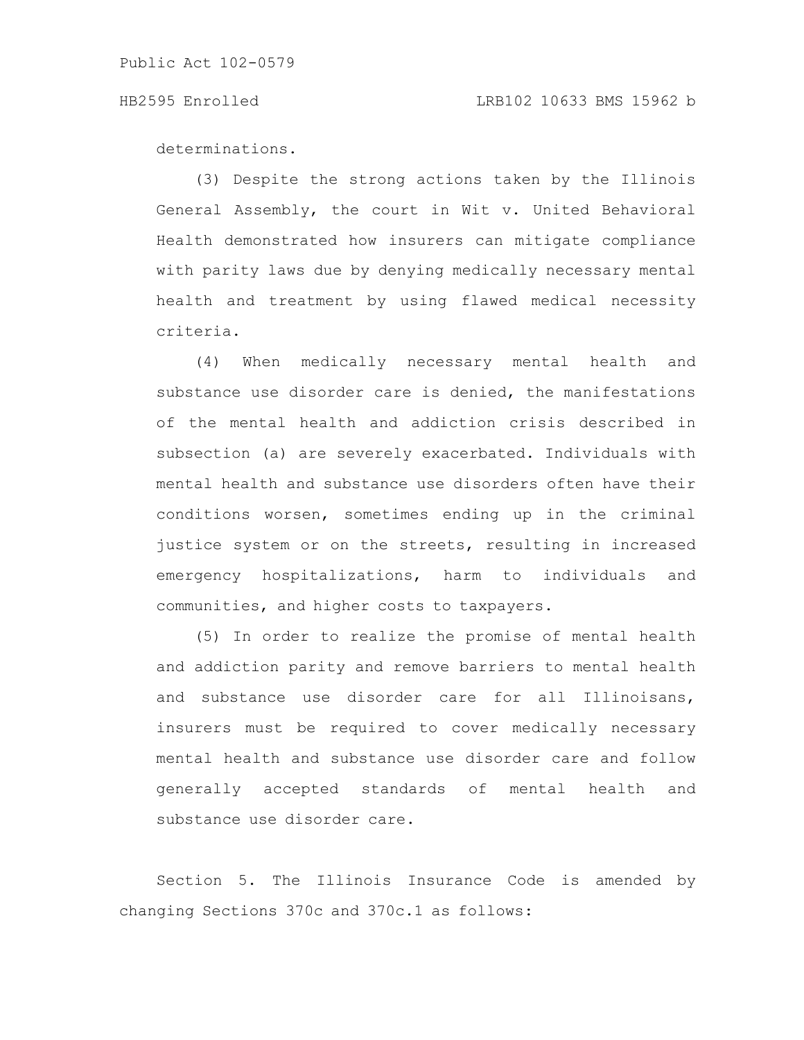determinations.

(3) Despite the strong actions taken by the Illinois General Assembly, the court in Wit v. United Behavioral Health demonstrated how insurers can mitigate compliance with parity laws due by denying medically necessary mental health and treatment by using flawed medical necessity criteria.

(4) When medically necessary mental health and substance use disorder care is denied, the manifestations of the mental health and addiction crisis described in subsection (a) are severely exacerbated. Individuals with mental health and substance use disorders often have their conditions worsen, sometimes ending up in the criminal justice system or on the streets, resulting in increased emergency hospitalizations, harm to individuals and communities, and higher costs to taxpayers.

(5) In order to realize the promise of mental health and addiction parity and remove barriers to mental health and substance use disorder care for all Illinoisans, insurers must be required to cover medically necessary mental health and substance use disorder care and follow generally accepted standards of mental health and substance use disorder care.

Section 5. The Illinois Insurance Code is amended by changing Sections 370c and 370c.1 as follows: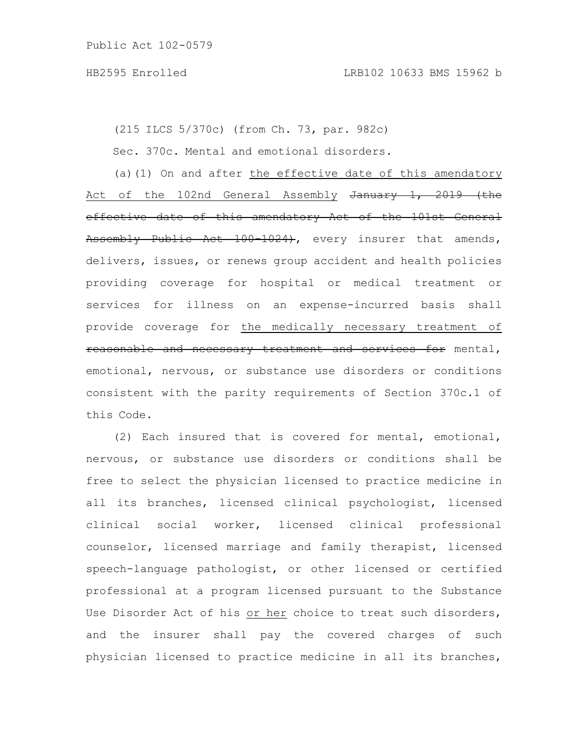(215 ILCS 5/370c) (from Ch. 73, par. 982c)

Sec. 370c. Mental and emotional disorders.

(a)(1) On and after <u>the effective date of this amendatory Act of the 102nd General Assembly</u> ~~January 1, 2019 (the effective date of this amendatory Act of the 101st General Assembly Public Act 100-1024)~~, every insurer that amends, delivers, issues, or renews group accident and health policies providing coverage for hospital or medical treatment or services for illness on an expense-incurred basis shall provide coverage for <u>the medically necessary treatment of</u> ~~reasonable and necessary treatment and services for~~ mental, emotional, nervous, or substance use disorders or conditions consistent with the parity requirements of Section 370c.1 of this Code.

(2) Each insured that is covered for mental, emotional, nervous, or substance use disorders or conditions shall be free to select the physician licensed to practice medicine in all its branches, licensed clinical psychologist, licensed clinical social worker, licensed clinical professional counselor, licensed marriage and family therapist, licensed speech-language pathologist, or other licensed or certified professional at a program licensed pursuant to the Substance Use Disorder Act of his <u>or her</u> choice to treat such disorders, and the insurer shall pay the covered charges of such physician licensed to practice medicine in all its branches,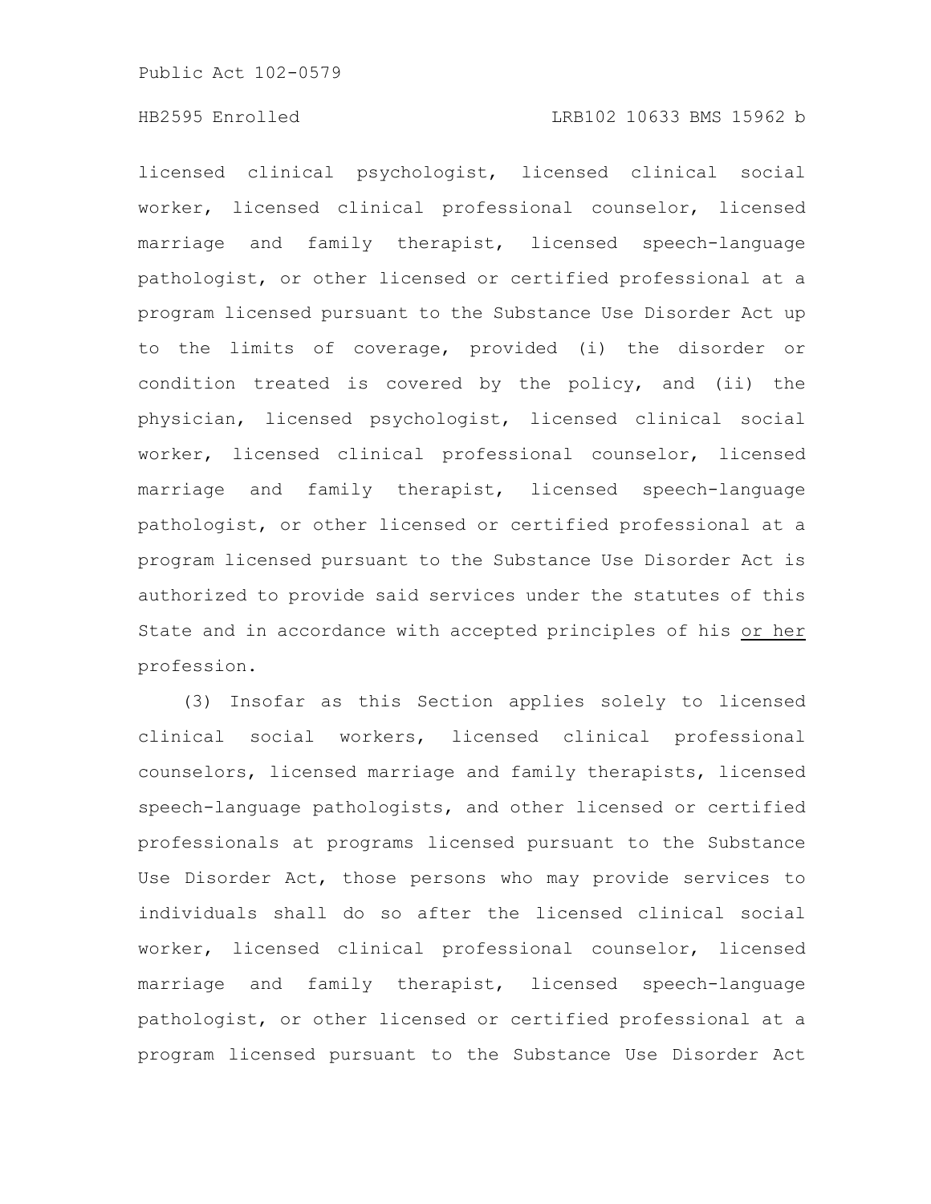licensed clinical psychologist, licensed clinical social worker, licensed clinical professional counselor, licensed marriage and family therapist, licensed speech-language pathologist, or other licensed or certified professional at a program licensed pursuant to the Substance Use Disorder Act up to the limits of coverage, provided (i) the disorder or condition treated is covered by the policy, and (ii) the physician, licensed psychologist, licensed clinical social worker, licensed clinical professional counselor, licensed marriage and family therapist, licensed speech-language pathologist, or other licensed or certified professional at a program licensed pursuant to the Substance Use Disorder Act is authorized to provide said services under the statutes of this State and in accordance with accepted principles of his or her profession.

(3) Insofar as this Section applies solely to licensed clinical social workers, licensed clinical professional counselors, licensed marriage and family therapists, licensed speech-language pathologists, and other licensed or certified professionals at programs licensed pursuant to the Substance Use Disorder Act, those persons who may provide services to individuals shall do so after the licensed clinical social worker, licensed clinical professional counselor, licensed marriage and family therapist, licensed speech-language pathologist, or other licensed or certified professional at a program licensed pursuant to the Substance Use Disorder Act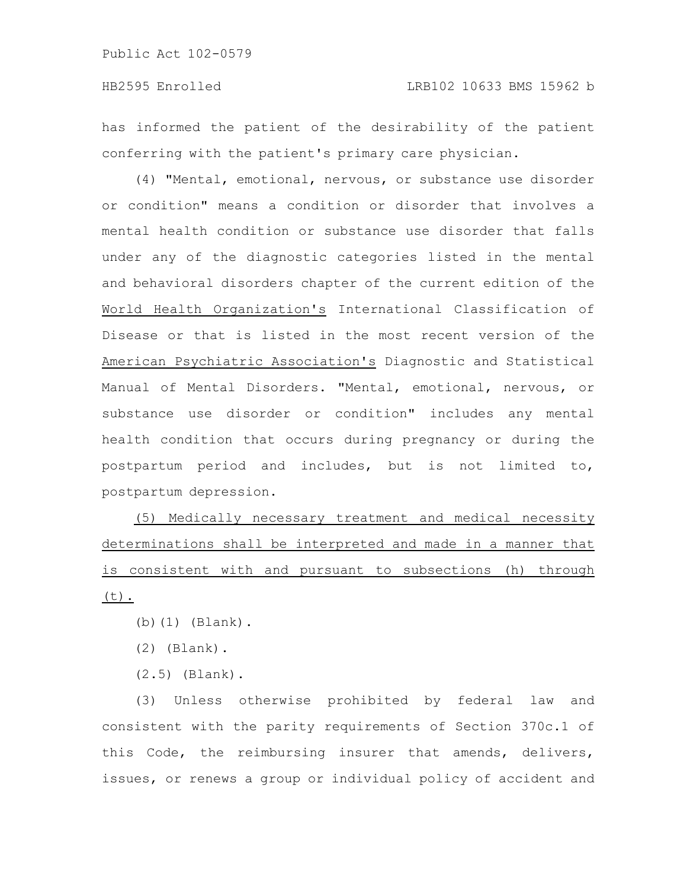has informed the patient of the desirability of the patient conferring with the patient's primary care physician.

(4) "Mental, emotional, nervous, or substance use disorder or condition" means a condition or disorder that involves a mental health condition or substance use disorder that falls under any of the diagnostic categories listed in the mental and behavioral disorders chapter of the current edition of the World Health Organization's International Classification of Disease or that is listed in the most recent version of the American Psychiatric Association's Diagnostic and Statistical Manual of Mental Disorders. "Mental, emotional, nervous, or substance use disorder or condition" includes any mental health condition that occurs during pregnancy or during the postpartum period and includes, but is not limited to, postpartum depression.

(5) Medically necessary treatment and medical necessity determinations shall be interpreted and made in a manner that is consistent with and pursuant to subsections (h) through (t).

(b)(1) (Blank).

(2) (Blank).

(2.5) (Blank).

(3) Unless otherwise prohibited by federal law and consistent with the parity requirements of Section 370c.1 of this Code, the reimbursing insurer that amends, delivers, issues, or renews a group or individual policy of accident and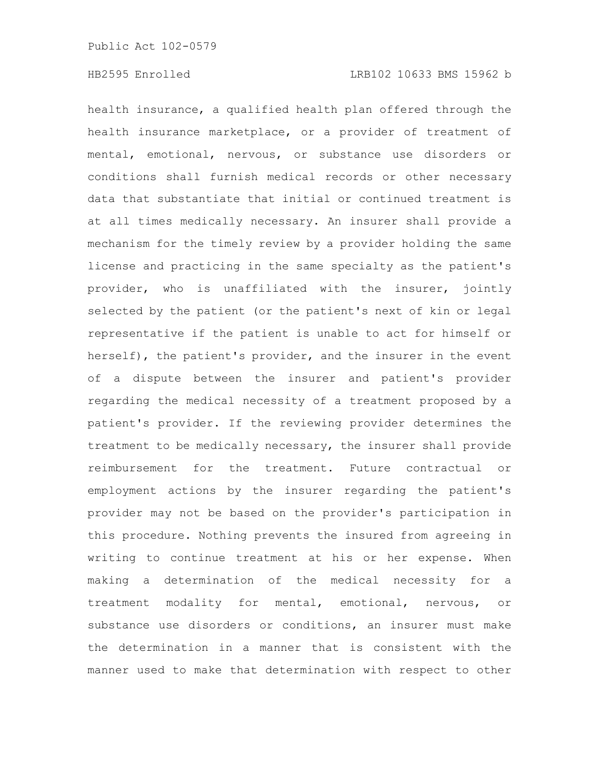health insurance, a qualified health plan offered through the health insurance marketplace, or a provider of treatment of mental, emotional, nervous, or substance use disorders or conditions shall furnish medical records or other necessary data that substantiate that initial or continued treatment is at all times medically necessary. An insurer shall provide a mechanism for the timely review by a provider holding the same license and practicing in the same specialty as the patient's provider, who is unaffiliated with the insurer, jointly selected by the patient (or the patient's next of kin or legal representative if the patient is unable to act for himself or herself), the patient's provider, and the insurer in the event of a dispute between the insurer and patient's provider regarding the medical necessity of a treatment proposed by a patient's provider. If the reviewing provider determines the treatment to be medically necessary, the insurer shall provide reimbursement for the treatment. Future contractual or employment actions by the insurer regarding the patient's provider may not be based on the provider's participation in this procedure. Nothing prevents the insured from agreeing in writing to continue treatment at his or her expense. When making a determination of the medical necessity for a treatment modality for mental, emotional, nervous, or substance use disorders or conditions, an insurer must make the determination in a manner that is consistent with the manner used to make that determination with respect to other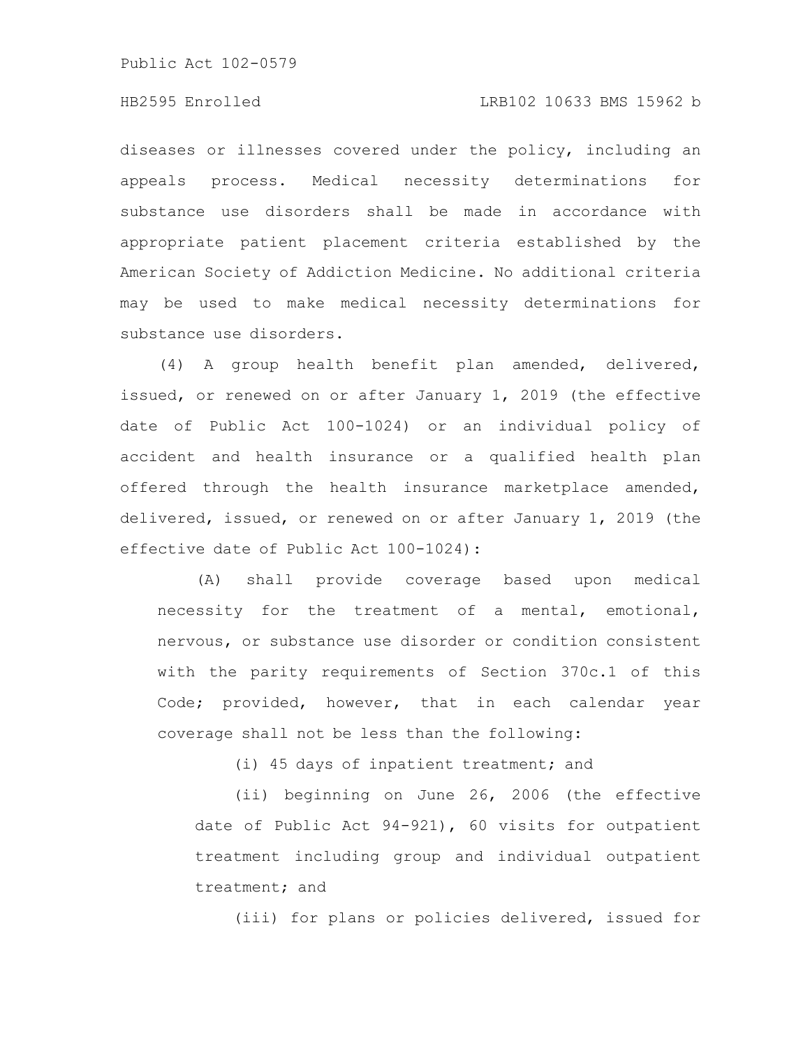diseases or illnesses covered under the policy, including an appeals process. Medical necessity determinations for substance use disorders shall be made in accordance with appropriate patient placement criteria established by the American Society of Addiction Medicine. No additional criteria may be used to make medical necessity determinations for substance use disorders.

(4) A group health benefit plan amended, delivered, issued, or renewed on or after January 1, 2019 (the effective date of Public Act 100-1024) or an individual policy of accident and health insurance or a qualified health plan offered through the health insurance marketplace amended, delivered, issued, or renewed on or after January 1, 2019 (the effective date of Public Act 100-1024):

(A) shall provide coverage based upon medical necessity for the treatment of a mental, emotional, nervous, or substance use disorder or condition consistent with the parity requirements of Section 370c.1 of this Code; provided, however, that in each calendar year coverage shall not be less than the following:

(i) 45 days of inpatient treatment; and

(ii) beginning on June 26, 2006 (the effective date of Public Act 94-921), 60 visits for outpatient treatment including group and individual outpatient treatment; and

(iii) for plans or policies delivered, issued for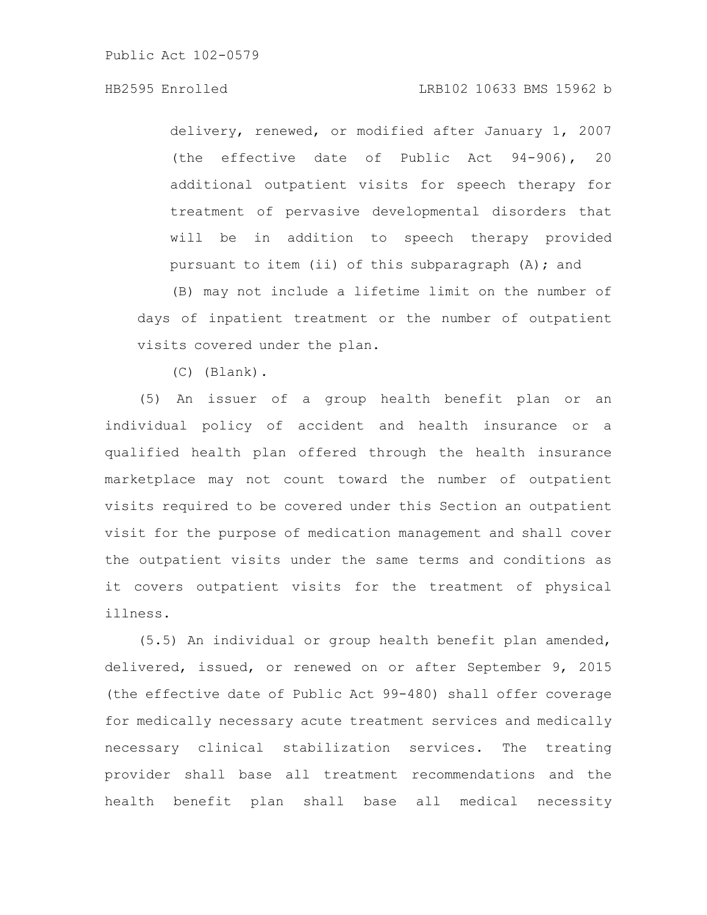delivery, renewed, or modified after January 1, 2007 (the effective date of Public Act 94-906), 20 additional outpatient visits for speech therapy for treatment of pervasive developmental disorders that will be in addition to speech therapy provided pursuant to item (ii) of this subparagraph (A); and

(B) may not include a lifetime limit on the number of days of inpatient treatment or the number of outpatient visits covered under the plan.

(C) (Blank).

(5) An issuer of a group health benefit plan or an individual policy of accident and health insurance or a qualified health plan offered through the health insurance marketplace may not count toward the number of outpatient visits required to be covered under this Section an outpatient visit for the purpose of medication management and shall cover the outpatient visits under the same terms and conditions as it covers outpatient visits for the treatment of physical illness.

(5.5) An individual or group health benefit plan amended, delivered, issued, or renewed on or after September 9, 2015 (the effective date of Public Act 99-480) shall offer coverage for medically necessary acute treatment services and medically necessary clinical stabilization services. The treating provider shall base all treatment recommendations and the health benefit plan shall base all medical necessity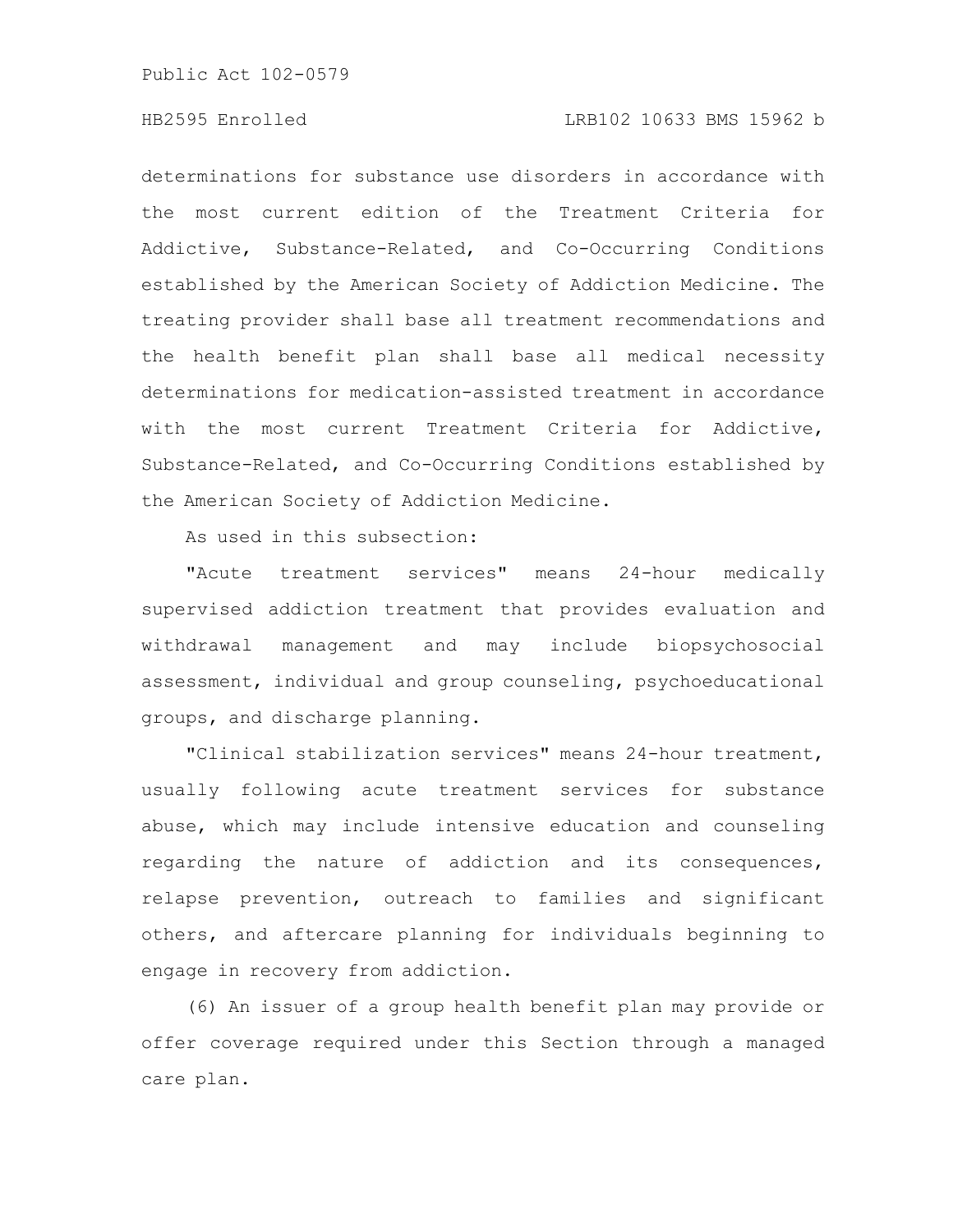determinations for substance use disorders in accordance with the most current edition of the Treatment Criteria for Addictive, Substance-Related, and Co-Occurring Conditions established by the American Society of Addiction Medicine. The treating provider shall base all treatment recommendations and the health benefit plan shall base all medical necessity determinations for medication-assisted treatment in accordance with the most current Treatment Criteria for Addictive, Substance-Related, and Co-Occurring Conditions established by the American Society of Addiction Medicine.

As used in this subsection:

"Acute treatment services" means 24-hour medically supervised addiction treatment that provides evaluation and withdrawal management and may include biopsychosocial assessment, individual and group counseling, psychoeducational groups, and discharge planning.

"Clinical stabilization services" means 24-hour treatment, usually following acute treatment services for substance abuse, which may include intensive education and counseling regarding the nature of addiction and its consequences, relapse prevention, outreach to families and significant others, and aftercare planning for individuals beginning to engage in recovery from addiction.

(6) An issuer of a group health benefit plan may provide or offer coverage required under this Section through a managed care plan.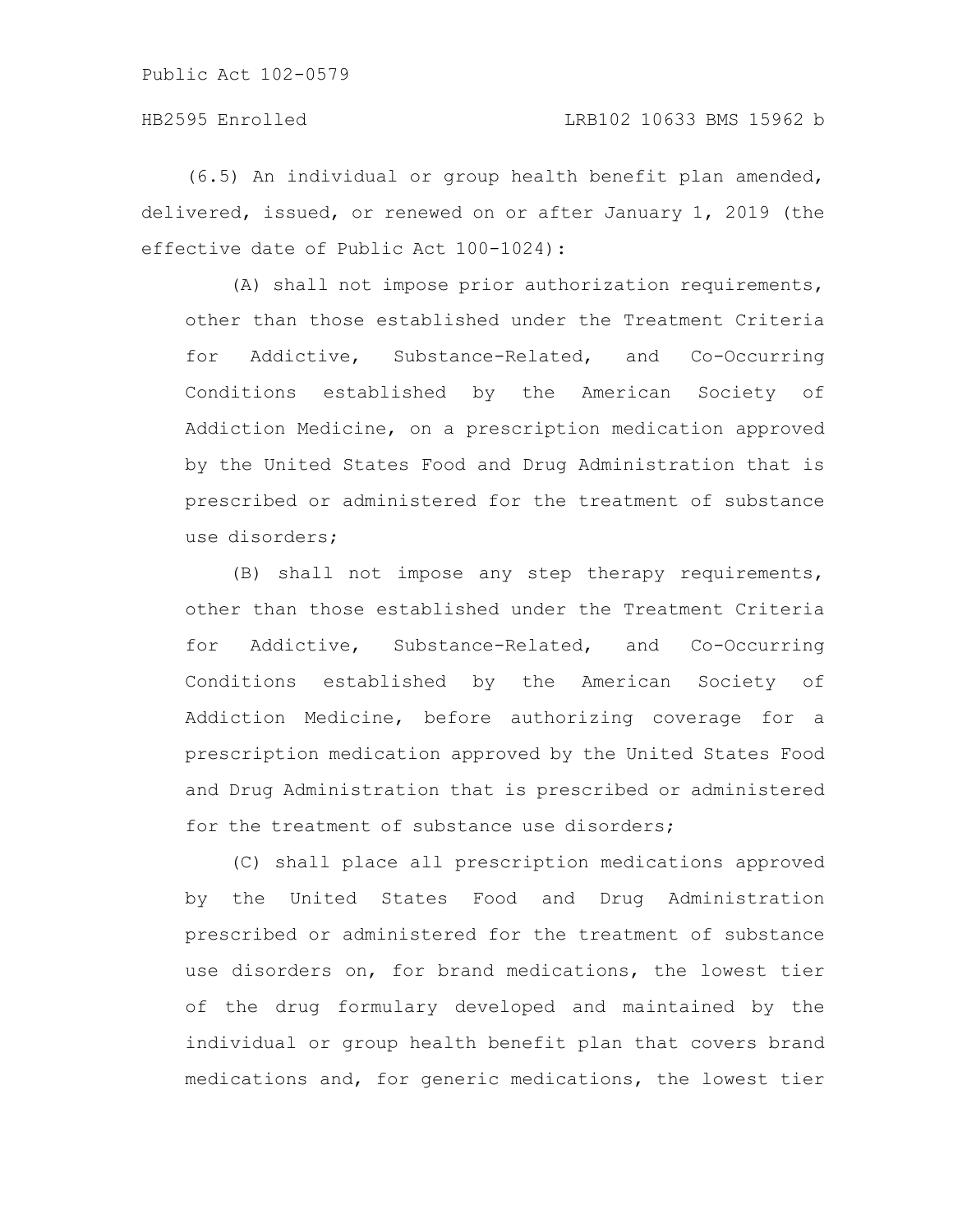(6.5) An individual or group health benefit plan amended, delivered, issued, or renewed on or after January 1, 2019 (the effective date of Public Act 100-1024):

(A) shall not impose prior authorization requirements, other than those established under the Treatment Criteria for Addictive, Substance-Related, and Co-Occurring Conditions established by the American Society of Addiction Medicine, on a prescription medication approved by the United States Food and Drug Administration that is prescribed or administered for the treatment of substance use disorders;

(B) shall not impose any step therapy requirements, other than those established under the Treatment Criteria for Addictive, Substance-Related, and Co-Occurring Conditions established by the American Society of Addiction Medicine, before authorizing coverage for a prescription medication approved by the United States Food and Drug Administration that is prescribed or administered for the treatment of substance use disorders;

(C) shall place all prescription medications approved by the United States Food and Drug Administration prescribed or administered for the treatment of substance use disorders on, for brand medications, the lowest tier of the drug formulary developed and maintained by the individual or group health benefit plan that covers brand medications and, for generic medications, the lowest tier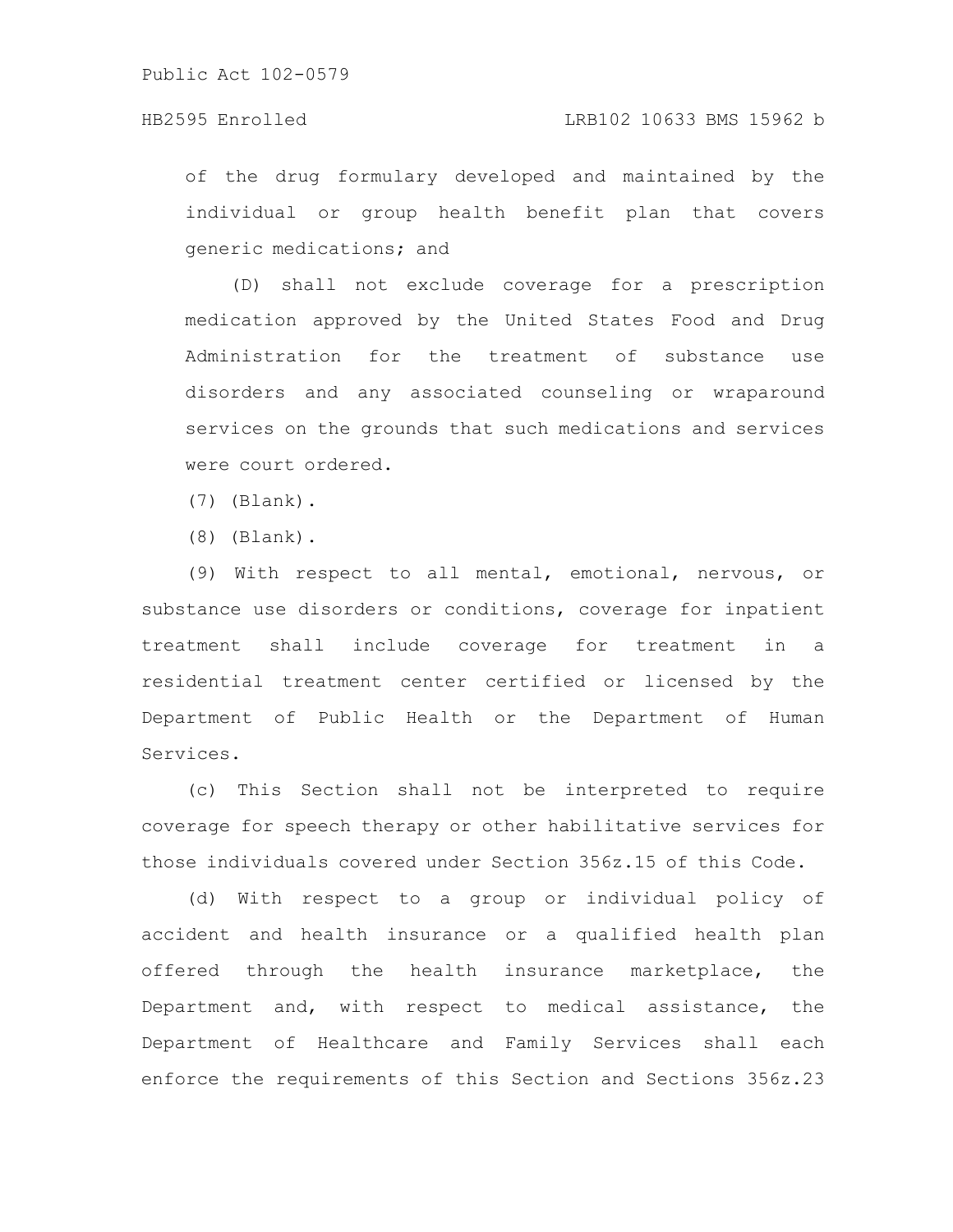of the drug formulary developed and maintained by the individual or group health benefit plan that covers generic medications; and

(D) shall not exclude coverage for a prescription medication approved by the United States Food and Drug Administration for the treatment of substance use disorders and any associated counseling or wraparound services on the grounds that such medications and services were court ordered.

(7) (Blank).

(8) (Blank).

(9) With respect to all mental, emotional, nervous, or substance use disorders or conditions, coverage for inpatient treatment shall include coverage for treatment in a residential treatment center certified or licensed by the Department of Public Health or the Department of Human Services.

(c) This Section shall not be interpreted to require coverage for speech therapy or other habilitative services for those individuals covered under Section 356z.15 of this Code.

(d) With respect to a group or individual policy of accident and health insurance or a qualified health plan offered through the health insurance marketplace, the Department and, with respect to medical assistance, the Department of Healthcare and Family Services shall each enforce the requirements of this Section and Sections 356z.23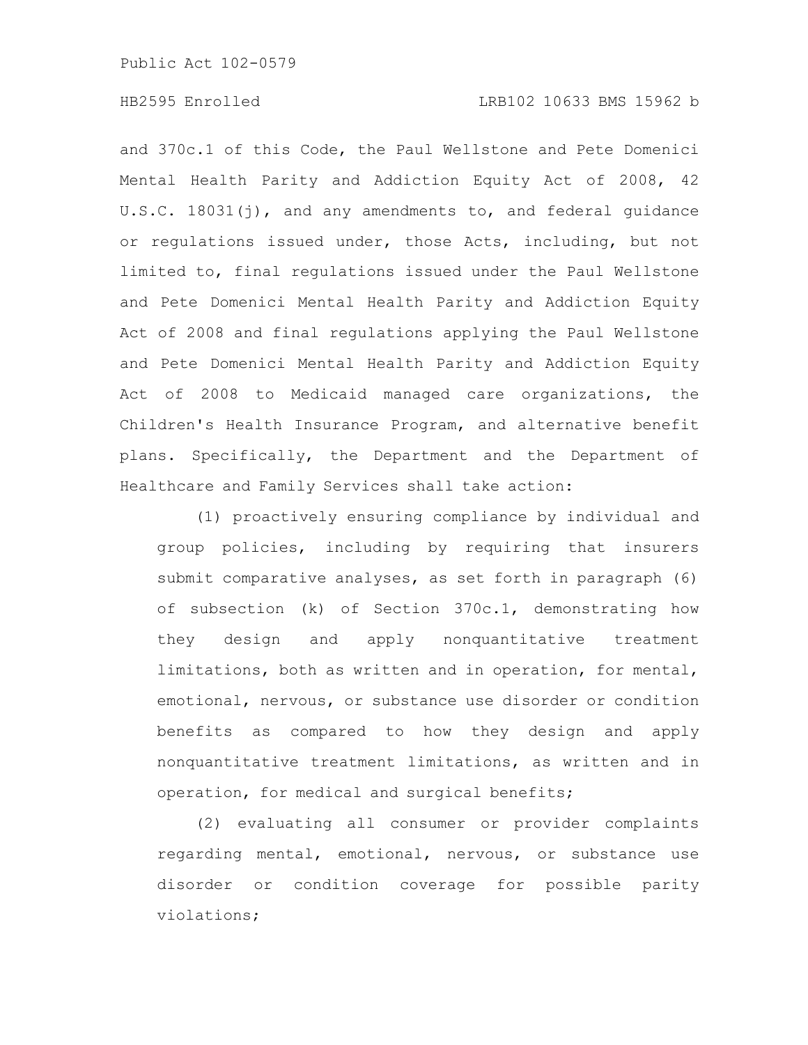and 370c.1 of this Code, the Paul Wellstone and Pete Domenici Mental Health Parity and Addiction Equity Act of 2008, 42 U.S.C. 18031(j), and any amendments to, and federal guidance or regulations issued under, those Acts, including, but not limited to, final regulations issued under the Paul Wellstone and Pete Domenici Mental Health Parity and Addiction Equity Act of 2008 and final regulations applying the Paul Wellstone and Pete Domenici Mental Health Parity and Addiction Equity Act of 2008 to Medicaid managed care organizations, the Children's Health Insurance Program, and alternative benefit plans. Specifically, the Department and the Department of Healthcare and Family Services shall take action:

(1) proactively ensuring compliance by individual and group policies, including by requiring that insurers submit comparative analyses, as set forth in paragraph (6) of subsection (k) of Section 370c.1, demonstrating how they design and apply nonquantitative treatment limitations, both as written and in operation, for mental, emotional, nervous, or substance use disorder or condition benefits as compared to how they design and apply nonquantitative treatment limitations, as written and in operation, for medical and surgical benefits;

(2) evaluating all consumer or provider complaints regarding mental, emotional, nervous, or substance use disorder or condition coverage for possible parity violations;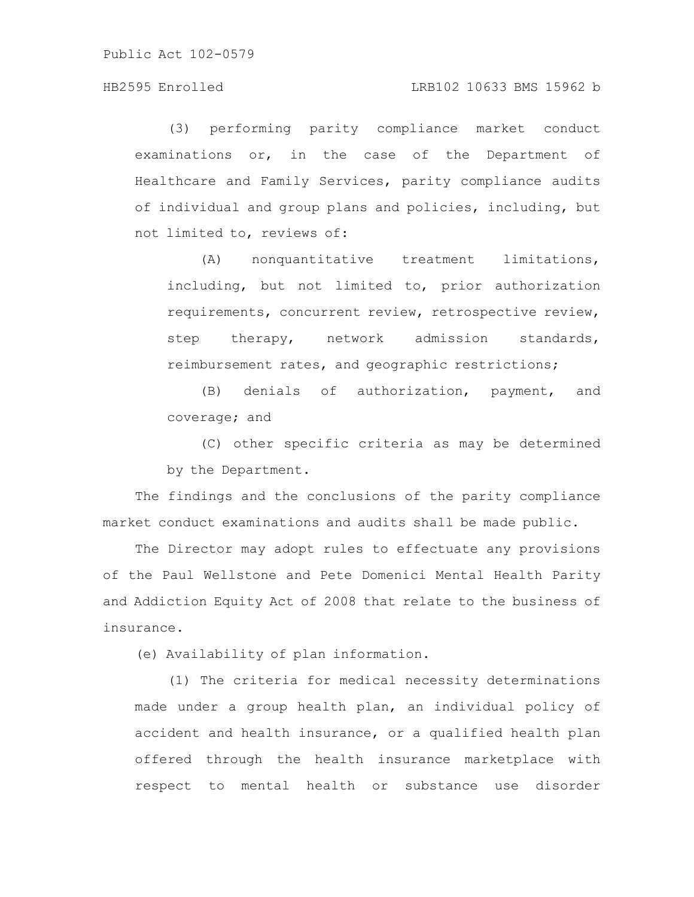(3) performing parity compliance market conduct examinations or, in the case of the Department of Healthcare and Family Services, parity compliance audits of individual and group plans and policies, including, but not limited to, reviews of:

(A) nonquantitative treatment limitations, including, but not limited to, prior authorization requirements, concurrent review, retrospective review, step therapy, network admission standards, reimbursement rates, and geographic restrictions;

(B) denials of authorization, payment, and coverage; and

(C) other specific criteria as may be determined by the Department.

The findings and the conclusions of the parity compliance market conduct examinations and audits shall be made public.

The Director may adopt rules to effectuate any provisions of the Paul Wellstone and Pete Domenici Mental Health Parity and Addiction Equity Act of 2008 that relate to the business of insurance.

(e) Availability of plan information.

(1) The criteria for medical necessity determinations made under a group health plan, an individual policy of accident and health insurance, or a qualified health plan offered through the health insurance marketplace with respect to mental health or substance use disorder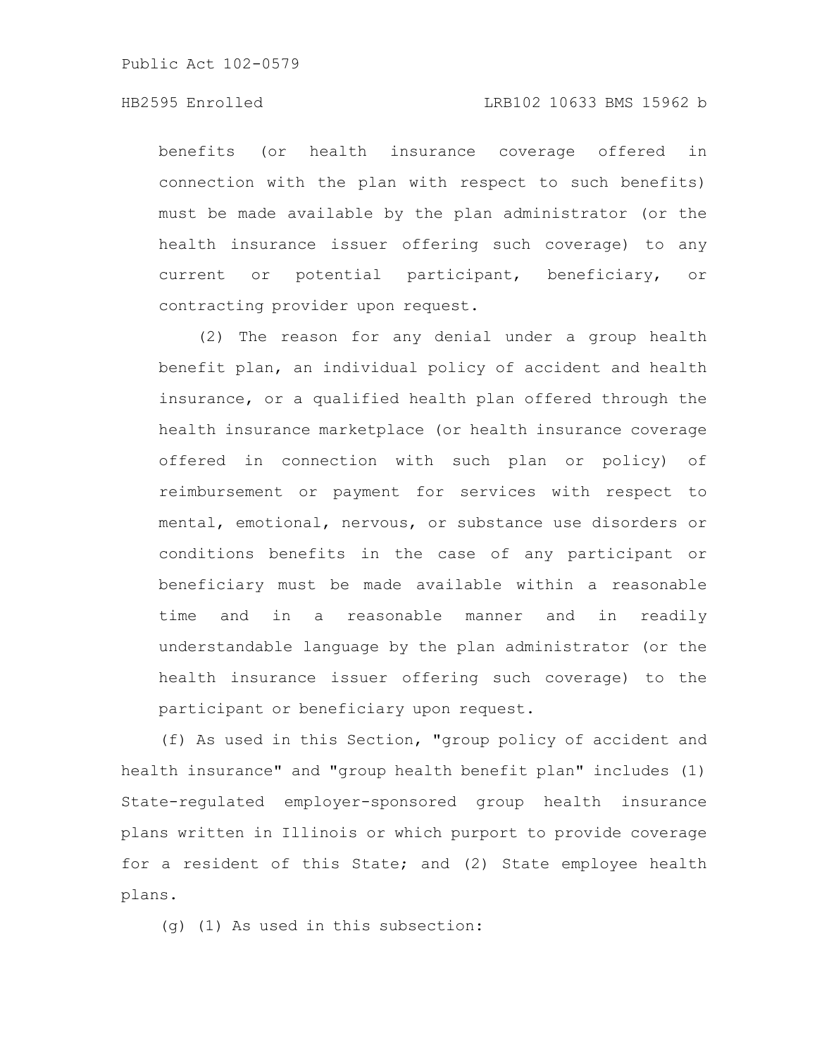benefits (or health insurance coverage offered in connection with the plan with respect to such benefits) must be made available by the plan administrator (or the health insurance issuer offering such coverage) to any current or potential participant, beneficiary, or contracting provider upon request.

(2) The reason for any denial under a group health benefit plan, an individual policy of accident and health insurance, or a qualified health plan offered through the health insurance marketplace (or health insurance coverage offered in connection with such plan or policy) of reimbursement or payment for services with respect to mental, emotional, nervous, or substance use disorders or conditions benefits in the case of any participant or beneficiary must be made available within a reasonable time and in a reasonable manner and in readily understandable language by the plan administrator (or the health insurance issuer offering such coverage) to the participant or beneficiary upon request.

(f) As used in this Section, "group policy of accident and health insurance" and "group health benefit plan" includes (1) State-regulated employer-sponsored group health insurance plans written in Illinois or which purport to provide coverage for a resident of this State; and (2) State employee health plans.

(g) (1) As used in this subsection: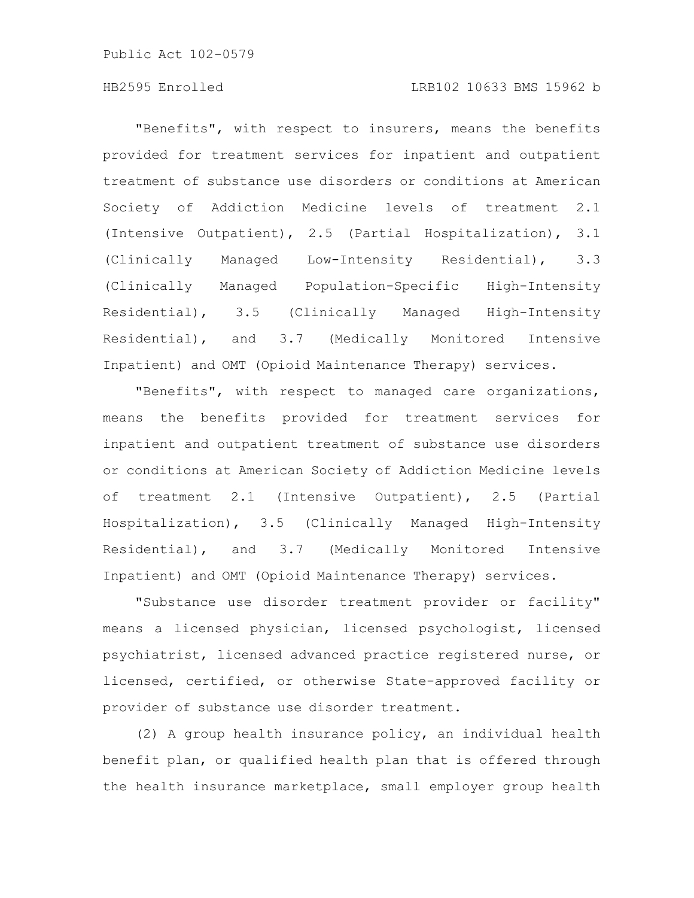"Benefits", with respect to insurers, means the benefits provided for treatment services for inpatient and outpatient treatment of substance use disorders or conditions at American Society of Addiction Medicine levels of treatment 2.1 (Intensive Outpatient), 2.5 (Partial Hospitalization), 3.1 (Clinically Managed Low-Intensity Residential), 3.3 (Clinically Managed Population-Specific High-Intensity Residential), 3.5 (Clinically Managed High-Intensity Residential), and 3.7 (Medically Monitored Intensive Inpatient) and OMT (Opioid Maintenance Therapy) services.

"Benefits", with respect to managed care organizations, means the benefits provided for treatment services for inpatient and outpatient treatment of substance use disorders or conditions at American Society of Addiction Medicine levels of treatment 2.1 (Intensive Outpatient), 2.5 (Partial Hospitalization), 3.5 (Clinically Managed High-Intensity Residential), and 3.7 (Medically Monitored Intensive Inpatient) and OMT (Opioid Maintenance Therapy) services.

"Substance use disorder treatment provider or facility" means a licensed physician, licensed psychologist, licensed psychiatrist, licensed advanced practice registered nurse, or licensed, certified, or otherwise State-approved facility or provider of substance use disorder treatment.

(2) A group health insurance policy, an individual health benefit plan, or qualified health plan that is offered through the health insurance marketplace, small employer group health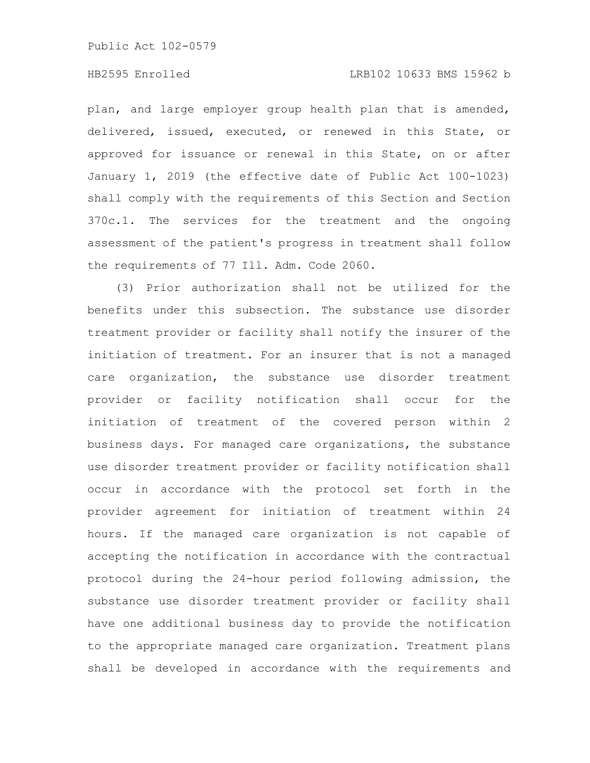plan, and large employer group health plan that is amended, delivered, issued, executed, or renewed in this State, or approved for issuance or renewal in this State, on or after January 1, 2019 (the effective date of Public Act 100-1023) shall comply with the requirements of this Section and Section 370c.1. The services for the treatment and the ongoing assessment of the patient's progress in treatment shall follow the requirements of 77 Ill. Adm. Code 2060.

(3) Prior authorization shall not be utilized for the benefits under this subsection. The substance use disorder treatment provider or facility shall notify the insurer of the initiation of treatment. For an insurer that is not a managed care organization, the substance use disorder treatment provider or facility notification shall occur for the initiation of treatment of the covered person within 2 business days. For managed care organizations, the substance use disorder treatment provider or facility notification shall occur in accordance with the protocol set forth in the provider agreement for initiation of treatment within 24 hours. If the managed care organization is not capable of accepting the notification in accordance with the contractual protocol during the 24-hour period following admission, the substance use disorder treatment provider or facility shall have one additional business day to provide the notification to the appropriate managed care organization. Treatment plans shall be developed in accordance with the requirements and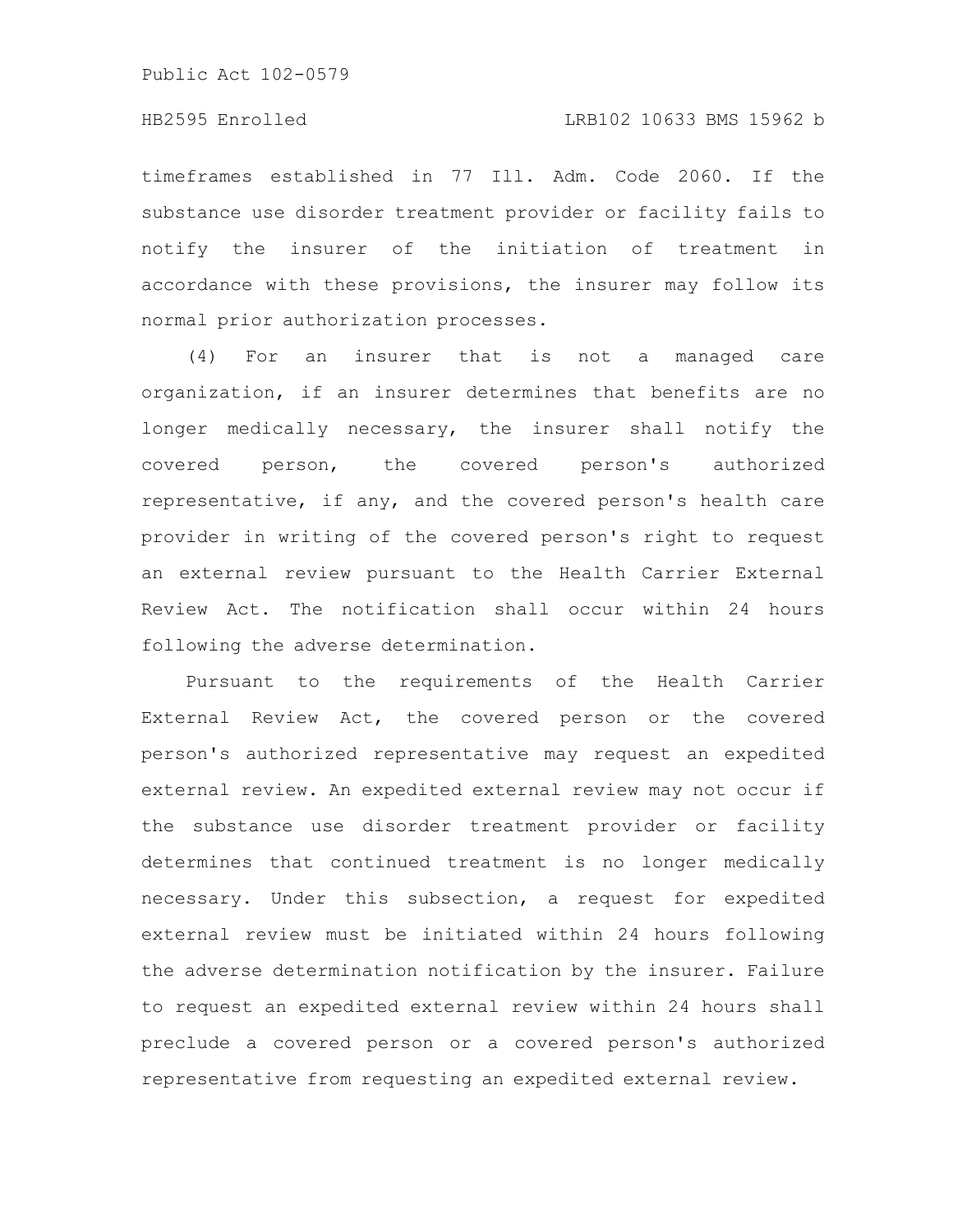timeframes established in 77 Ill. Adm. Code 2060. If the substance use disorder treatment provider or facility fails to notify the insurer of the initiation of treatment in accordance with these provisions, the insurer may follow its normal prior authorization processes.

(4) For an insurer that is not a managed care organization, if an insurer determines that benefits are no longer medically necessary, the insurer shall notify the covered person, the covered person's authorized representative, if any, and the covered person's health care provider in writing of the covered person's right to request an external review pursuant to the Health Carrier External Review Act. The notification shall occur within 24 hours following the adverse determination.

Pursuant to the requirements of the Health Carrier External Review Act, the covered person or the covered person's authorized representative may request an expedited external review. An expedited external review may not occur if the substance use disorder treatment provider or facility determines that continued treatment is no longer medically necessary. Under this subsection, a request for expedited external review must be initiated within 24 hours following the adverse determination notification by the insurer. Failure to request an expedited external review within 24 hours shall preclude a covered person or a covered person's authorized representative from requesting an expedited external review.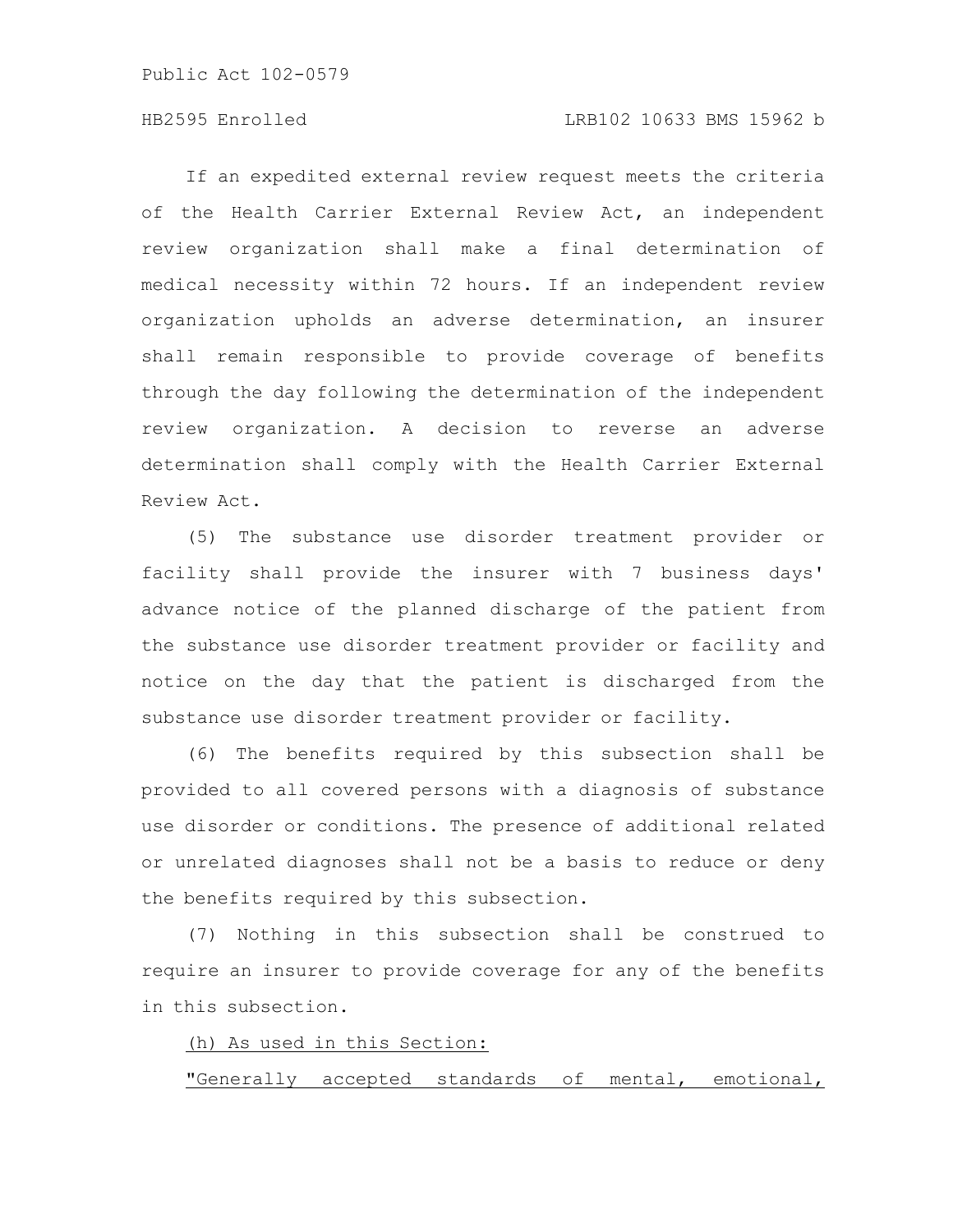If an expedited external review request meets the criteria of the Health Carrier External Review Act, an independent review organization shall make a final determination of medical necessity within 72 hours. If an independent review organization upholds an adverse determination, an insurer shall remain responsible to provide coverage of benefits through the day following the determination of the independent review organization. A decision to reverse an adverse determination shall comply with the Health Carrier External Review Act.

(5) The substance use disorder treatment provider or facility shall provide the insurer with 7 business days' advance notice of the planned discharge of the patient from the substance use disorder treatment provider or facility and notice on the day that the patient is discharged from the substance use disorder treatment provider or facility.

(6) The benefits required by this subsection shall be provided to all covered persons with a diagnosis of substance use disorder or conditions. The presence of additional related or unrelated diagnoses shall not be a basis to reduce or deny the benefits required by this subsection.

(7) Nothing in this subsection shall be construed to require an insurer to provide coverage for any of the benefits in this subsection.

<u>(h) As used in this Section:</u>

<u>"Generally accepted standards of mental, emotional,</u>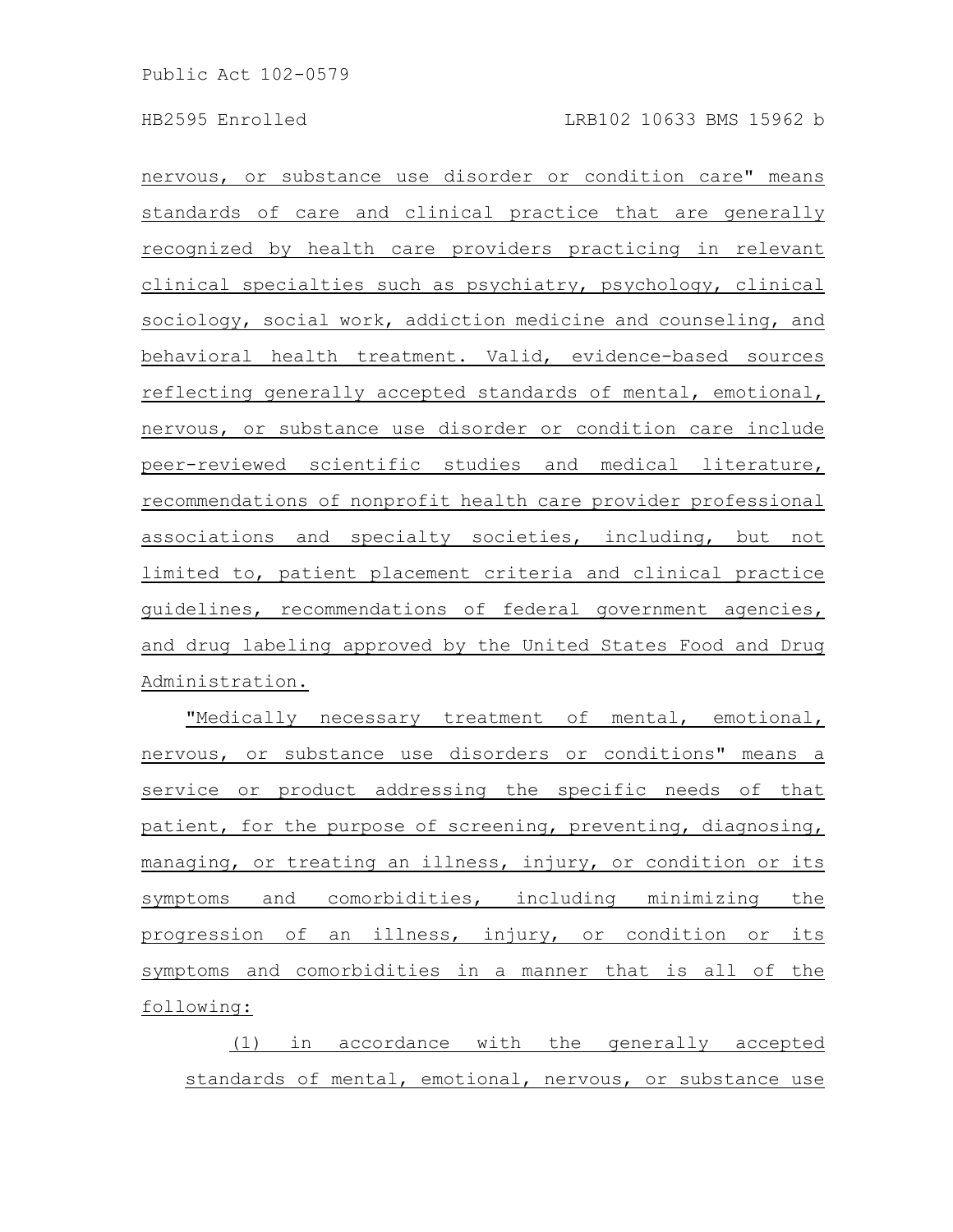nervous, or substance use disorder or condition care" means standards of care and clinical practice that are generally recognized by health care providers practicing in relevant clinical specialties such as psychiatry, psychology, clinical sociology, social work, addiction medicine and counseling, and behavioral health treatment. Valid, evidence-based sources reflecting generally accepted standards of mental, emotional, nervous, or substance use disorder or condition care include peer-reviewed scientific studies and medical literature, recommendations of nonprofit health care provider professional associations and specialty societies, including, but not limited to, patient placement criteria and clinical practice guidelines, recommendations of federal government agencies, and drug labeling approved by the United States Food and Drug Administration.

"Medically necessary treatment of mental, emotional, nervous, or substance use disorders or conditions" means a service or product addressing the specific needs of that patient, for the purpose of screening, preventing, diagnosing, managing, or treating an illness, injury, or condition or its symptoms and comorbidities, including minimizing the progression of an illness, injury, or condition or its symptoms and comorbidities in a manner that is all of the following:

(1) in accordance with the generally accepted standards of mental, emotional, nervous, or substance use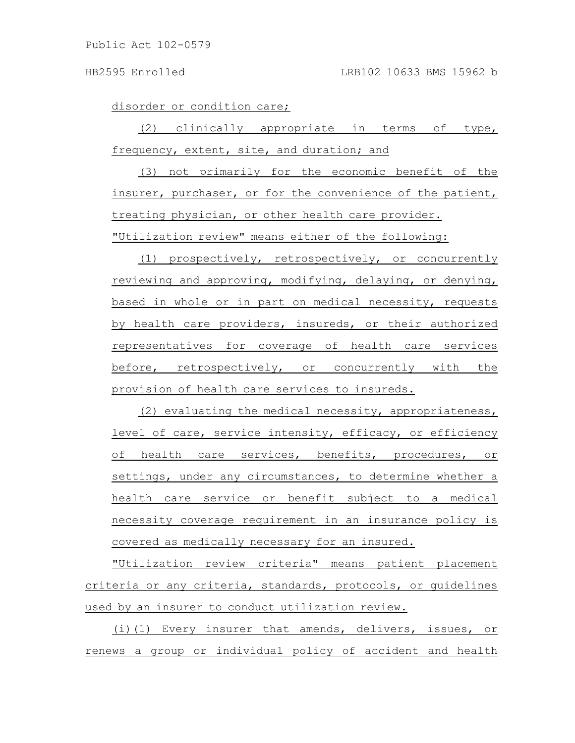disorder or condition care;

(2) clinically appropriate in terms of type, frequency, extent, site, and duration; and

(3) not primarily for the economic benefit of the insurer, purchaser, or for the convenience of the patient, treating physician, or other health care provider.

"Utilization review" means either of the following:

(1) prospectively, retrospectively, or concurrently reviewing and approving, modifying, delaying, or denying, based in whole or in part on medical necessity, requests by health care providers, insureds, or their authorized representatives for coverage of health care services before, retrospectively, or concurrently with the provision of health care services to insureds.

(2) evaluating the medical necessity, appropriateness, level of care, service intensity, efficacy, or efficiency of health care services, benefits, procedures, or settings, under any circumstances, to determine whether a health care service or benefit subject to a medical necessity coverage requirement in an insurance policy is covered as medically necessary for an insured.

"Utilization review criteria" means patient placement criteria or any criteria, standards, protocols, or guidelines used by an insurer to conduct utilization review.

(i)(1) Every insurer that amends, delivers, issues, or renews a group or individual policy of accident and health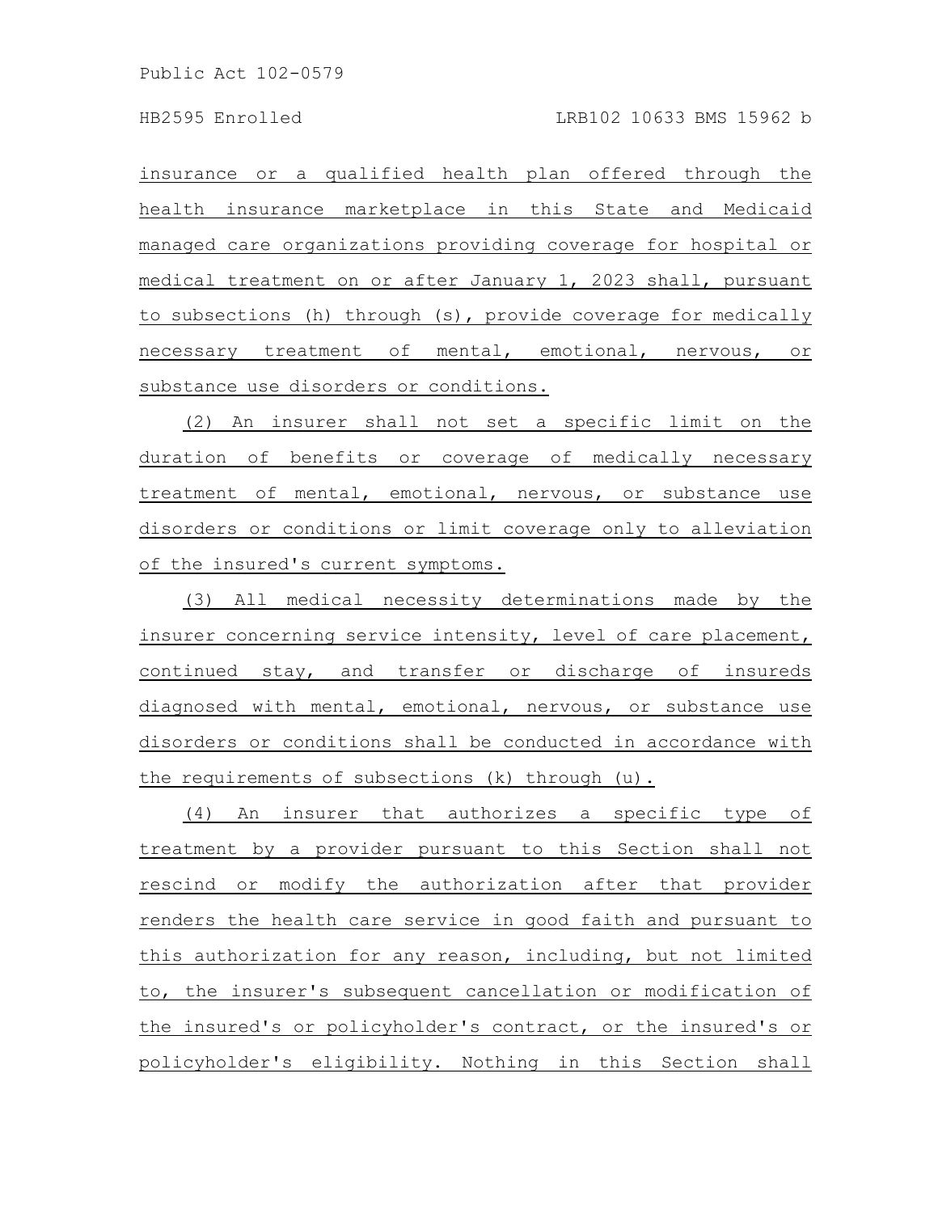insurance or a qualified health plan offered through the health insurance marketplace in this State and Medicaid managed care organizations providing coverage for hospital or medical treatment on or after January 1, 2023 shall, pursuant to subsections (h) through (s), provide coverage for medically necessary treatment of mental, emotional, nervous, or substance use disorders or conditions.

(2) An insurer shall not set a specific limit on the duration of benefits or coverage of medically necessary treatment of mental, emotional, nervous, or substance use disorders or conditions or limit coverage only to alleviation of the insured's current symptoms.

(3) All medical necessity determinations made by the insurer concerning service intensity, level of care placement, continued stay, and transfer or discharge of insureds diagnosed with mental, emotional, nervous, or substance use disorders or conditions shall be conducted in accordance with the requirements of subsections (k) through (u).

(4) An insurer that authorizes a specific type of treatment by a provider pursuant to this Section shall not rescind or modify the authorization after that provider renders the health care service in good faith and pursuant to this authorization for any reason, including, but not limited to, the insurer's subsequent cancellation or modification of the insured's or policyholder's contract, or the insured's or policyholder's eligibility. Nothing in this Section shall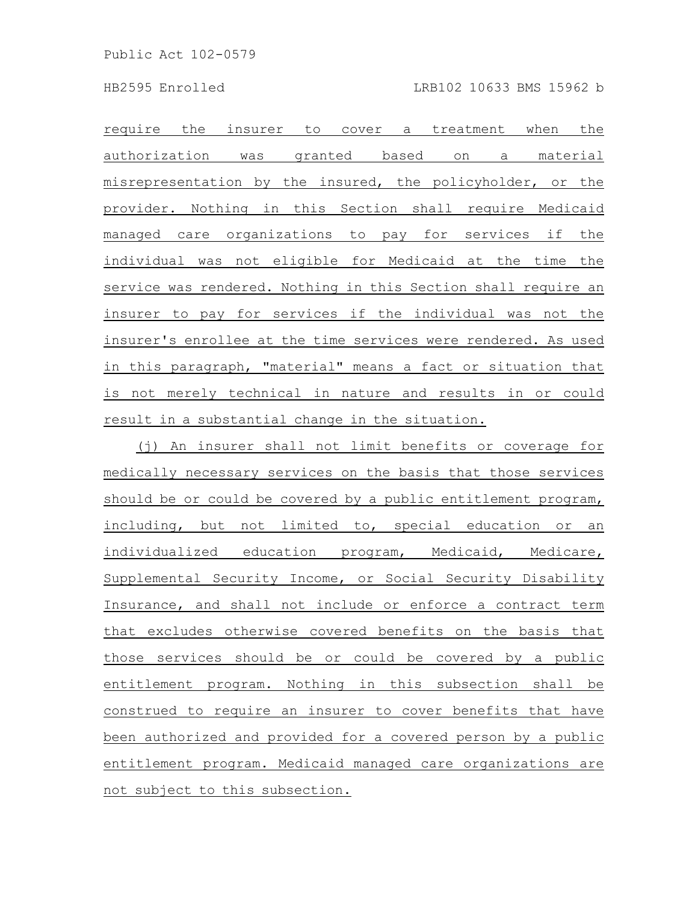require the insurer to cover a treatment when the authorization was granted based on a material misrepresentation by the insured, the policyholder, or the provider. Nothing in this Section shall require Medicaid managed care organizations to pay for services if the individual was not eligible for Medicaid at the time the service was rendered. Nothing in this Section shall require an insurer to pay for services if the individual was not the insurer's enrollee at the time services were rendered. As used in this paragraph, "material" means a fact or situation that is not merely technical in nature and results in or could result in a substantial change in the situation.

(j) An insurer shall not limit benefits or coverage for medically necessary services on the basis that those services should be or could be covered by a public entitlement program, including, but not limited to, special education or an individualized education program, Medicaid, Medicare, Supplemental Security Income, or Social Security Disability Insurance, and shall not include or enforce a contract term that excludes otherwise covered benefits on the basis that those services should be or could be covered by a public entitlement program. Nothing in this subsection shall be construed to require an insurer to cover benefits that have been authorized and provided for a covered person by a public entitlement program. Medicaid managed care organizations are not subject to this subsection.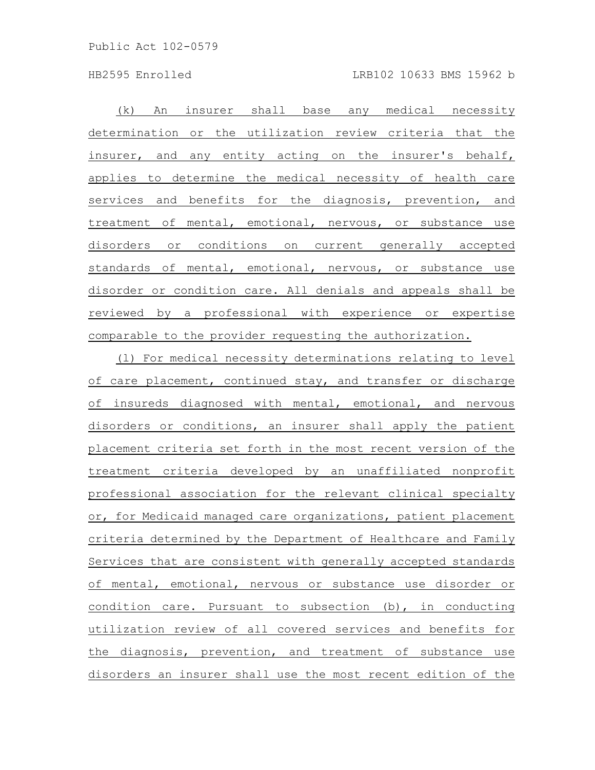(k) An insurer shall base any medical necessity determination or the utilization review criteria that the insurer, and any entity acting on the insurer's behalf, applies to determine the medical necessity of health care services and benefits for the diagnosis, prevention, and treatment of mental, emotional, nervous, or substance use disorders or conditions on current generally accepted standards of mental, emotional, nervous, or substance use disorder or condition care. All denials and appeals shall be reviewed by a professional with experience or expertise comparable to the provider requesting the authorization.

(l) For medical necessity determinations relating to level of care placement, continued stay, and transfer or discharge of insureds diagnosed with mental, emotional, and nervous disorders or conditions, an insurer shall apply the patient placement criteria set forth in the most recent version of the treatment criteria developed by an unaffiliated nonprofit professional association for the relevant clinical specialty or, for Medicaid managed care organizations, patient placement criteria determined by the Department of Healthcare and Family Services that are consistent with generally accepted standards of mental, emotional, nervous or substance use disorder or condition care. Pursuant to subsection (b), in conducting utilization review of all covered services and benefits for the diagnosis, prevention, and treatment of substance use disorders an insurer shall use the most recent edition of the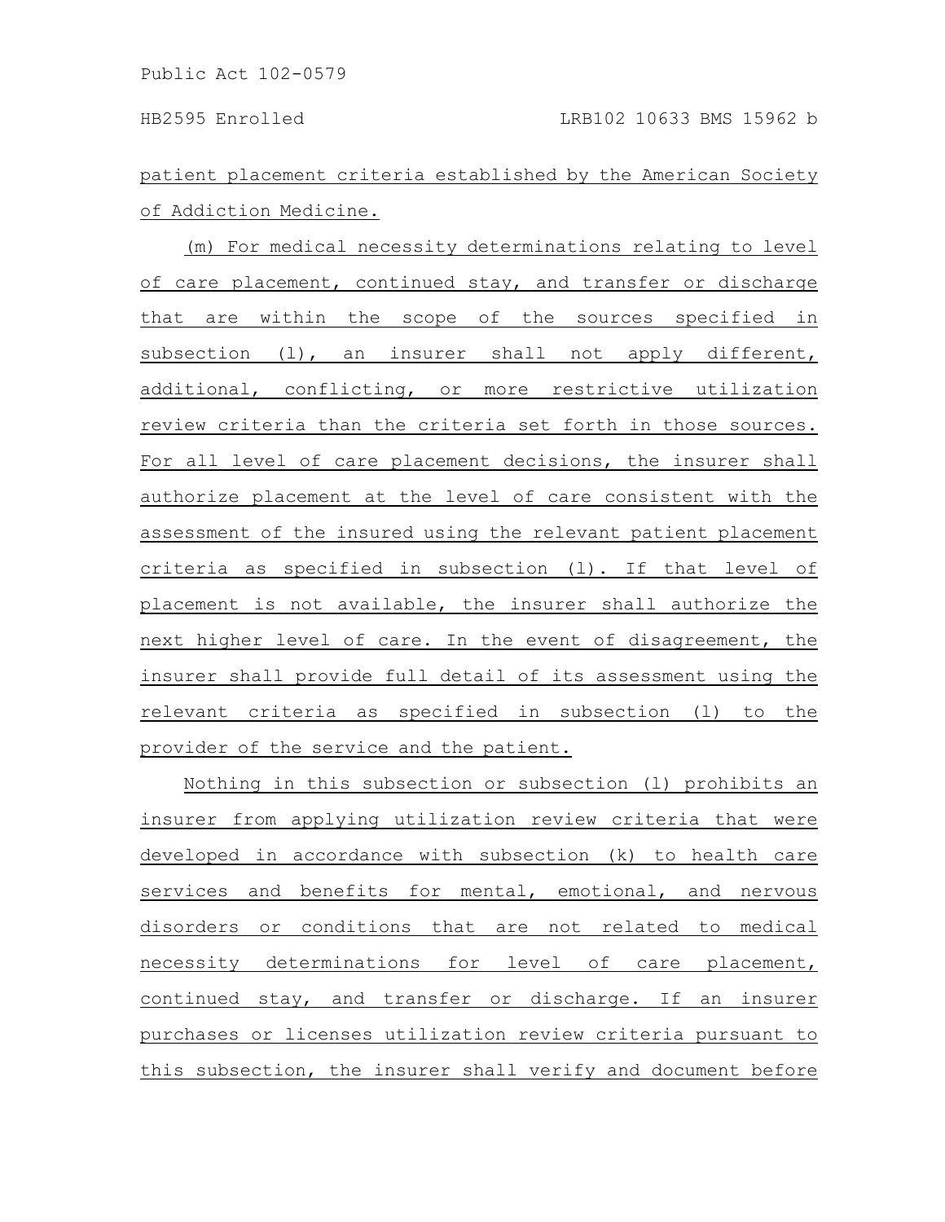patient placement criteria established by the American Society of Addiction Medicine.

(m) For medical necessity determinations relating to level of care placement, continued stay, and transfer or discharge that are within the scope of the sources specified in subsection (l), an insurer shall not apply different, additional, conflicting, or more restrictive utilization review criteria than the criteria set forth in those sources. For all level of care placement decisions, the insurer shall authorize placement at the level of care consistent with the assessment of the insured using the relevant patient placement criteria as specified in subsection (l). If that level of placement is not available, the insurer shall authorize the next higher level of care. In the event of disagreement, the insurer shall provide full detail of its assessment using the relevant criteria as specified in subsection (l) to the provider of the service and the patient.

Nothing in this subsection or subsection (l) prohibits an insurer from applying utilization review criteria that were developed in accordance with subsection (k) to health care services and benefits for mental, emotional, and nervous disorders or conditions that are not related to medical necessity determinations for level of care placement, continued stay, and transfer or discharge. If an insurer purchases or licenses utilization review criteria pursuant to this subsection, the insurer shall verify and document before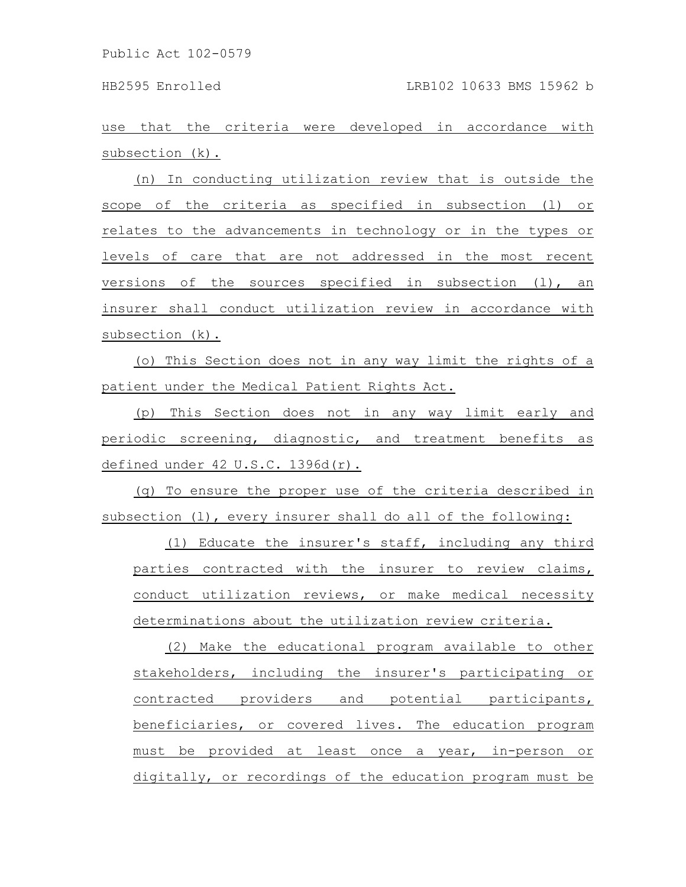use that the criteria were developed in accordance with subsection (k).

(n) In conducting utilization review that is outside the scope of the criteria as specified in subsection (l) or relates to the advancements in technology or in the types or levels of care that are not addressed in the most recent versions of the sources specified in subsection (l), an insurer shall conduct utilization review in accordance with subsection (k).

(o) This Section does not in any way limit the rights of a patient under the Medical Patient Rights Act.

(p) This Section does not in any way limit early and periodic screening, diagnostic, and treatment benefits as defined under 42 U.S.C. 1396d(r).

(q) To ensure the proper use of the criteria described in subsection (l), every insurer shall do all of the following:

(1) Educate the insurer's staff, including any third parties contracted with the insurer to review claims, conduct utilization reviews, or make medical necessity determinations about the utilization review criteria.

(2) Make the educational program available to other stakeholders, including the insurer's participating or contracted providers and potential participants, beneficiaries, or covered lives. The education program must be provided at least once a year, in-person or digitally, or recordings of the education program must be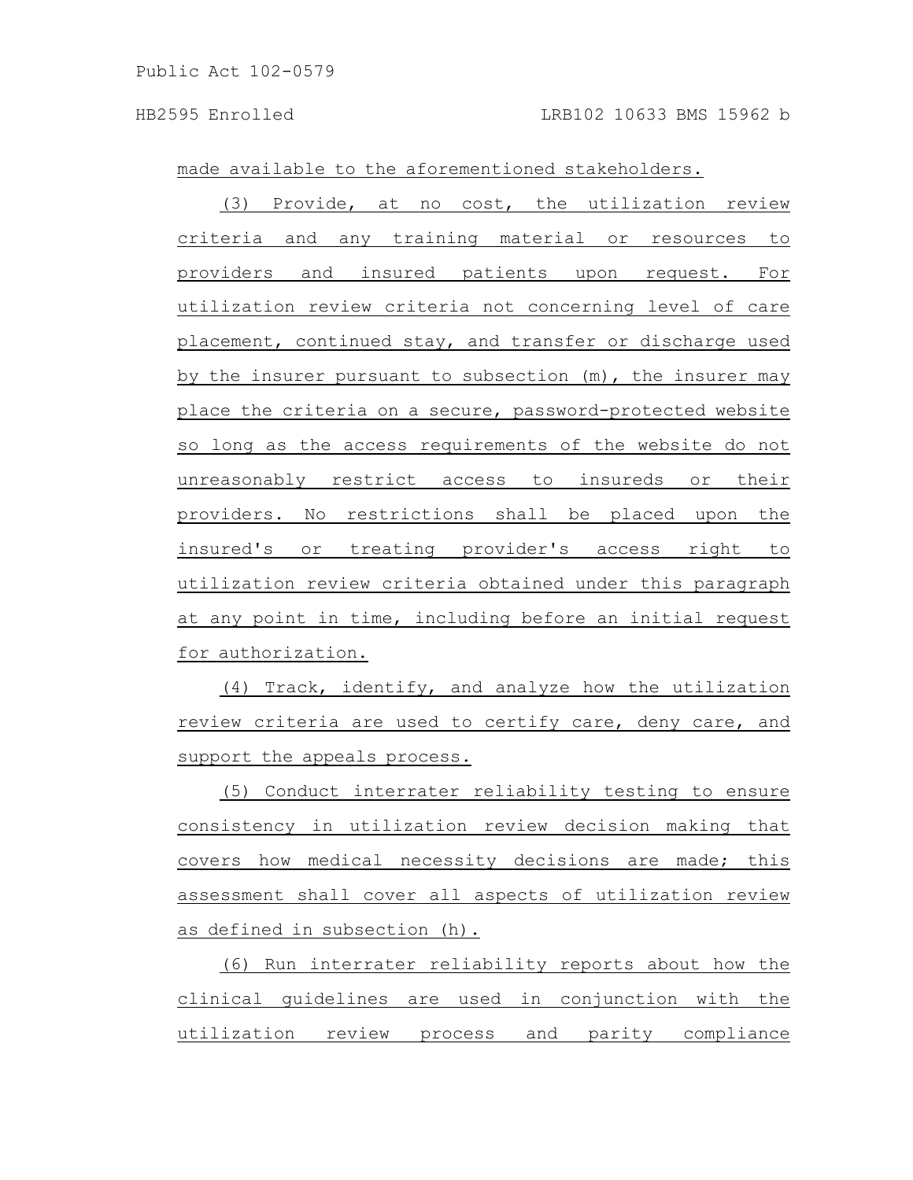made available to the aforementioned stakeholders.

(3) Provide, at no cost, the utilization review criteria and any training material or resources to providers and insured patients upon request. For utilization review criteria not concerning level of care placement, continued stay, and transfer or discharge used by the insurer pursuant to subsection (m), the insurer may place the criteria on a secure, password-protected website so long as the access requirements of the website do not unreasonably restrict access to insureds or their providers. No restrictions shall be placed upon the insured's or treating provider's access right to utilization review criteria obtained under this paragraph at any point in time, including before an initial request for authorization.

(4) Track, identify, and analyze how the utilization review criteria are used to certify care, deny care, and support the appeals process.

(5) Conduct interrater reliability testing to ensure consistency in utilization review decision making that covers how medical necessity decisions are made; this assessment shall cover all aspects of utilization review as defined in subsection (h).

(6) Run interrater reliability reports about how the clinical guidelines are used in conjunction with the utilization review process and parity compliance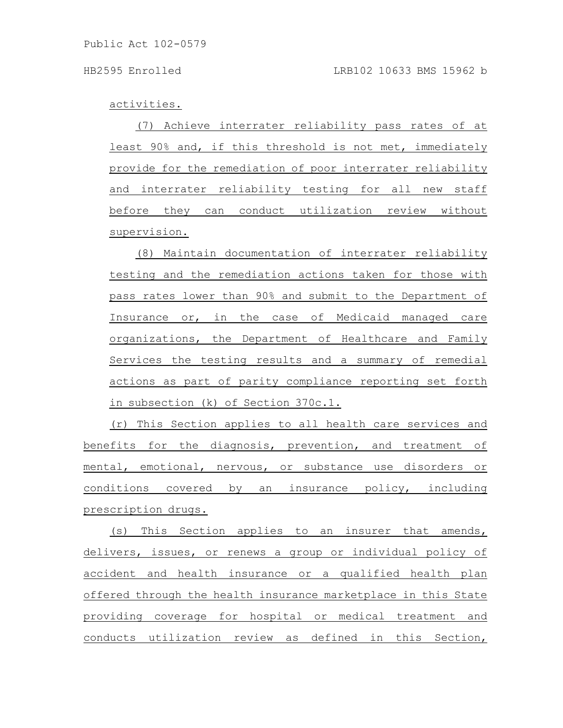activities.

(7) Achieve interrater reliability pass rates of at least 90% and, if this threshold is not met, immediately provide for the remediation of poor interrater reliability and interrater reliability testing for all new staff before they can conduct utilization review without supervision.

(8) Maintain documentation of interrater reliability testing and the remediation actions taken for those with pass rates lower than 90% and submit to the Department of Insurance or, in the case of Medicaid managed care organizations, the Department of Healthcare and Family Services the testing results and a summary of remedial actions as part of parity compliance reporting set forth in subsection (k) of Section 370c.1.

(r) This Section applies to all health care services and benefits for the diagnosis, prevention, and treatment of mental, emotional, nervous, or substance use disorders or conditions covered by an insurance policy, including prescription drugs.

(s) This Section applies to an insurer that amends, delivers, issues, or renews a group or individual policy of accident and health insurance or a qualified health plan offered through the health insurance marketplace in this State providing coverage for hospital or medical treatment and conducts utilization review as defined in this Section,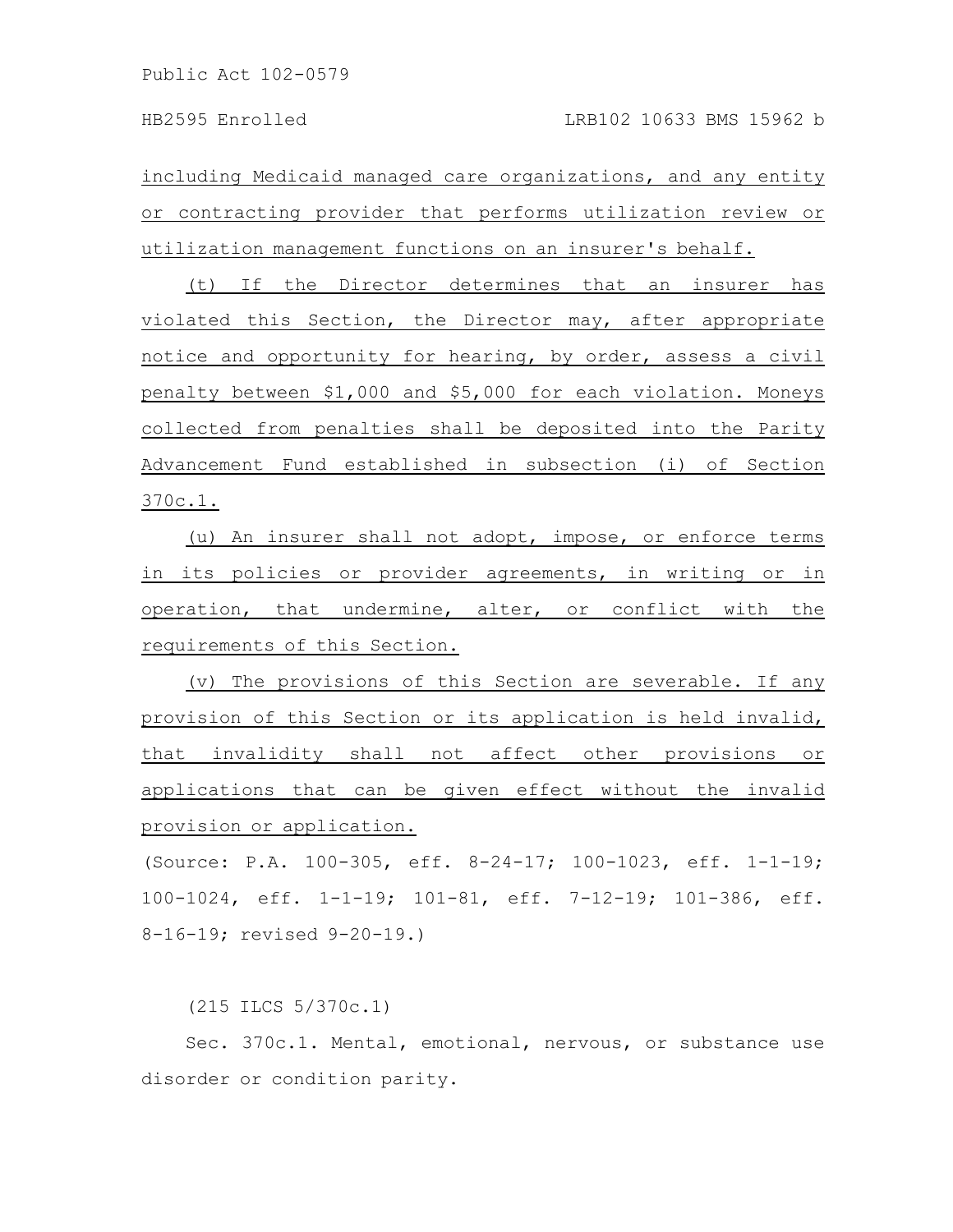including Medicaid managed care organizations, and any entity or contracting provider that performs utilization review or utilization management functions on an insurer's behalf.

(t) If the Director determines that an insurer has violated this Section, the Director may, after appropriate notice and opportunity for hearing, by order, assess a civil penalty between $1,000 and $5,000 for each violation. Moneys collected from penalties shall be deposited into the Parity Advancement Fund established in subsection (i) of Section 370c.1.

(u) An insurer shall not adopt, impose, or enforce terms in its policies or provider agreements, in writing or in operation, that undermine, alter, or conflict with the requirements of this Section.

(v) The provisions of this Section are severable. If any provision of this Section or its application is held invalid, that invalidity shall not affect other provisions or applications that can be given effect without the invalid provision or application.

(Source: P.A. 100-305, eff. 8-24-17; 100-1023, eff. 1-1-19; 100-1024, eff. 1-1-19; 101-81, eff. 7-12-19; 101-386, eff. 8-16-19; revised 9-20-19.)

(215 ILCS 5/370c.1)

Sec. 370c.1. Mental, emotional, nervous, or substance use disorder or condition parity.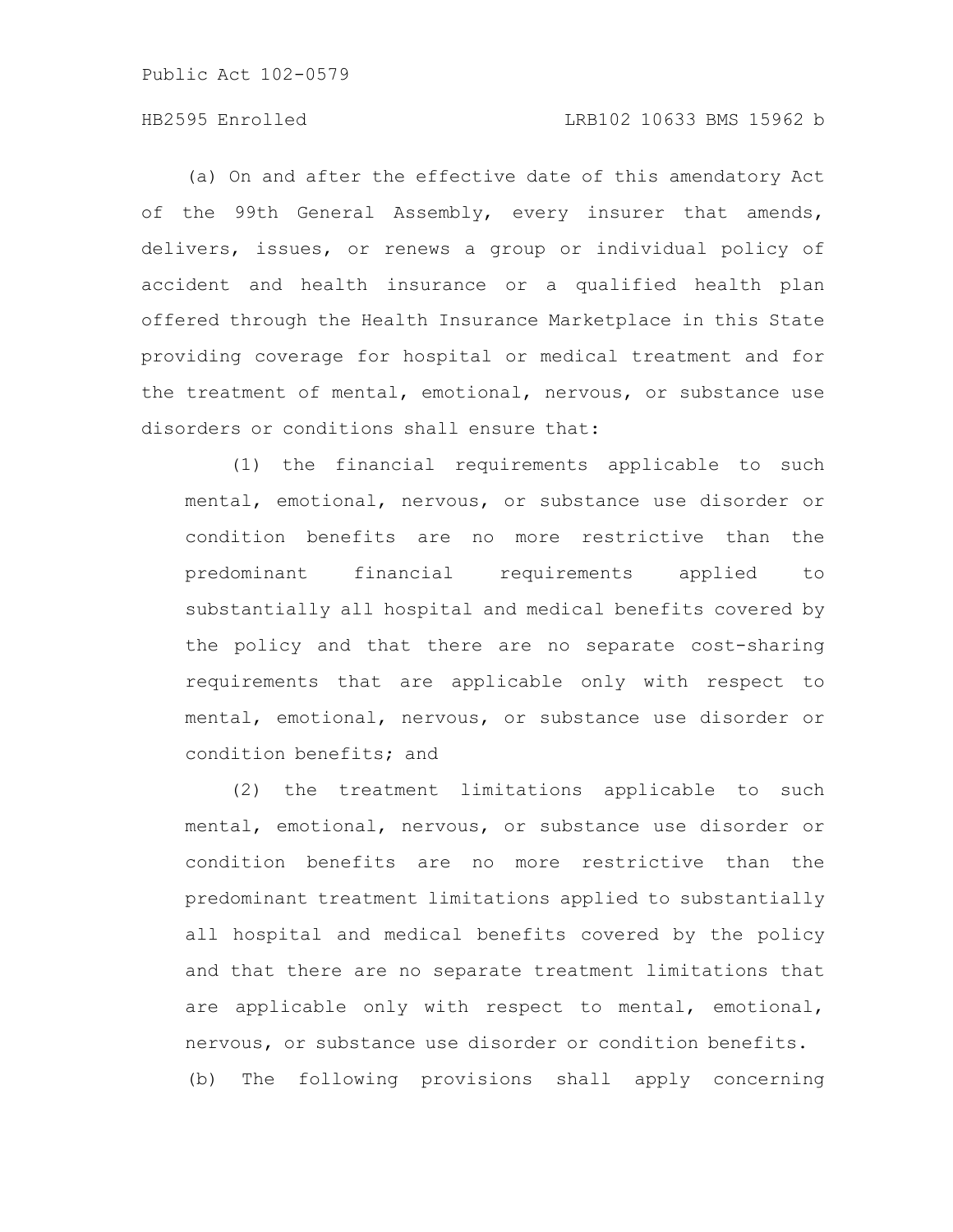(a) On and after the effective date of this amendatory Act of the 99th General Assembly, every insurer that amends, delivers, issues, or renews a group or individual policy of accident and health insurance or a qualified health plan offered through the Health Insurance Marketplace in this State providing coverage for hospital or medical treatment and for the treatment of mental, emotional, nervous, or substance use disorders or conditions shall ensure that:

(1) the financial requirements applicable to such mental, emotional, nervous, or substance use disorder or condition benefits are no more restrictive than the predominant financial requirements applied to substantially all hospital and medical benefits covered by the policy and that there are no separate cost-sharing requirements that are applicable only with respect to mental, emotional, nervous, or substance use disorder or condition benefits; and

(2) the treatment limitations applicable to such mental, emotional, nervous, or substance use disorder or condition benefits are no more restrictive than the predominant treatment limitations applied to substantially all hospital and medical benefits covered by the policy and that there are no separate treatment limitations that are applicable only with respect to mental, emotional, nervous, or substance use disorder or condition benefits.

(b) The following provisions shall apply concerning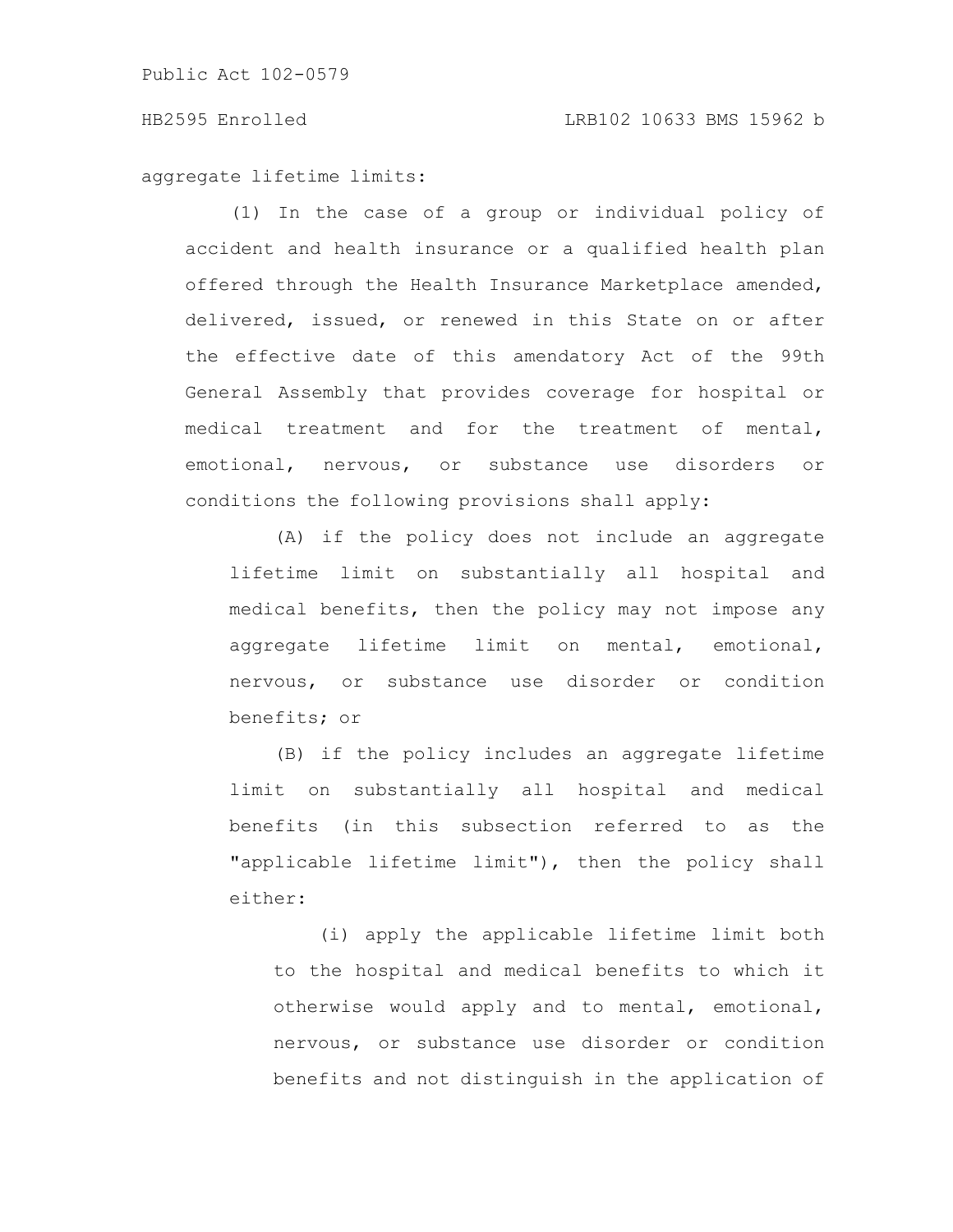aggregate lifetime limits:

(1) In the case of a group or individual policy of accident and health insurance or a qualified health plan offered through the Health Insurance Marketplace amended, delivered, issued, or renewed in this State on or after the effective date of this amendatory Act of the 99th General Assembly that provides coverage for hospital or medical treatment and for the treatment of mental, emotional, nervous, or substance use disorders or conditions the following provisions shall apply:

(A) if the policy does not include an aggregate lifetime limit on substantially all hospital and medical benefits, then the policy may not impose any aggregate lifetime limit on mental, emotional, nervous, or substance use disorder or condition benefits; or

(B) if the policy includes an aggregate lifetime limit on substantially all hospital and medical benefits (in this subsection referred to as the "applicable lifetime limit"), then the policy shall either:

(i) apply the applicable lifetime limit both to the hospital and medical benefits to which it otherwise would apply and to mental, emotional, nervous, or substance use disorder or condition benefits and not distinguish in the application of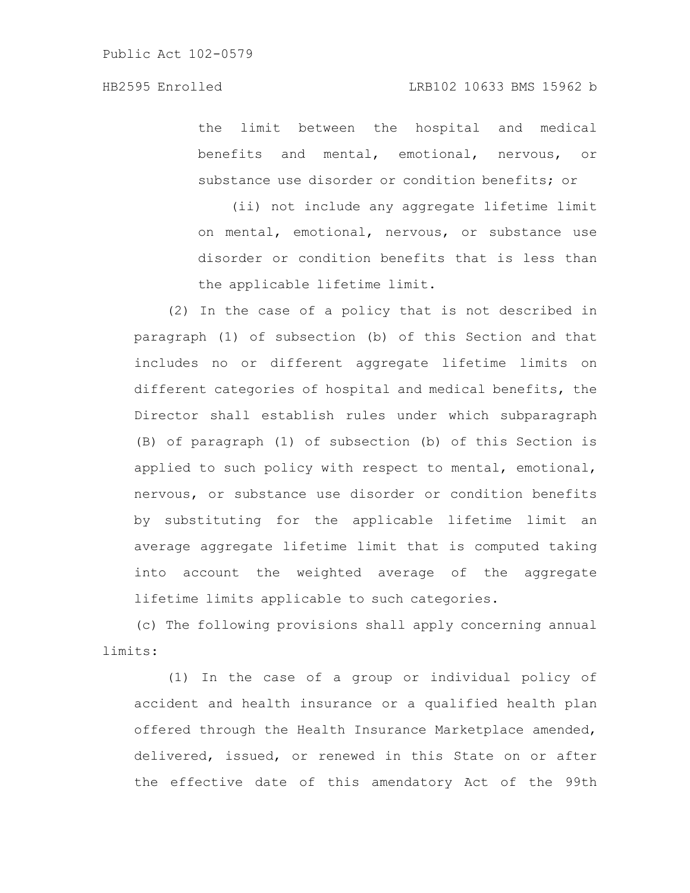the limit between the hospital and medical benefits and mental, emotional, nervous, or substance use disorder or condition benefits; or

(ii) not include any aggregate lifetime limit on mental, emotional, nervous, or substance use disorder or condition benefits that is less than the applicable lifetime limit.

(2) In the case of a policy that is not described in paragraph (1) of subsection (b) of this Section and that includes no or different aggregate lifetime limits on different categories of hospital and medical benefits, the Director shall establish rules under which subparagraph (B) of paragraph (1) of subsection (b) of this Section is applied to such policy with respect to mental, emotional, nervous, or substance use disorder or condition benefits by substituting for the applicable lifetime limit an average aggregate lifetime limit that is computed taking into account the weighted average of the aggregate lifetime limits applicable to such categories.

(c) The following provisions shall apply concerning annual limits:

(1) In the case of a group or individual policy of accident and health insurance or a qualified health plan offered through the Health Insurance Marketplace amended, delivered, issued, or renewed in this State on or after the effective date of this amendatory Act of the 99th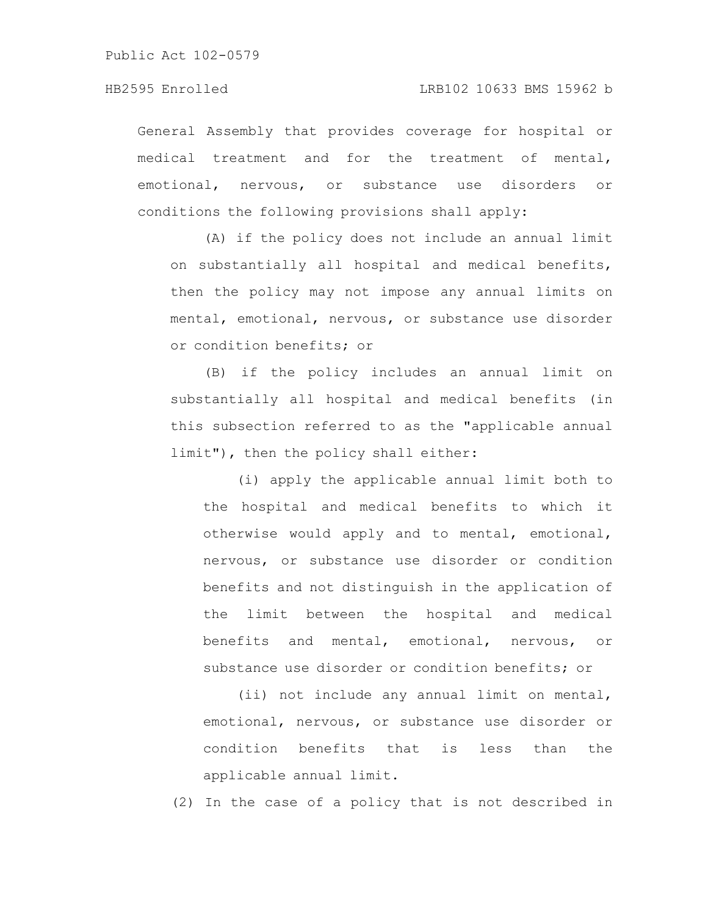General Assembly that provides coverage for hospital or medical treatment and for the treatment of mental, emotional, nervous, or substance use disorders or conditions the following provisions shall apply:

(A) if the policy does not include an annual limit on substantially all hospital and medical benefits, then the policy may not impose any annual limits on mental, emotional, nervous, or substance use disorder or condition benefits; or

(B) if the policy includes an annual limit on substantially all hospital and medical benefits (in this subsection referred to as the "applicable annual limit"), then the policy shall either:

(i) apply the applicable annual limit both to the hospital and medical benefits to which it otherwise would apply and to mental, emotional, nervous, or substance use disorder or condition benefits and not distinguish in the application of the limit between the hospital and medical benefits and mental, emotional, nervous, or substance use disorder or condition benefits; or

(ii) not include any annual limit on mental, emotional, nervous, or substance use disorder or condition benefits that is less than the applicable annual limit.

(2) In the case of a policy that is not described in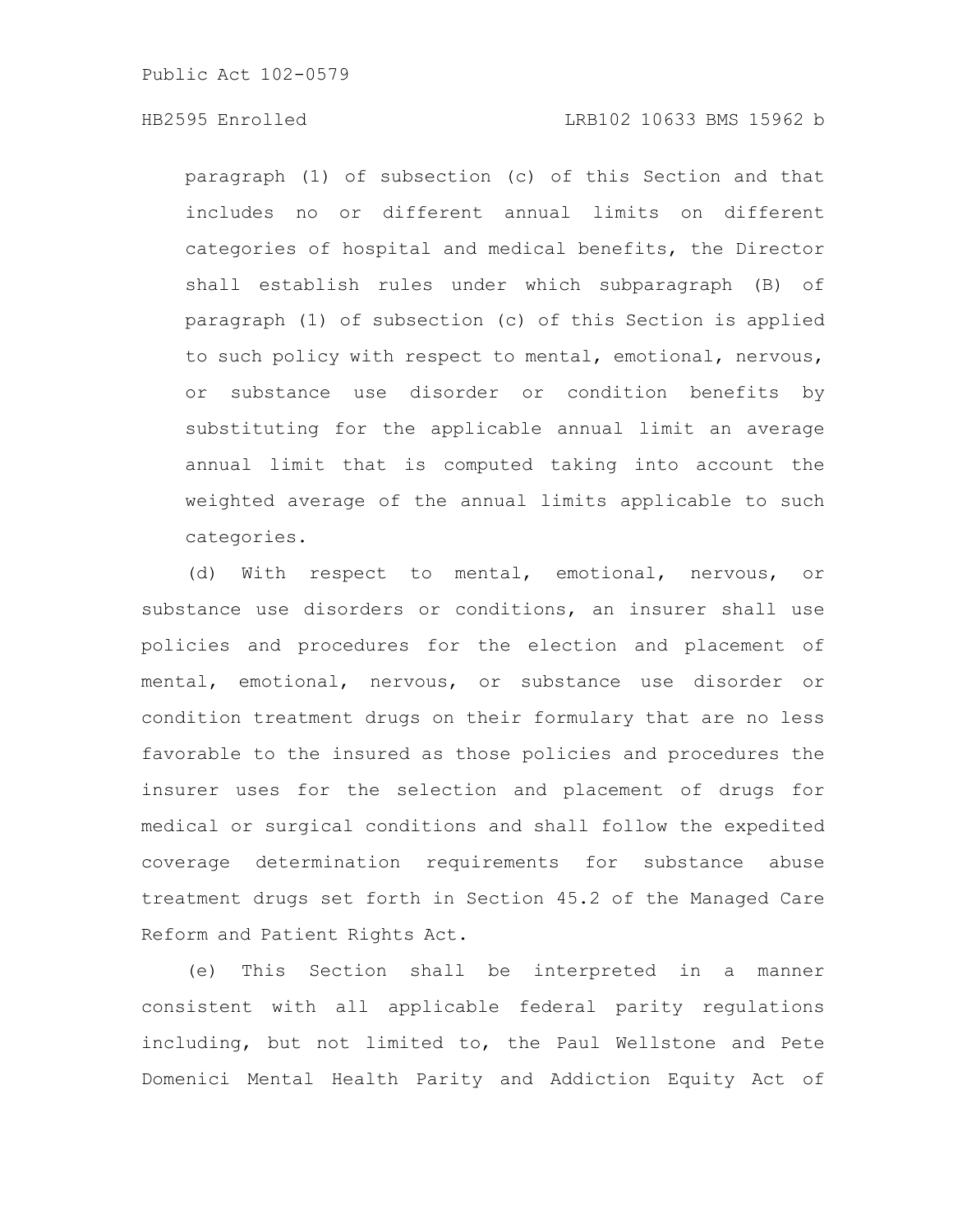paragraph (1) of subsection (c) of this Section and that includes no or different annual limits on different categories of hospital and medical benefits, the Director shall establish rules under which subparagraph (B) of paragraph (1) of subsection (c) of this Section is applied to such policy with respect to mental, emotional, nervous, or substance use disorder or condition benefits by substituting for the applicable annual limit an average annual limit that is computed taking into account the weighted average of the annual limits applicable to such categories.

(d) With respect to mental, emotional, nervous, or substance use disorders or conditions, an insurer shall use policies and procedures for the election and placement of mental, emotional, nervous, or substance use disorder or condition treatment drugs on their formulary that are no less favorable to the insured as those policies and procedures the insurer uses for the selection and placement of drugs for medical or surgical conditions and shall follow the expedited coverage determination requirements for substance abuse treatment drugs set forth in Section 45.2 of the Managed Care Reform and Patient Rights Act.

(e) This Section shall be interpreted in a manner consistent with all applicable federal parity regulations including, but not limited to, the Paul Wellstone and Pete Domenici Mental Health Parity and Addiction Equity Act of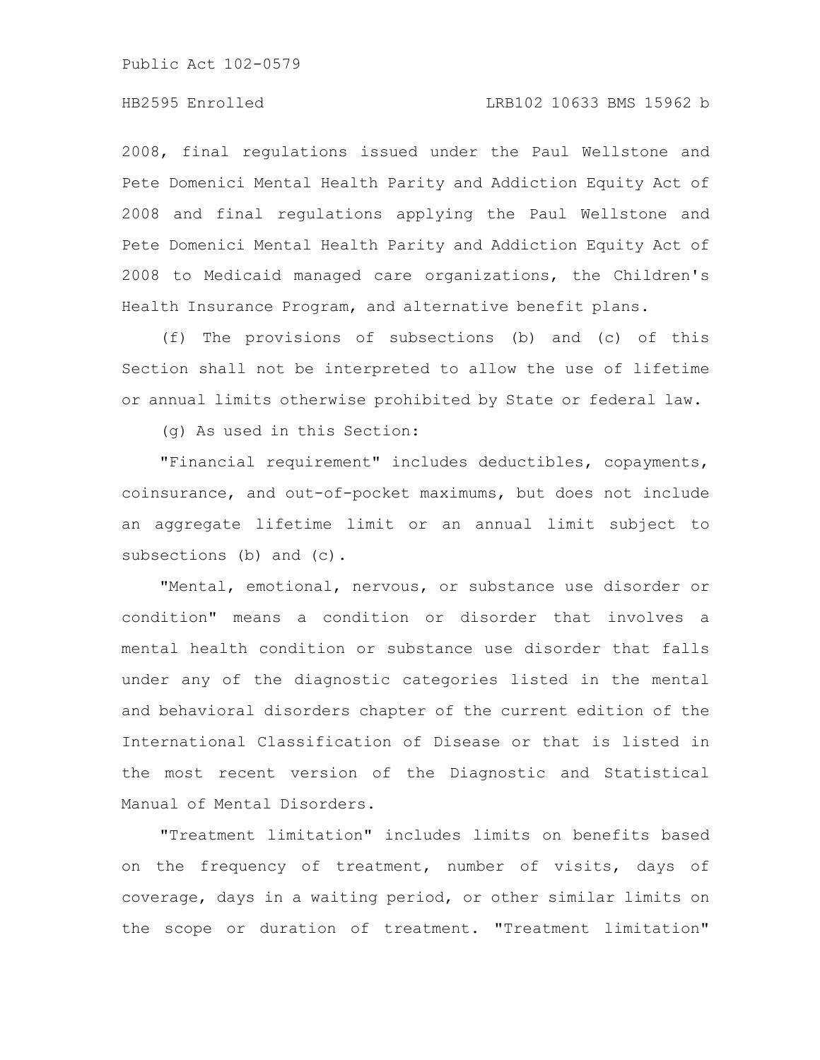2008, final regulations issued under the Paul Wellstone and Pete Domenici Mental Health Parity and Addiction Equity Act of 2008 and final regulations applying the Paul Wellstone and Pete Domenici Mental Health Parity and Addiction Equity Act of 2008 to Medicaid managed care organizations, the Children's Health Insurance Program, and alternative benefit plans.

(f) The provisions of subsections (b) and (c) of this Section shall not be interpreted to allow the use of lifetime or annual limits otherwise prohibited by State or federal law.

(g) As used in this Section:

"Financial requirement" includes deductibles, copayments, coinsurance, and out-of-pocket maximums, but does not include an aggregate lifetime limit or an annual limit subject to subsections (b) and (c).

"Mental, emotional, nervous, or substance use disorder or condition" means a condition or disorder that involves a mental health condition or substance use disorder that falls under any of the diagnostic categories listed in the mental and behavioral disorders chapter of the current edition of the International Classification of Disease or that is listed in the most recent version of the Diagnostic and Statistical Manual of Mental Disorders.

"Treatment limitation" includes limits on benefits based on the frequency of treatment, number of visits, days of coverage, days in a waiting period, or other similar limits on the scope or duration of treatment. "Treatment limitation"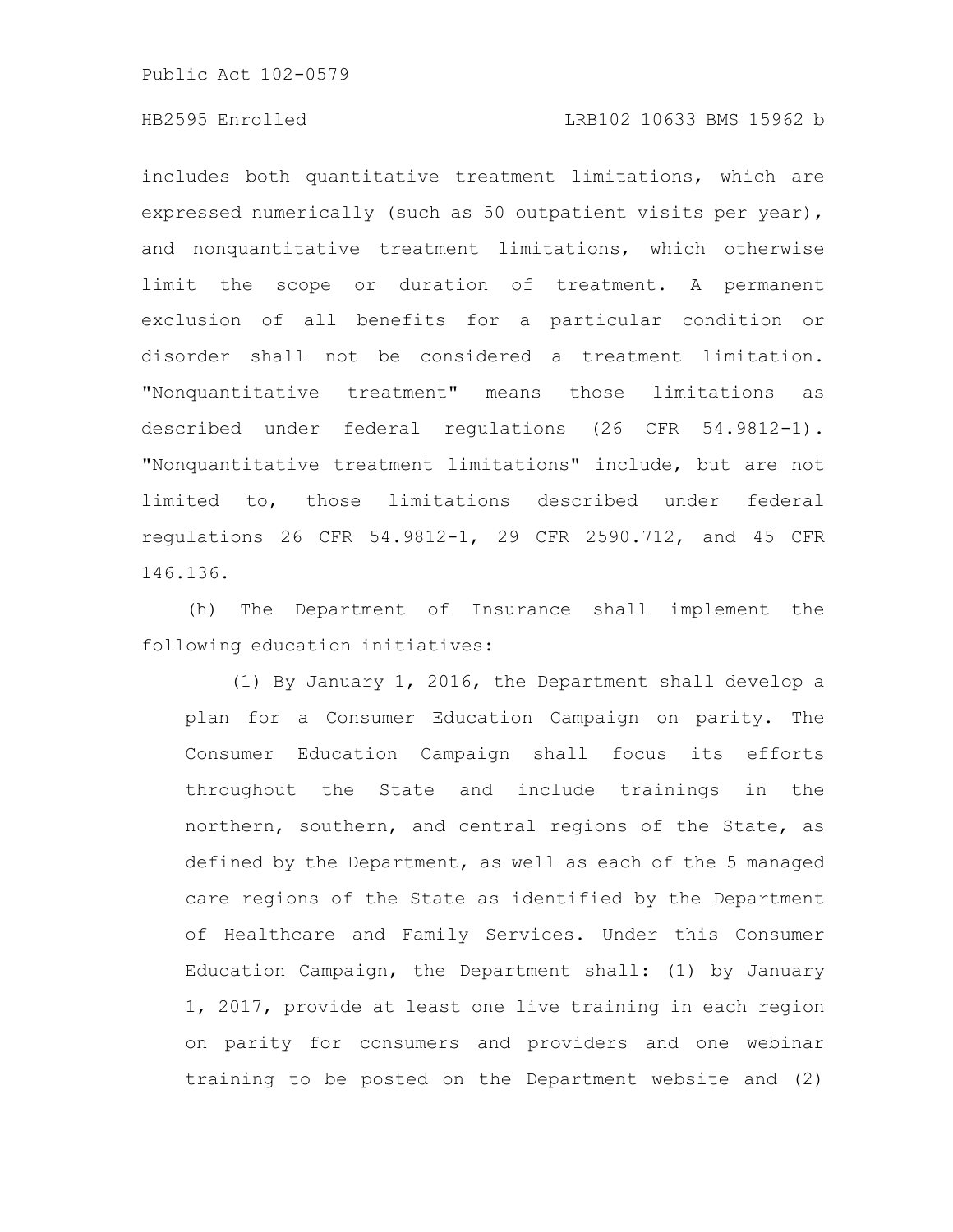includes both quantitative treatment limitations, which are expressed numerically (such as 50 outpatient visits per year), and nonquantitative treatment limitations, which otherwise limit the scope or duration of treatment. A permanent exclusion of all benefits for a particular condition or disorder shall not be considered a treatment limitation. "Nonquantitative treatment" means those limitations as described under federal regulations (26 CFR 54.9812-1). "Nonquantitative treatment limitations" include, but are not limited to, those limitations described under federal regulations 26 CFR 54.9812-1, 29 CFR 2590.712, and 45 CFR 146.136.

(h) The Department of Insurance shall implement the following education initiatives:

(1) By January 1, 2016, the Department shall develop a plan for a Consumer Education Campaign on parity. The Consumer Education Campaign shall focus its efforts throughout the State and include trainings in the northern, southern, and central regions of the State, as defined by the Department, as well as each of the 5 managed care regions of the State as identified by the Department of Healthcare and Family Services. Under this Consumer Education Campaign, the Department shall: (1) by January 1, 2017, provide at least one live training in each region on parity for consumers and providers and one webinar training to be posted on the Department website and (2)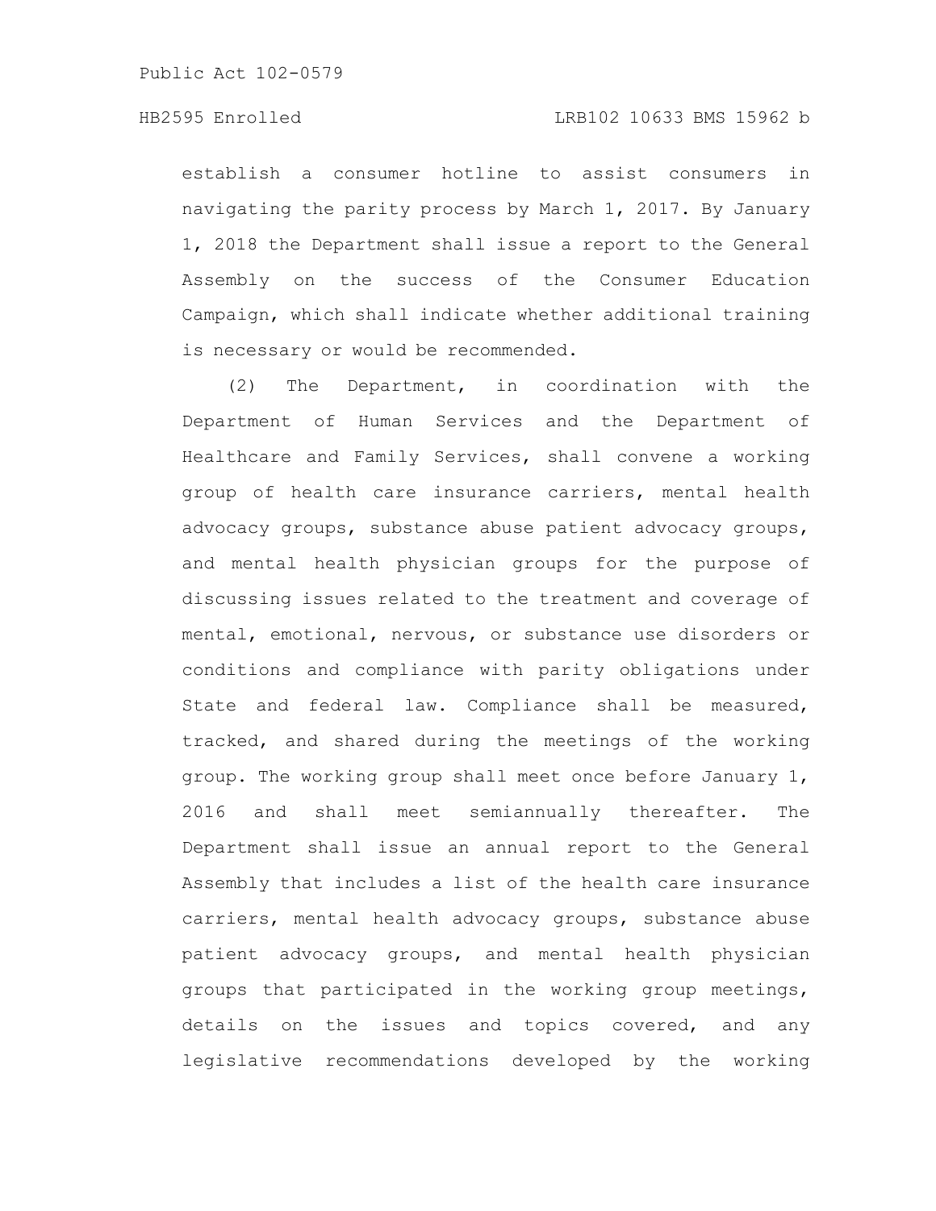establish a consumer hotline to assist consumers in navigating the parity process by March 1, 2017. By January 1, 2018 the Department shall issue a report to the General Assembly on the success of the Consumer Education Campaign, which shall indicate whether additional training is necessary or would be recommended.

(2) The Department, in coordination with the Department of Human Services and the Department of Healthcare and Family Services, shall convene a working group of health care insurance carriers, mental health advocacy groups, substance abuse patient advocacy groups, and mental health physician groups for the purpose of discussing issues related to the treatment and coverage of mental, emotional, nervous, or substance use disorders or conditions and compliance with parity obligations under State and federal law. Compliance shall be measured, tracked, and shared during the meetings of the working group. The working group shall meet once before January 1, 2016 and shall meet semiannually thereafter. The Department shall issue an annual report to the General Assembly that includes a list of the health care insurance carriers, mental health advocacy groups, substance abuse patient advocacy groups, and mental health physician groups that participated in the working group meetings, details on the issues and topics covered, and any legislative recommendations developed by the working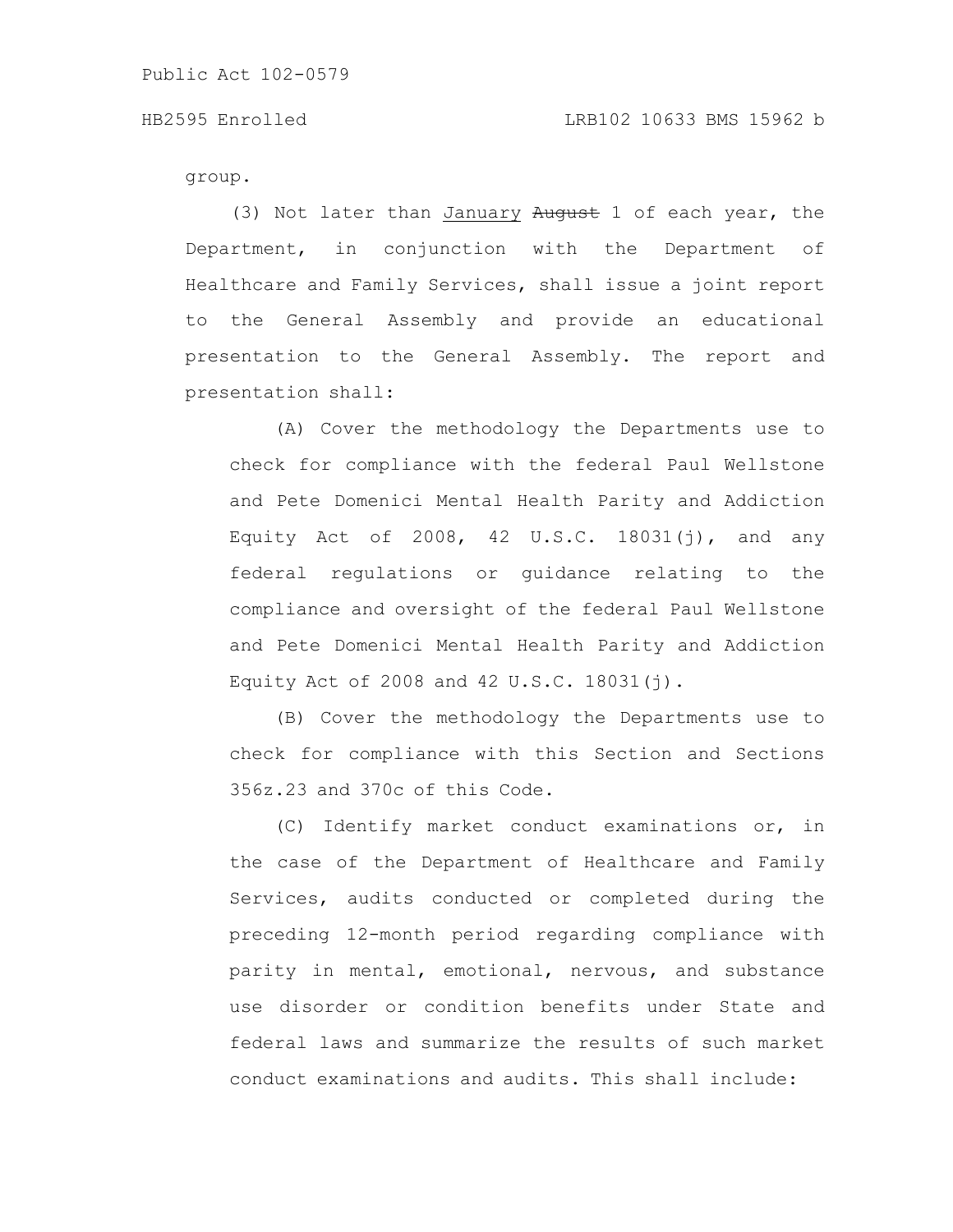group.

(3) Not later than January ~~August~~ 1 of each year, the Department, in conjunction with the Department of Healthcare and Family Services, shall issue a joint report to the General Assembly and provide an educational presentation to the General Assembly. The report and presentation shall:

(A) Cover the methodology the Departments use to check for compliance with the federal Paul Wellstone and Pete Domenici Mental Health Parity and Addiction Equity Act of 2008, 42 U.S.C. 18031(j), and any federal regulations or guidance relating to the compliance and oversight of the federal Paul Wellstone and Pete Domenici Mental Health Parity and Addiction Equity Act of 2008 and 42 U.S.C. 18031(j).

(B) Cover the methodology the Departments use to check for compliance with this Section and Sections 356z.23 and 370c of this Code.

(C) Identify market conduct examinations or, in the case of the Department of Healthcare and Family Services, audits conducted or completed during the preceding 12-month period regarding compliance with parity in mental, emotional, nervous, and substance use disorder or condition benefits under State and federal laws and summarize the results of such market conduct examinations and audits. This shall include: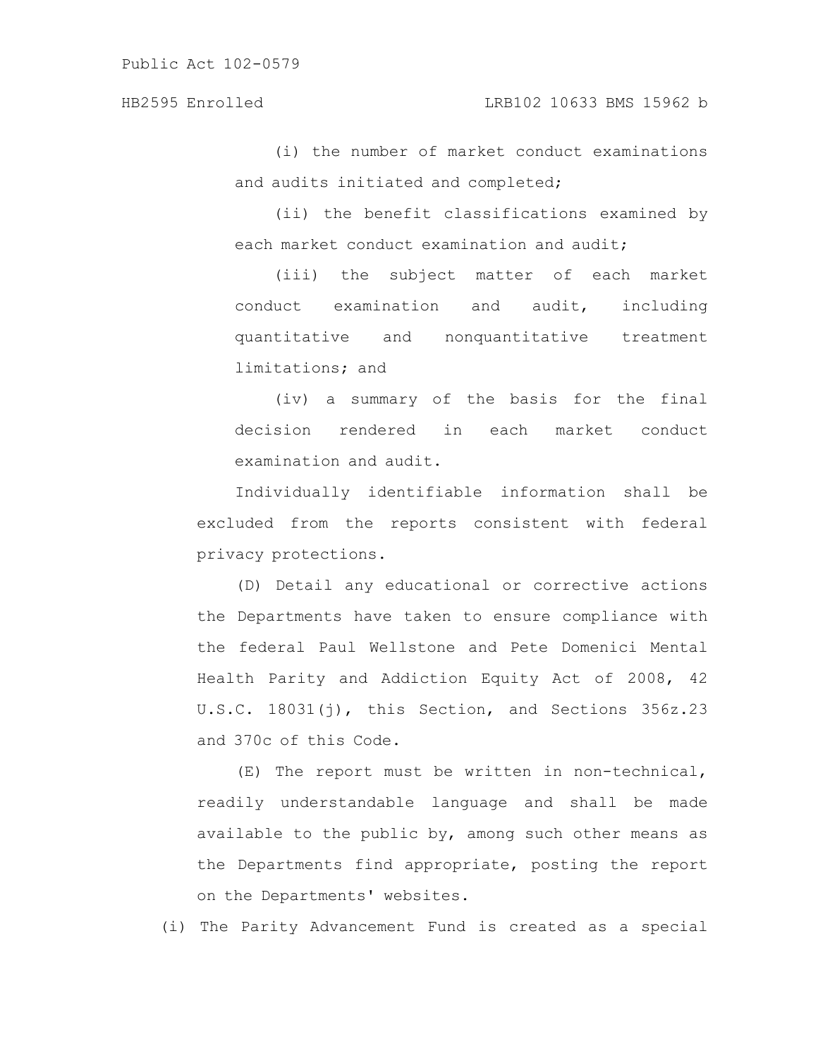(i) the number of market conduct examinations and audits initiated and completed;

(ii) the benefit classifications examined by each market conduct examination and audit;

(iii) the subject matter of each market conduct examination and audit, including quantitative and nonquantitative treatment limitations; and

(iv) a summary of the basis for the final decision rendered in each market conduct examination and audit.

Individually identifiable information shall be excluded from the reports consistent with federal privacy protections.

(D) Detail any educational or corrective actions the Departments have taken to ensure compliance with the federal Paul Wellstone and Pete Domenici Mental Health Parity and Addiction Equity Act of 2008, 42 U.S.C. 18031(j), this Section, and Sections 356z.23 and 370c of this Code.

(E) The report must be written in non-technical, readily understandable language and shall be made available to the public by, among such other means as the Departments find appropriate, posting the report on the Departments' websites.

(i) The Parity Advancement Fund is created as a special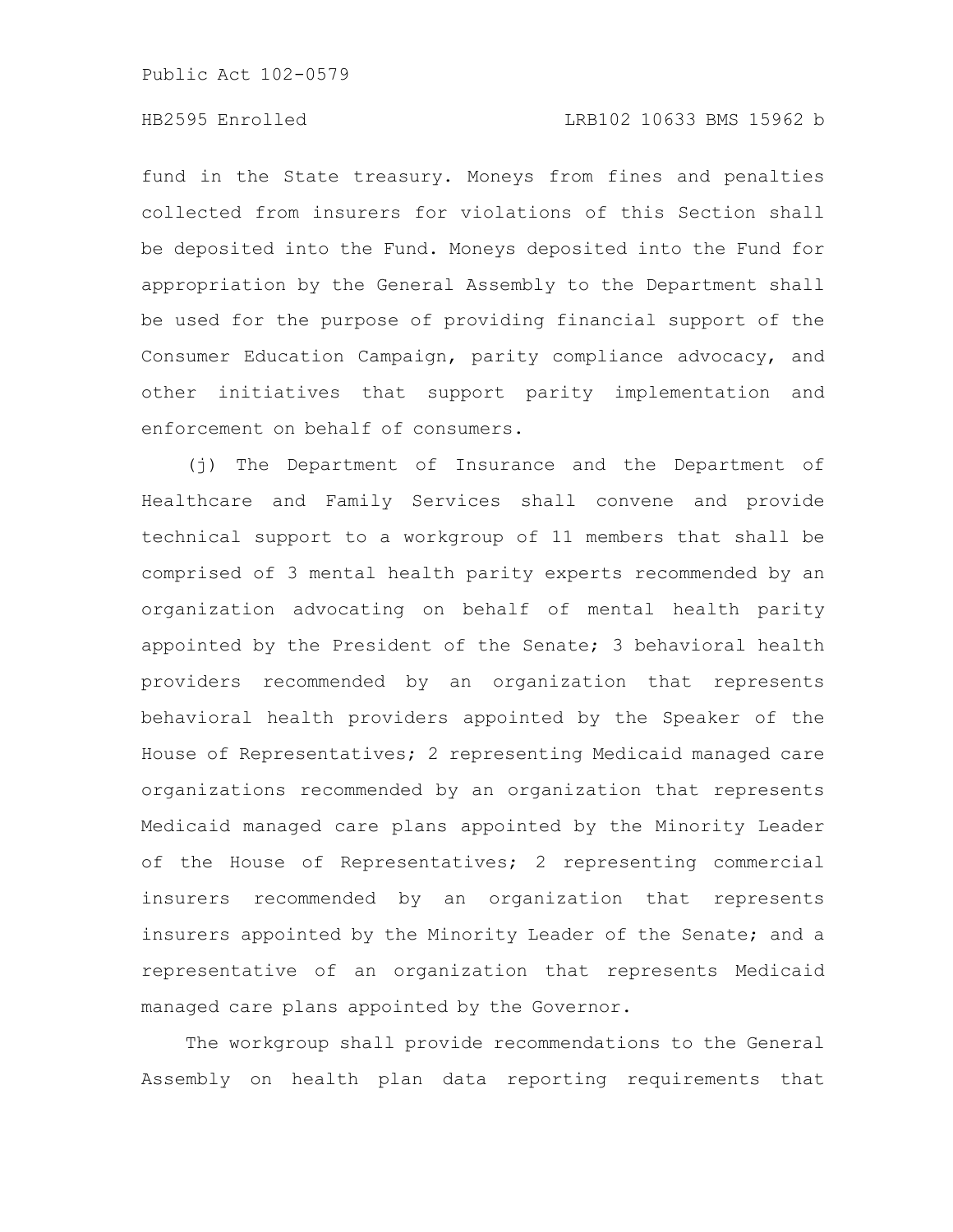fund in the State treasury. Moneys from fines and penalties collected from insurers for violations of this Section shall be deposited into the Fund. Moneys deposited into the Fund for appropriation by the General Assembly to the Department shall be used for the purpose of providing financial support of the Consumer Education Campaign, parity compliance advocacy, and other initiatives that support parity implementation and enforcement on behalf of consumers.

(j) The Department of Insurance and the Department of Healthcare and Family Services shall convene and provide technical support to a workgroup of 11 members that shall be comprised of 3 mental health parity experts recommended by an organization advocating on behalf of mental health parity appointed by the President of the Senate; 3 behavioral health providers recommended by an organization that represents behavioral health providers appointed by the Speaker of the House of Representatives; 2 representing Medicaid managed care organizations recommended by an organization that represents Medicaid managed care plans appointed by the Minority Leader of the House of Representatives; 2 representing commercial insurers recommended by an organization that represents insurers appointed by the Minority Leader of the Senate; and a representative of an organization that represents Medicaid managed care plans appointed by the Governor.

The workgroup shall provide recommendations to the General Assembly on health plan data reporting requirements that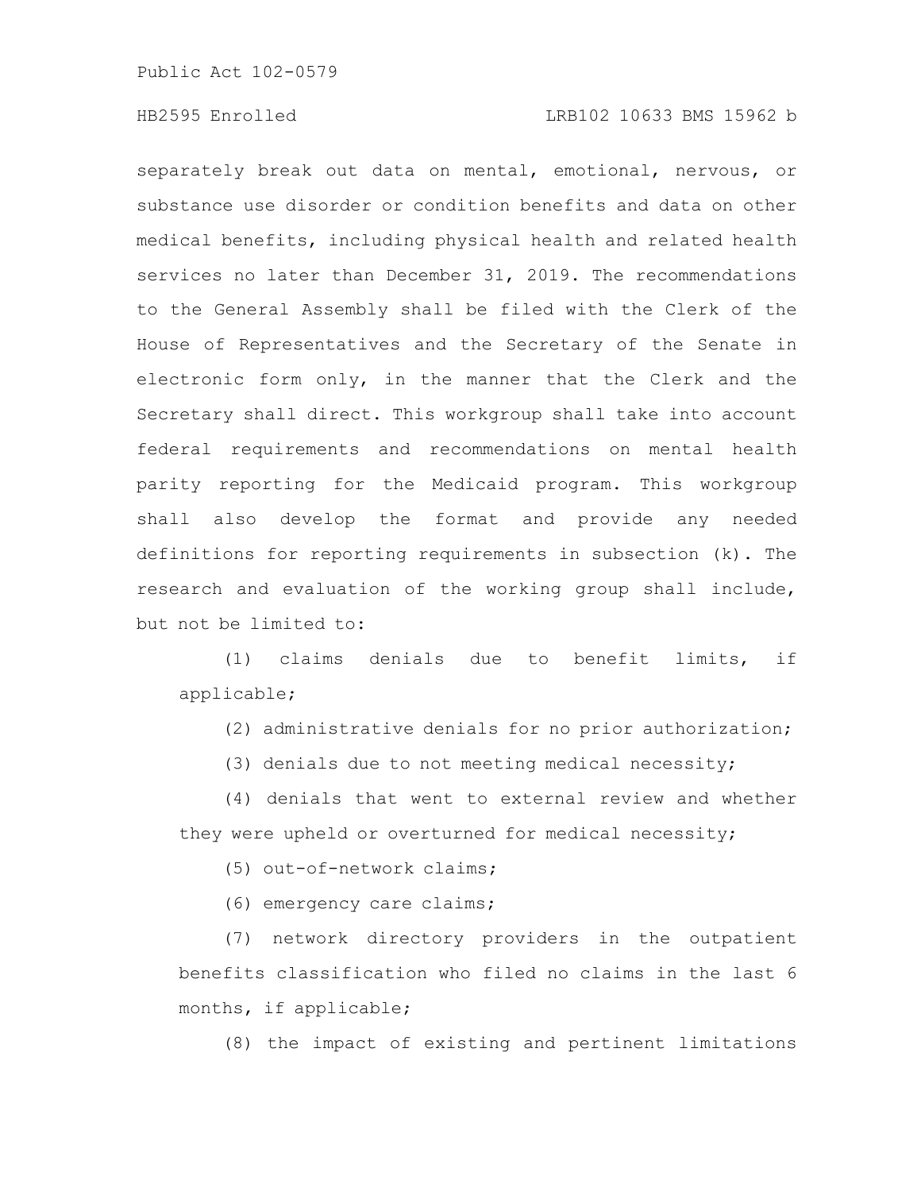separately break out data on mental, emotional, nervous, or substance use disorder or condition benefits and data on other medical benefits, including physical health and related health services no later than December 31, 2019. The recommendations to the General Assembly shall be filed with the Clerk of the House of Representatives and the Secretary of the Senate in electronic form only, in the manner that the Clerk and the Secretary shall direct. This workgroup shall take into account federal requirements and recommendations on mental health parity reporting for the Medicaid program. This workgroup shall also develop the format and provide any needed definitions for reporting requirements in subsection (k). The research and evaluation of the working group shall include, but not be limited to:

(1) claims denials due to benefit limits, if applicable;

(2) administrative denials for no prior authorization;

(3) denials due to not meeting medical necessity;

(4) denials that went to external review and whether they were upheld or overturned for medical necessity;

(5) out-of-network claims;

(6) emergency care claims;

(7) network directory providers in the outpatient benefits classification who filed no claims in the last 6 months, if applicable;

(8) the impact of existing and pertinent limitations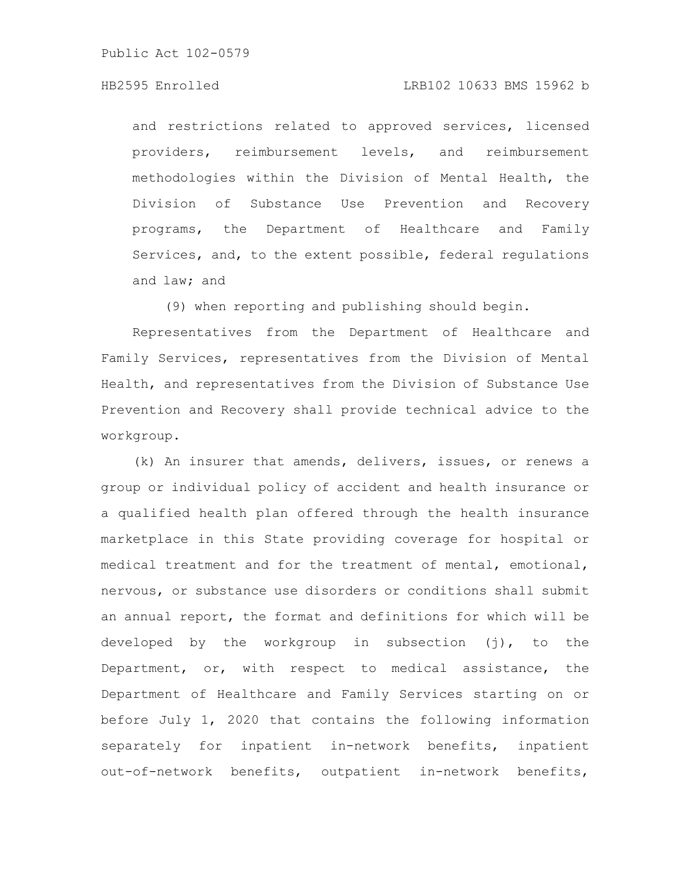and restrictions related to approved services, licensed providers, reimbursement levels, and reimbursement methodologies within the Division of Mental Health, the Division of Substance Use Prevention and Recovery programs, the Department of Healthcare and Family Services, and, to the extent possible, federal regulations and law; and

(9) when reporting and publishing should begin.

Representatives from the Department of Healthcare and Family Services, representatives from the Division of Mental Health, and representatives from the Division of Substance Use Prevention and Recovery shall provide technical advice to the workgroup.

(k) An insurer that amends, delivers, issues, or renews a group or individual policy of accident and health insurance or a qualified health plan offered through the health insurance marketplace in this State providing coverage for hospital or medical treatment and for the treatment of mental, emotional, nervous, or substance use disorders or conditions shall submit an annual report, the format and definitions for which will be developed by the workgroup in subsection (j), to the Department, or, with respect to medical assistance, the Department of Healthcare and Family Services starting on or before July 1, 2020 that contains the following information separately for inpatient in-network benefits, inpatient out-of-network benefits, outpatient in-network benefits,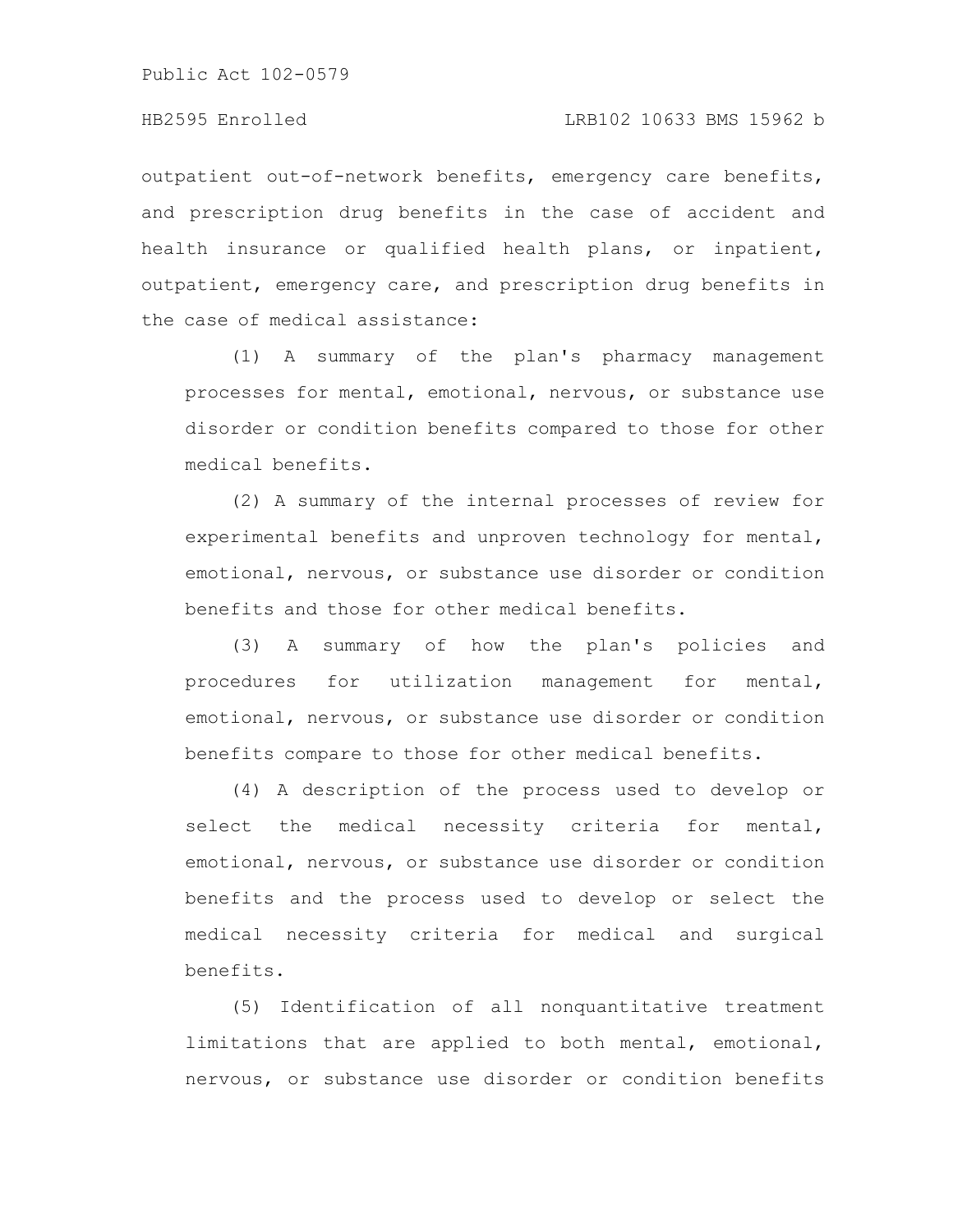outpatient out-of-network benefits, emergency care benefits, and prescription drug benefits in the case of accident and health insurance or qualified health plans, or inpatient, outpatient, emergency care, and prescription drug benefits in the case of medical assistance:

(1) A summary of the plan's pharmacy management processes for mental, emotional, nervous, or substance use disorder or condition benefits compared to those for other medical benefits.

(2) A summary of the internal processes of review for experimental benefits and unproven technology for mental, emotional, nervous, or substance use disorder or condition benefits and those for other medical benefits.

(3) A summary of how the plan's policies and procedures for utilization management for mental, emotional, nervous, or substance use disorder or condition benefits compare to those for other medical benefits.

(4) A description of the process used to develop or select the medical necessity criteria for mental, emotional, nervous, or substance use disorder or condition benefits and the process used to develop or select the medical necessity criteria for medical and surgical benefits.

(5) Identification of all nonquantitative treatment limitations that are applied to both mental, emotional, nervous, or substance use disorder or condition benefits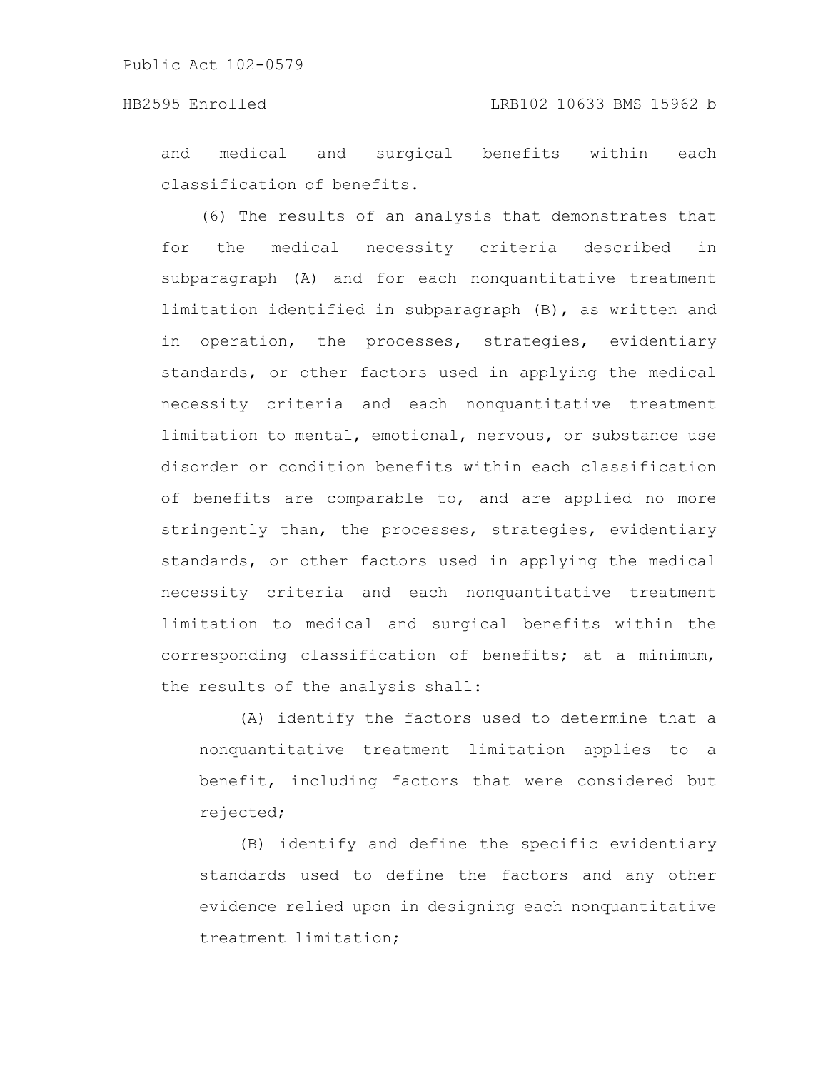and medical and surgical benefits within each classification of benefits.

(6) The results of an analysis that demonstrates that for the medical necessity criteria described in subparagraph (A) and for each nonquantitative treatment limitation identified in subparagraph (B), as written and in operation, the processes, strategies, evidentiary standards, or other factors used in applying the medical necessity criteria and each nonquantitative treatment limitation to mental, emotional, nervous, or substance use disorder or condition benefits within each classification of benefits are comparable to, and are applied no more stringently than, the processes, strategies, evidentiary standards, or other factors used in applying the medical necessity criteria and each nonquantitative treatment limitation to medical and surgical benefits within the corresponding classification of benefits; at a minimum, the results of the analysis shall:

(A) identify the factors used to determine that a nonquantitative treatment limitation applies to a benefit, including factors that were considered but rejected;

(B) identify and define the specific evidentiary standards used to define the factors and any other evidence relied upon in designing each nonquantitative treatment limitation;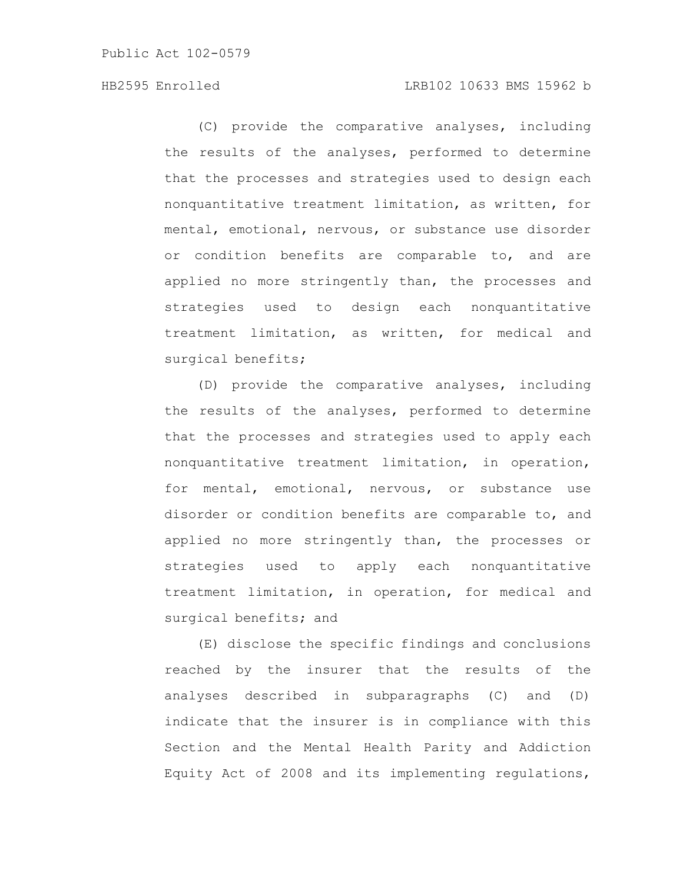(C) provide the comparative analyses, including the results of the analyses, performed to determine that the processes and strategies used to design each nonquantitative treatment limitation, as written, for mental, emotional, nervous, or substance use disorder or condition benefits are comparable to, and are applied no more stringently than, the processes and strategies used to design each nonquantitative treatment limitation, as written, for medical and surgical benefits;

(D) provide the comparative analyses, including the results of the analyses, performed to determine that the processes and strategies used to apply each nonquantitative treatment limitation, in operation, for mental, emotional, nervous, or substance use disorder or condition benefits are comparable to, and applied no more stringently than, the processes or strategies used to apply each nonquantitative treatment limitation, in operation, for medical and surgical benefits; and

(E) disclose the specific findings and conclusions reached by the insurer that the results of the analyses described in subparagraphs (C) and (D) indicate that the insurer is in compliance with this Section and the Mental Health Parity and Addiction Equity Act of 2008 and its implementing regulations,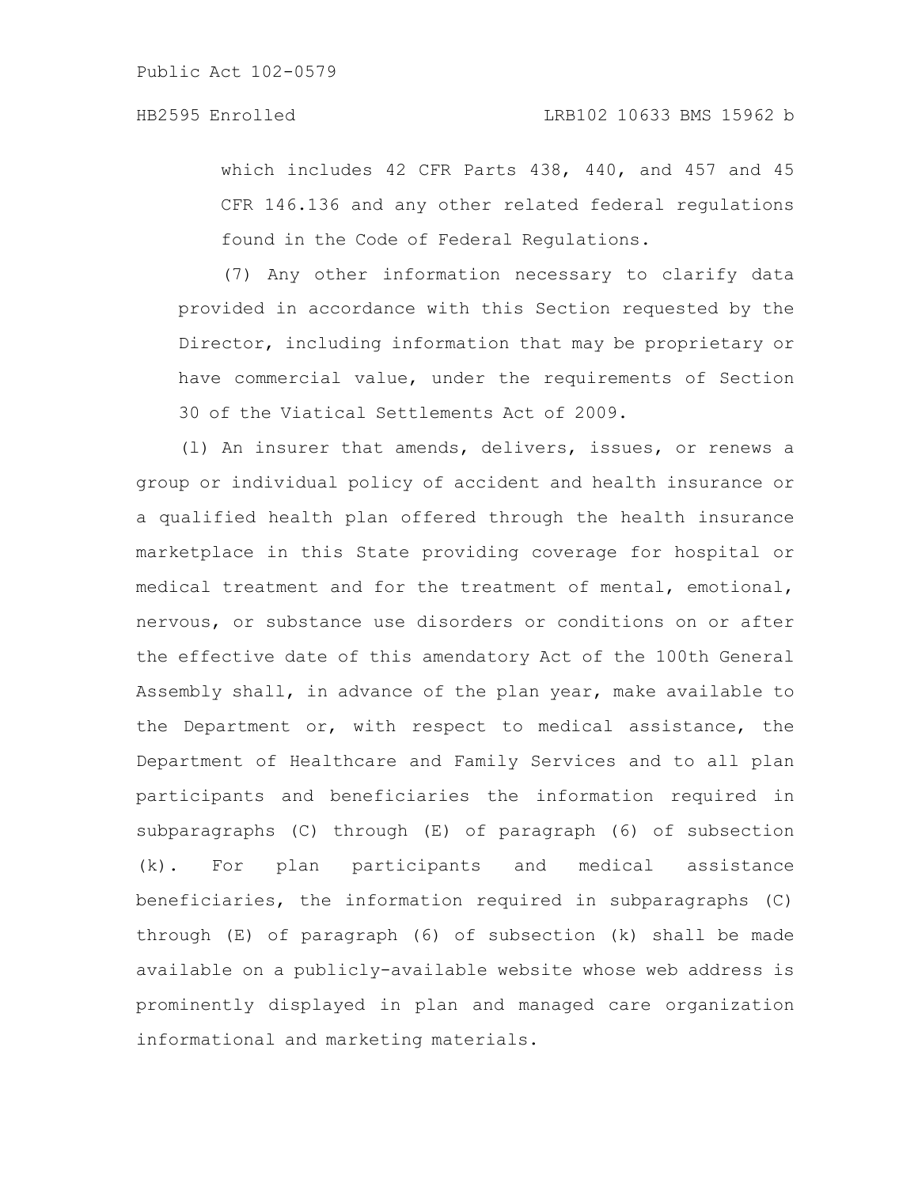which includes 42 CFR Parts 438, 440, and 457 and 45 CFR 146.136 and any other related federal regulations found in the Code of Federal Regulations.

(7) Any other information necessary to clarify data provided in accordance with this Section requested by the Director, including information that may be proprietary or have commercial value, under the requirements of Section 30 of the Viatical Settlements Act of 2009.

(l) An insurer that amends, delivers, issues, or renews a group or individual policy of accident and health insurance or a qualified health plan offered through the health insurance marketplace in this State providing coverage for hospital or medical treatment and for the treatment of mental, emotional, nervous, or substance use disorders or conditions on or after the effective date of this amendatory Act of the 100th General Assembly shall, in advance of the plan year, make available to the Department or, with respect to medical assistance, the Department of Healthcare and Family Services and to all plan participants and beneficiaries the information required in subparagraphs (C) through (E) of paragraph (6) of subsection (k). For plan participants and medical assistance beneficiaries, the information required in subparagraphs (C) through (E) of paragraph (6) of subsection (k) shall be made available on a publicly-available website whose web address is prominently displayed in plan and managed care organization informational and marketing materials.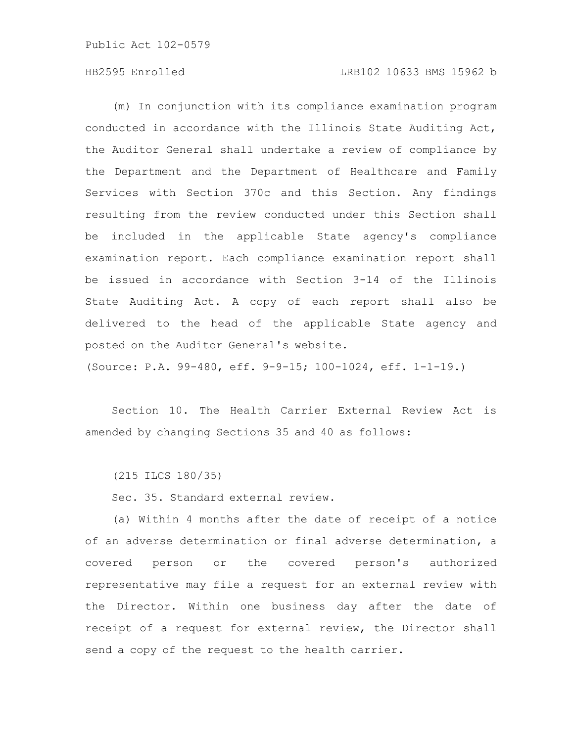(m) In conjunction with its compliance examination program conducted in accordance with the Illinois State Auditing Act, the Auditor General shall undertake a review of compliance by the Department and the Department of Healthcare and Family Services with Section 370c and this Section. Any findings resulting from the review conducted under this Section shall be included in the applicable State agency's compliance examination report. Each compliance examination report shall be issued in accordance with Section 3-14 of the Illinois State Auditing Act. A copy of each report shall also be delivered to the head of the applicable State agency and posted on the Auditor General's website.

(Source: P.A. 99-480, eff. 9-9-15; 100-1024, eff. 1-1-19.)

Section 10. The Health Carrier External Review Act is amended by changing Sections 35 and 40 as follows:

(215 ILCS 180/35)

Sec. 35. Standard external review.

(a) Within 4 months after the date of receipt of a notice of an adverse determination or final adverse determination, a covered person or the covered person's authorized representative may file a request for an external review with the Director. Within one business day after the date of receipt of a request for external review, the Director shall send a copy of the request to the health carrier.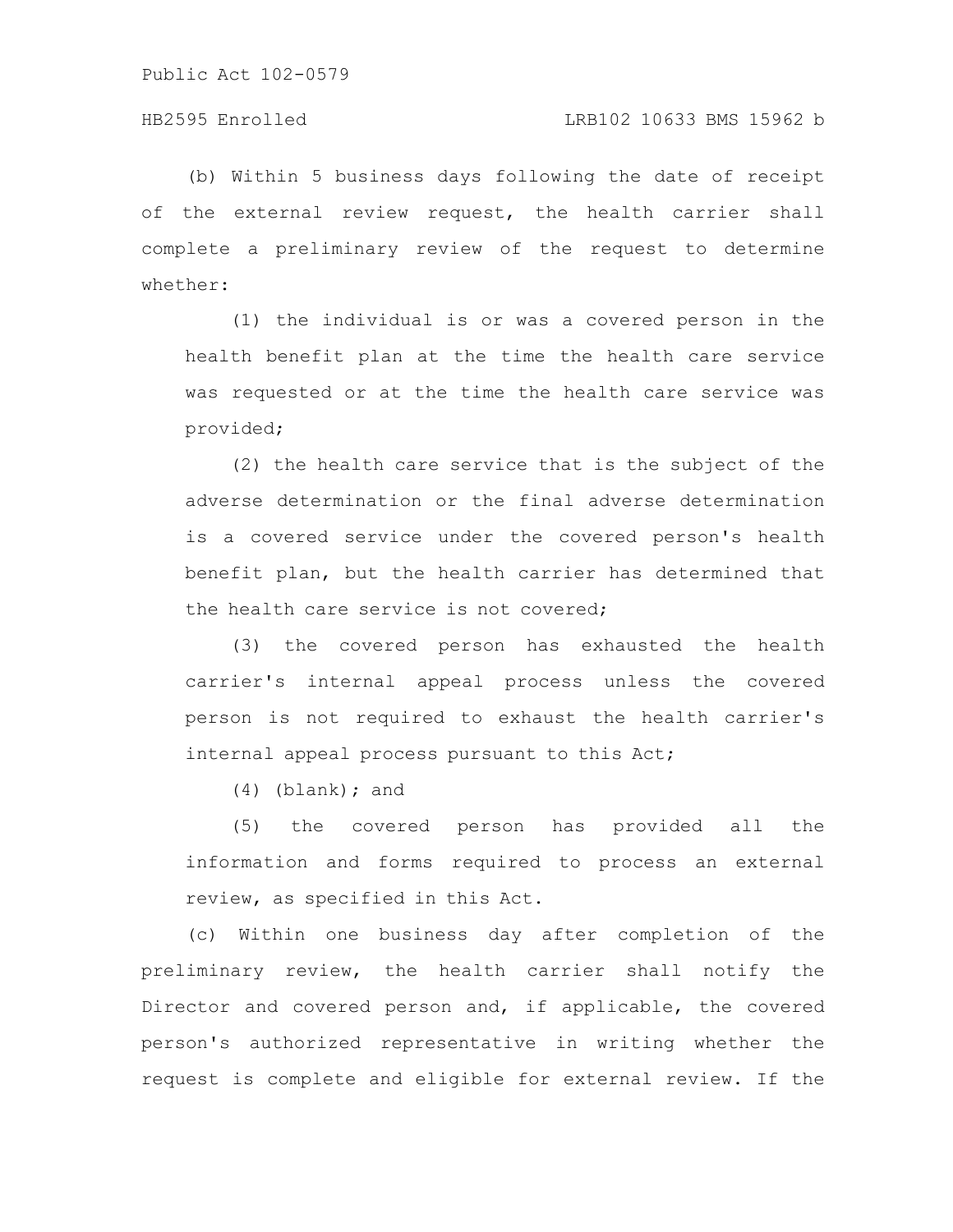(b) Within 5 business days following the date of receipt of the external review request, the health carrier shall complete a preliminary review of the request to determine whether:

(1) the individual is or was a covered person in the health benefit plan at the time the health care service was requested or at the time the health care service was provided;

(2) the health care service that is the subject of the adverse determination or the final adverse determination is a covered service under the covered person's health benefit plan, but the health carrier has determined that the health care service is not covered;

(3) the covered person has exhausted the health carrier's internal appeal process unless the covered person is not required to exhaust the health carrier's internal appeal process pursuant to this Act;

(4) (blank); and

(5) the covered person has provided all the information and forms required to process an external review, as specified in this Act.

(c) Within one business day after completion of the preliminary review, the health carrier shall notify the Director and covered person and, if applicable, the covered person's authorized representative in writing whether the request is complete and eligible for external review. If the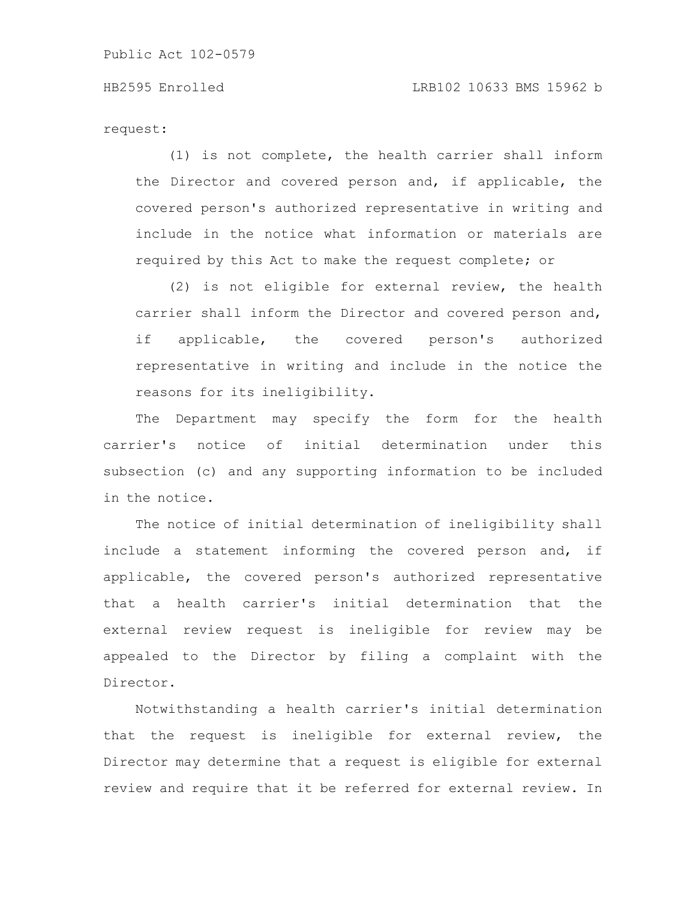request:

(1) is not complete, the health carrier shall inform the Director and covered person and, if applicable, the covered person's authorized representative in writing and include in the notice what information or materials are required by this Act to make the request complete; or

(2) is not eligible for external review, the health carrier shall inform the Director and covered person and, if applicable, the covered person's authorized representative in writing and include in the notice the reasons for its ineligibility.

The Department may specify the form for the health carrier's notice of initial determination under this subsection (c) and any supporting information to be included in the notice.

The notice of initial determination of ineligibility shall include a statement informing the covered person and, if applicable, the covered person's authorized representative that a health carrier's initial determination that the external review request is ineligible for review may be appealed to the Director by filing a complaint with the Director.

Notwithstanding a health carrier's initial determination that the request is ineligible for external review, the Director may determine that a request is eligible for external review and require that it be referred for external review. In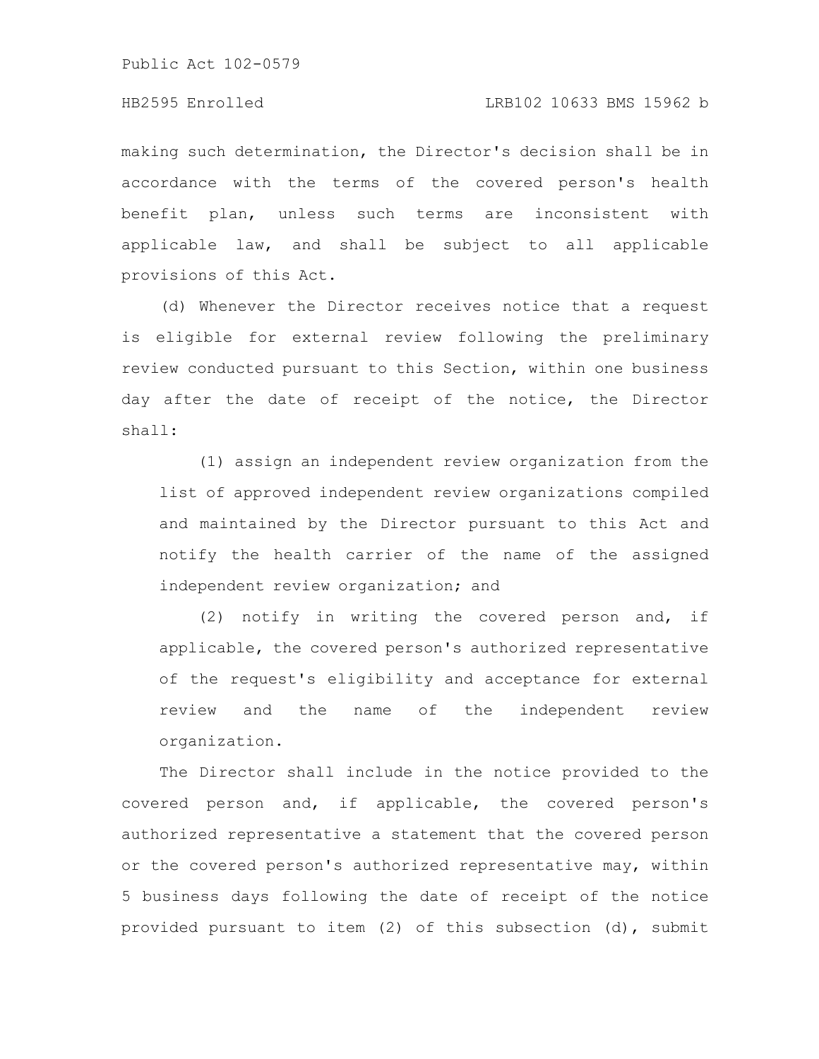making such determination, the Director's decision shall be in accordance with the terms of the covered person's health benefit plan, unless such terms are inconsistent with applicable law, and shall be subject to all applicable provisions of this Act.

(d) Whenever the Director receives notice that a request is eligible for external review following the preliminary review conducted pursuant to this Section, within one business day after the date of receipt of the notice, the Director shall:

(1) assign an independent review organization from the list of approved independent review organizations compiled and maintained by the Director pursuant to this Act and notify the health carrier of the name of the assigned independent review organization; and

(2) notify in writing the covered person and, if applicable, the covered person's authorized representative of the request's eligibility and acceptance for external review and the name of the independent review organization.

The Director shall include in the notice provided to the covered person and, if applicable, the covered person's authorized representative a statement that the covered person or the covered person's authorized representative may, within 5 business days following the date of receipt of the notice provided pursuant to item (2) of this subsection (d), submit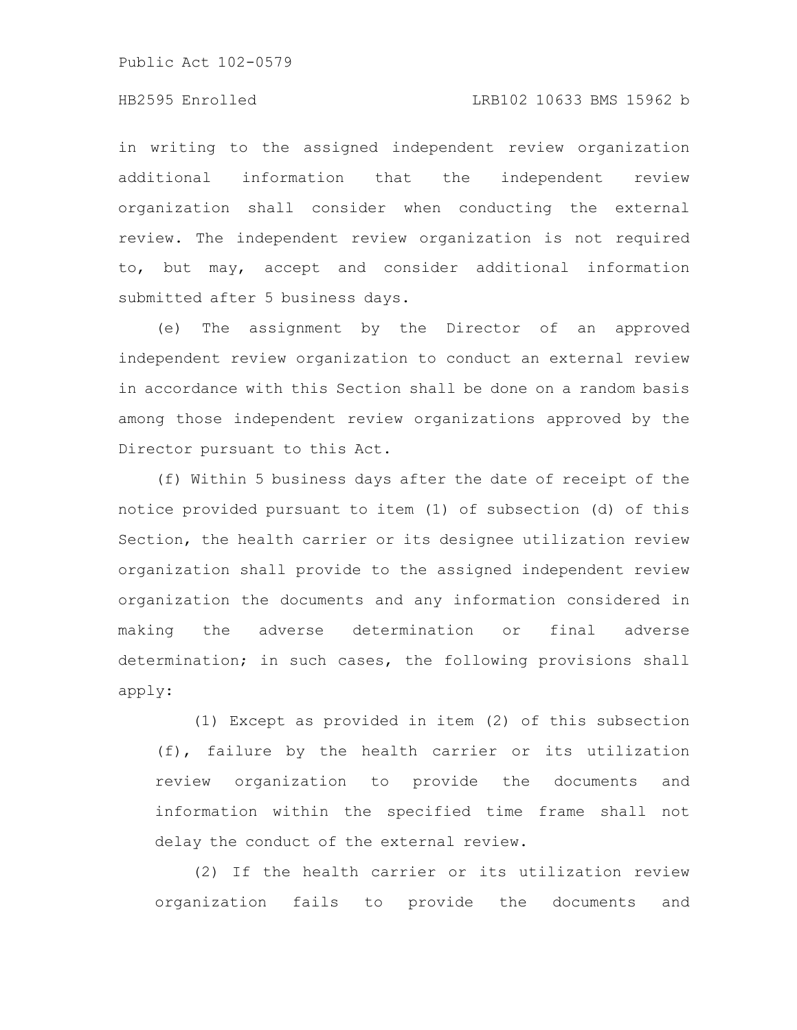in writing to the assigned independent review organization additional information that the independent review organization shall consider when conducting the external review. The independent review organization is not required to, but may, accept and consider additional information submitted after 5 business days.

(e) The assignment by the Director of an approved independent review organization to conduct an external review in accordance with this Section shall be done on a random basis among those independent review organizations approved by the Director pursuant to this Act.

(f) Within 5 business days after the date of receipt of the notice provided pursuant to item (1) of subsection (d) of this Section, the health carrier or its designee utilization review organization shall provide to the assigned independent review organization the documents and any information considered in making the adverse determination or final adverse determination; in such cases, the following provisions shall apply:

(1) Except as provided in item (2) of this subsection (f), failure by the health carrier or its utilization review organization to provide the documents and information within the specified time frame shall not delay the conduct of the external review.

(2) If the health carrier or its utilization review organization fails to provide the documents and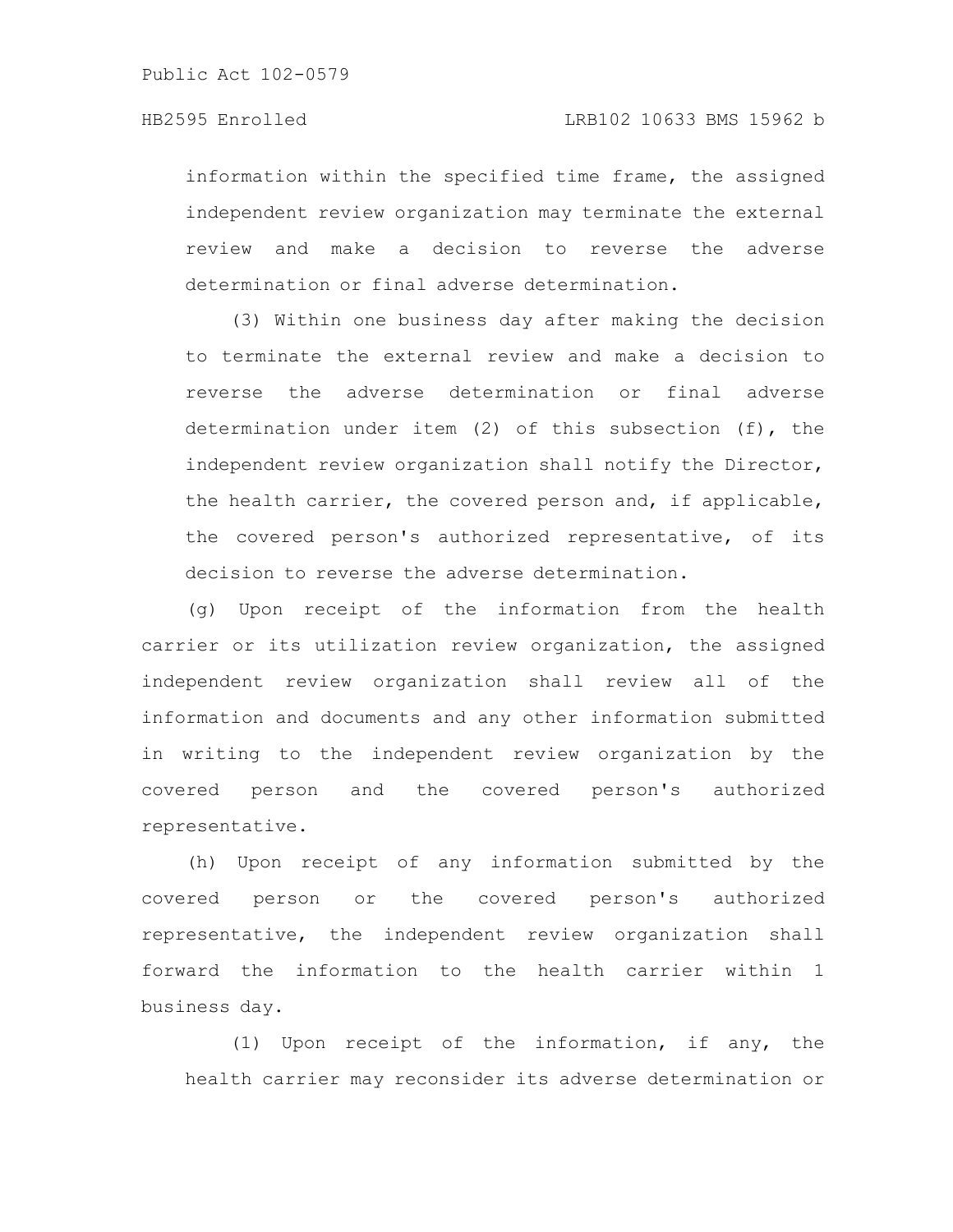information within the specified time frame, the assigned independent review organization may terminate the external review and make a decision to reverse the adverse determination or final adverse determination.

(3) Within one business day after making the decision to terminate the external review and make a decision to reverse the adverse determination or final adverse determination under item (2) of this subsection (f), the independent review organization shall notify the Director, the health carrier, the covered person and, if applicable, the covered person's authorized representative, of its decision to reverse the adverse determination.

(g) Upon receipt of the information from the health carrier or its utilization review organization, the assigned independent review organization shall review all of the information and documents and any other information submitted in writing to the independent review organization by the covered person and the covered person's authorized representative.

(h) Upon receipt of any information submitted by the covered person or the covered person's authorized representative, the independent review organization shall forward the information to the health carrier within 1 business day.

(1) Upon receipt of the information, if any, the health carrier may reconsider its adverse determination or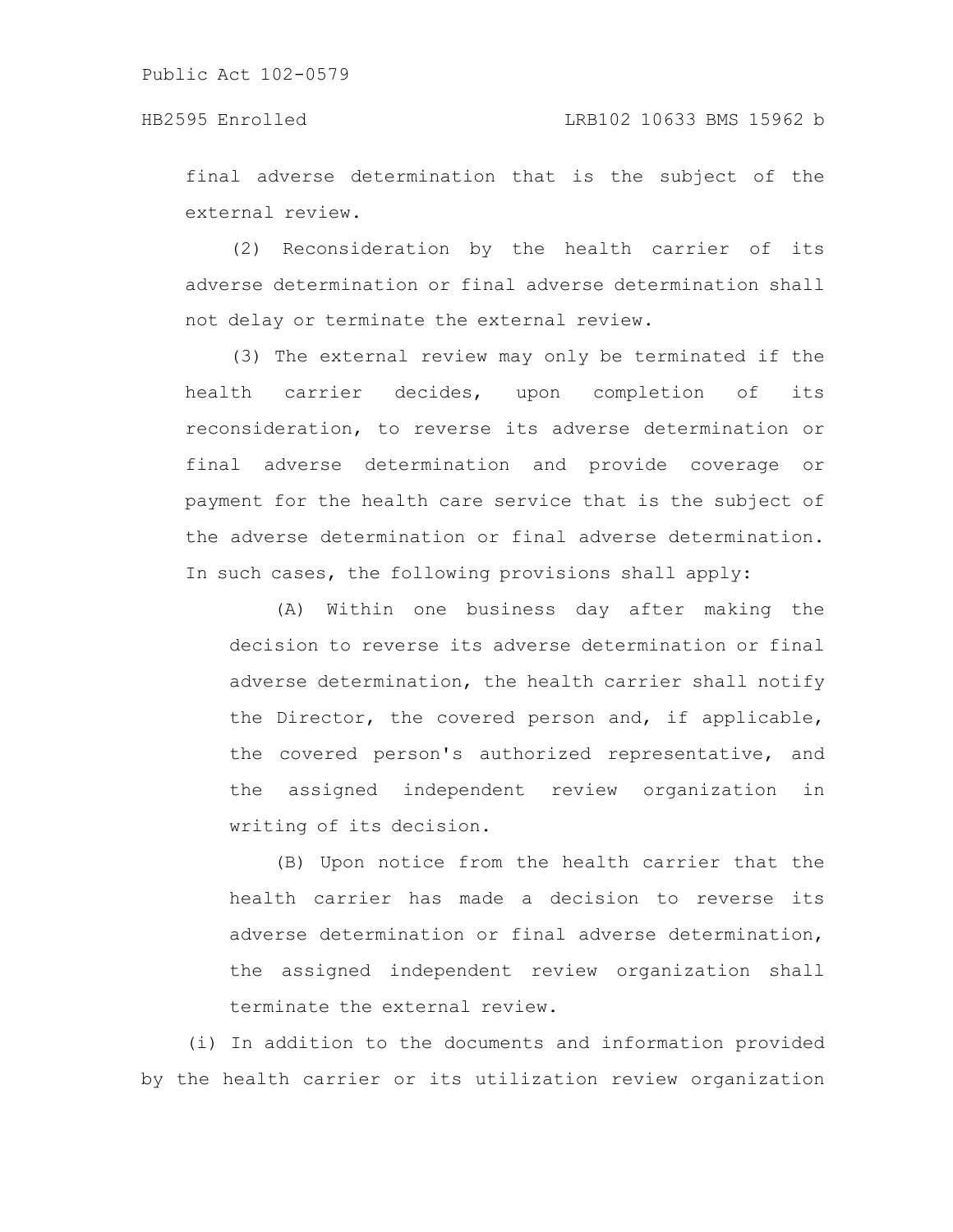final adverse determination that is the subject of the external review.

(2) Reconsideration by the health carrier of its adverse determination or final adverse determination shall not delay or terminate the external review.

(3) The external review may only be terminated if the health carrier decides, upon completion of its reconsideration, to reverse its adverse determination or final adverse determination and provide coverage or payment for the health care service that is the subject of the adverse determination or final adverse determination. In such cases, the following provisions shall apply:

(A) Within one business day after making the decision to reverse its adverse determination or final adverse determination, the health carrier shall notify the Director, the covered person and, if applicable, the covered person's authorized representative, and the assigned independent review organization in writing of its decision.

(B) Upon notice from the health carrier that the health carrier has made a decision to reverse its adverse determination or final adverse determination, the assigned independent review organization shall terminate the external review.

(i) In addition to the documents and information provided by the health carrier or its utilization review organization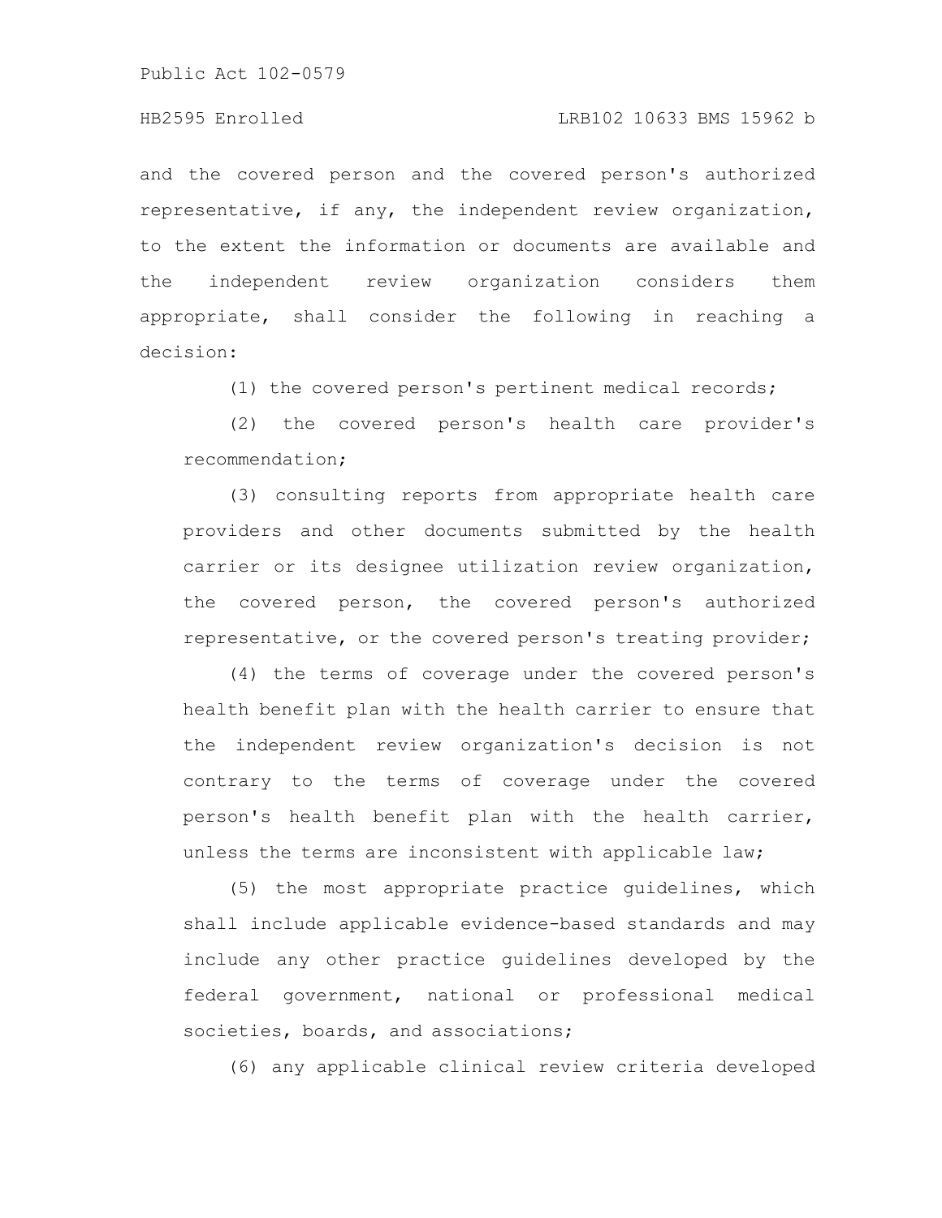and the covered person and the covered person's authorized representative, if any, the independent review organization, to the extent the information or documents are available and the independent review organization considers them appropriate, shall consider the following in reaching a decision:

(1) the covered person's pertinent medical records;

(2) the covered person's health care provider's recommendation;

(3) consulting reports from appropriate health care providers and other documents submitted by the health carrier or its designee utilization review organization, the covered person, the covered person's authorized representative, or the covered person's treating provider;

(4) the terms of coverage under the covered person's health benefit plan with the health carrier to ensure that the independent review organization's decision is not contrary to the terms of coverage under the covered person's health benefit plan with the health carrier, unless the terms are inconsistent with applicable law;

(5) the most appropriate practice guidelines, which shall include applicable evidence-based standards and may include any other practice guidelines developed by the federal government, national or professional medical societies, boards, and associations;

(6) any applicable clinical review criteria developed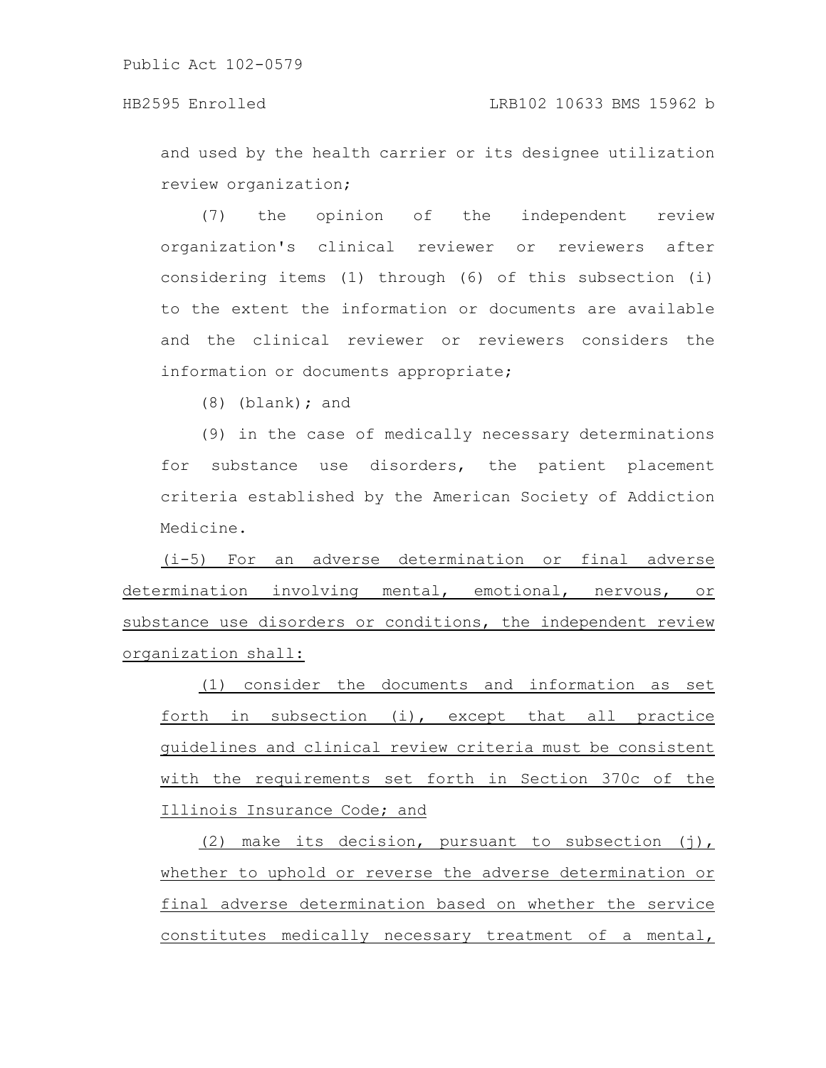and used by the health carrier or its designee utilization review organization;

(7) the opinion of the independent review organization's clinical reviewer or reviewers after considering items (1) through (6) of this subsection (i) to the extent the information or documents are available and the clinical reviewer or reviewers considers the information or documents appropriate;

(8) (blank); and

(9) in the case of medically necessary determinations for substance use disorders, the patient placement criteria established by the American Society of Addiction Medicine.

(i-5) For an adverse determination or final adverse determination involving mental, emotional, nervous, or substance use disorders or conditions, the independent review organization shall:

(1) consider the documents and information as set forth in subsection (i), except that all practice guidelines and clinical review criteria must be consistent with the requirements set forth in Section 370c of the Illinois Insurance Code; and

(2) make its decision, pursuant to subsection (j), whether to uphold or reverse the adverse determination or final adverse determination based on whether the service constitutes medically necessary treatment of a mental,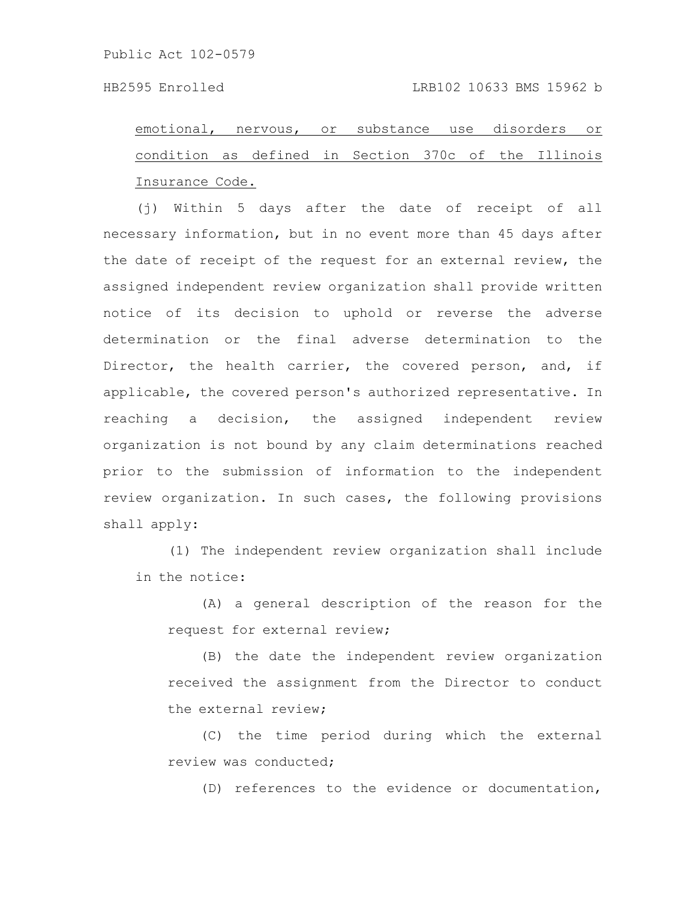emotional, nervous, or substance use disorders or condition as defined in Section 370c of the Illinois Insurance Code.

(j) Within 5 days after the date of receipt of all necessary information, but in no event more than 45 days after the date of receipt of the request for an external review, the assigned independent review organization shall provide written notice of its decision to uphold or reverse the adverse determination or the final adverse determination to the Director, the health carrier, the covered person, and, if applicable, the covered person's authorized representative. In reaching a decision, the assigned independent review organization is not bound by any claim determinations reached prior to the submission of information to the independent review organization. In such cases, the following provisions shall apply:

(1) The independent review organization shall include in the notice:

(A) a general description of the reason for the request for external review;

(B) the date the independent review organization received the assignment from the Director to conduct the external review;

(C) the time period during which the external review was conducted;

(D) references to the evidence or documentation,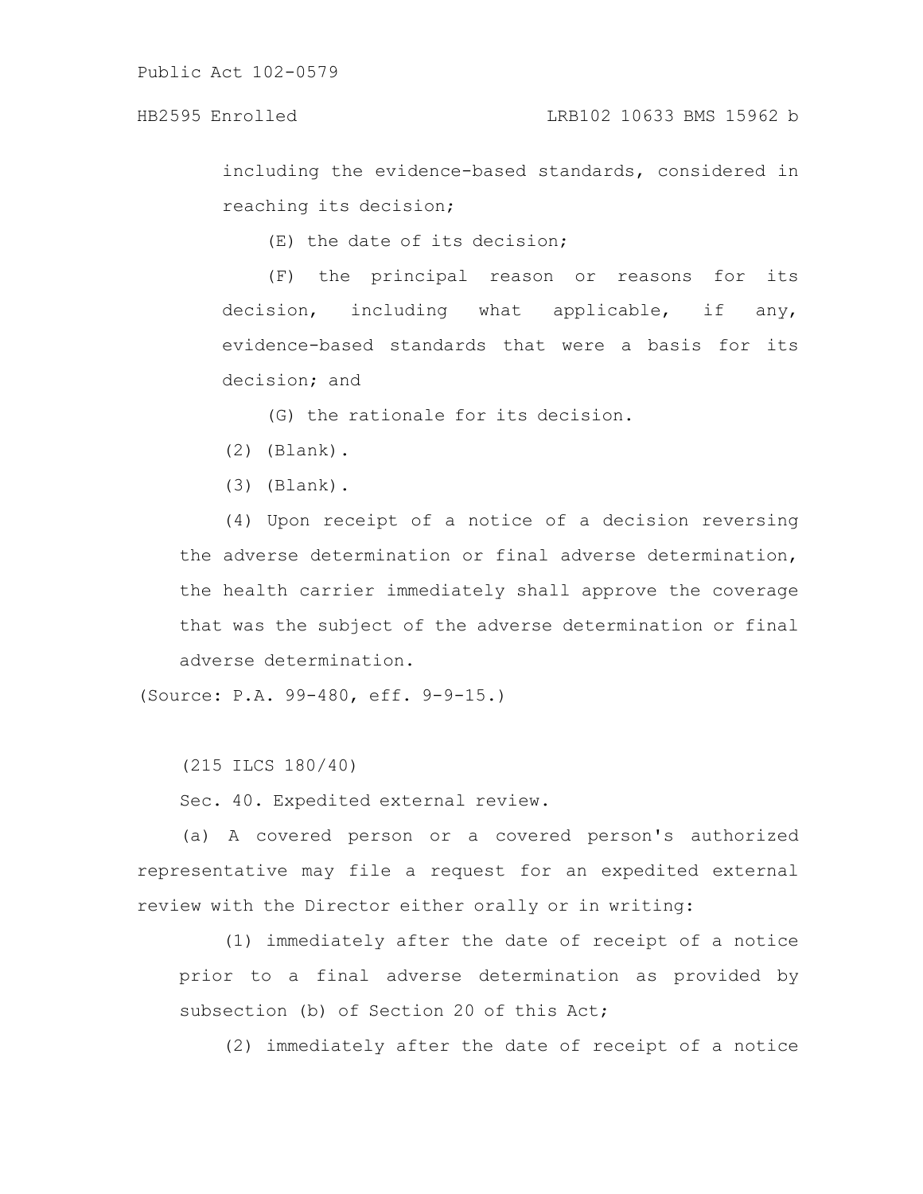including the evidence-based standards, considered in reaching its decision;

(E) the date of its decision;

(F) the principal reason or reasons for its decision, including what applicable, if any, evidence-based standards that were a basis for its decision; and

(G) the rationale for its decision.

(2) (Blank).

(3) (Blank).

(4) Upon receipt of a notice of a decision reversing the adverse determination or final adverse determination, the health carrier immediately shall approve the coverage that was the subject of the adverse determination or final adverse determination.

(Source: P.A. 99-480, eff. 9-9-15.)

(215 ILCS 180/40)

Sec. 40. Expedited external review.

(a) A covered person or a covered person's authorized representative may file a request for an expedited external review with the Director either orally or in writing:

(1) immediately after the date of receipt of a notice prior to a final adverse determination as provided by subsection (b) of Section 20 of this Act;

(2) immediately after the date of receipt of a notice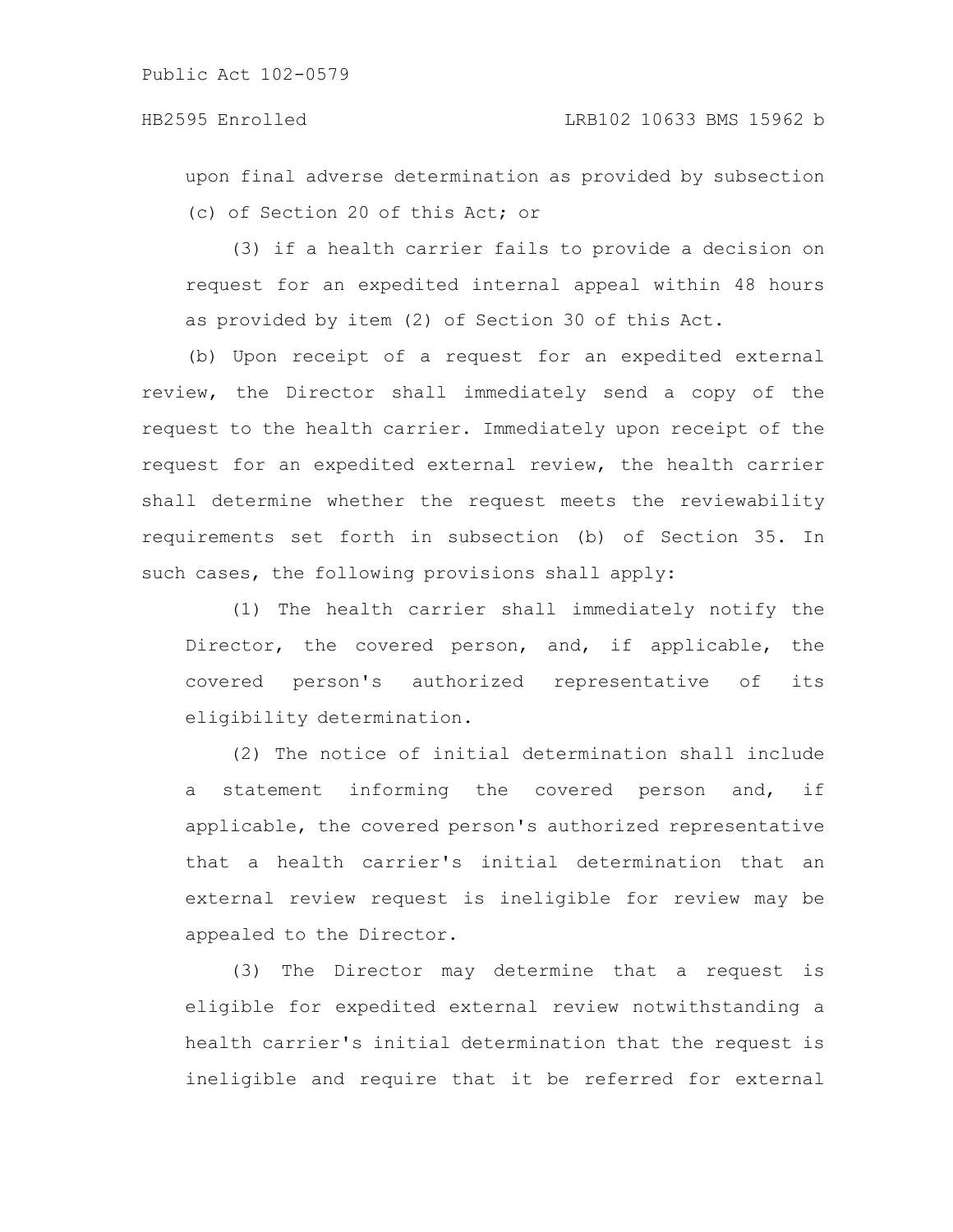upon final adverse determination as provided by subsection (c) of Section 20 of this Act; or

(3) if a health carrier fails to provide a decision on request for an expedited internal appeal within 48 hours as provided by item (2) of Section 30 of this Act.

(b) Upon receipt of a request for an expedited external review, the Director shall immediately send a copy of the request to the health carrier. Immediately upon receipt of the request for an expedited external review, the health carrier shall determine whether the request meets the reviewability requirements set forth in subsection (b) of Section 35. In such cases, the following provisions shall apply:

(1) The health carrier shall immediately notify the Director, the covered person, and, if applicable, the covered person's authorized representative of its eligibility determination.

(2) The notice of initial determination shall include a statement informing the covered person and, if applicable, the covered person's authorized representative that a health carrier's initial determination that an external review request is ineligible for review may be appealed to the Director.

(3) The Director may determine that a request is eligible for expedited external review notwithstanding a health carrier's initial determination that the request is ineligible and require that it be referred for external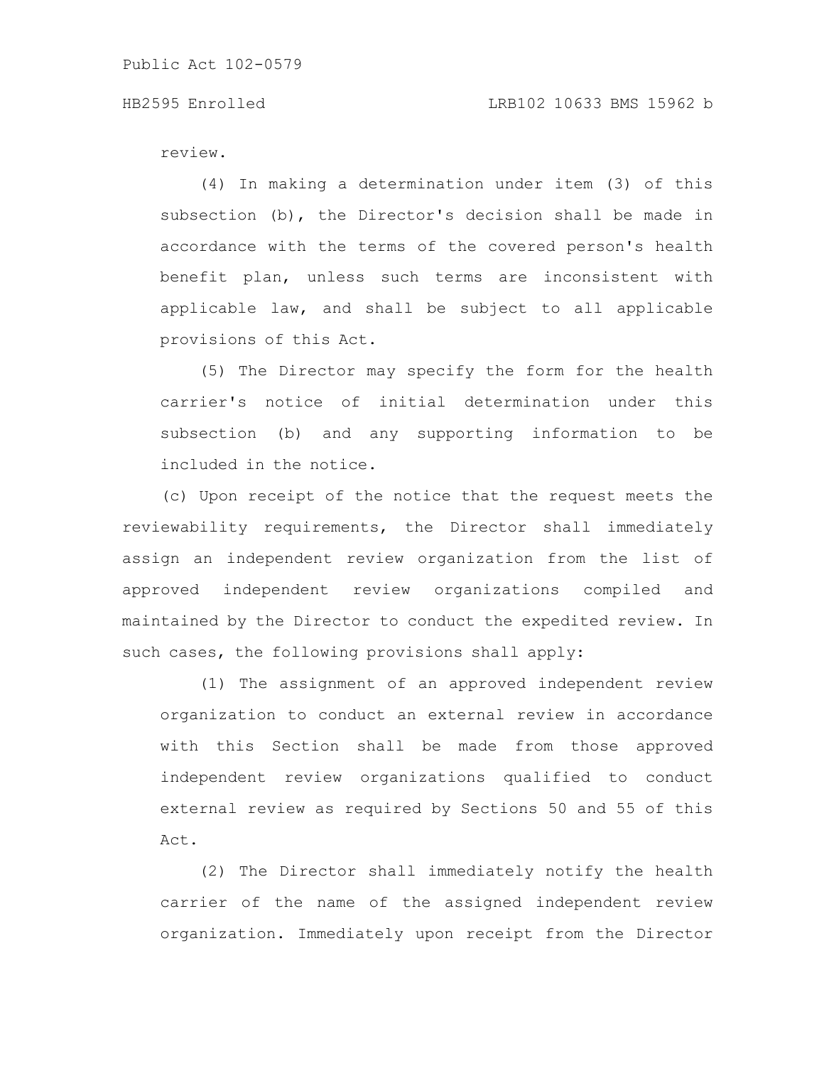review.

(4) In making a determination under item (3) of this subsection (b), the Director's decision shall be made in accordance with the terms of the covered person's health benefit plan, unless such terms are inconsistent with applicable law, and shall be subject to all applicable provisions of this Act.

(5) The Director may specify the form for the health carrier's notice of initial determination under this subsection (b) and any supporting information to be included in the notice.

(c) Upon receipt of the notice that the request meets the reviewability requirements, the Director shall immediately assign an independent review organization from the list of approved independent review organizations compiled and maintained by the Director to conduct the expedited review. In such cases, the following provisions shall apply:

(1) The assignment of an approved independent review organization to conduct an external review in accordance with this Section shall be made from those approved independent review organizations qualified to conduct external review as required by Sections 50 and 55 of this Act.

(2) The Director shall immediately notify the health carrier of the name of the assigned independent review organization. Immediately upon receipt from the Director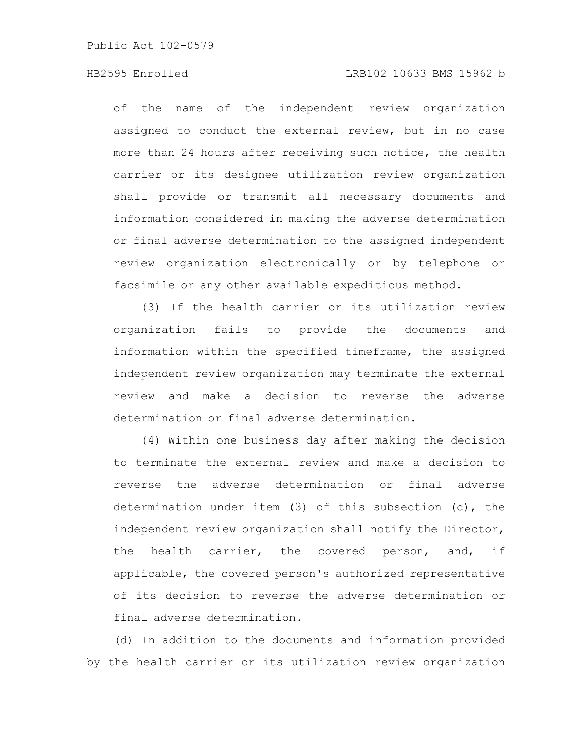of the name of the independent review organization assigned to conduct the external review, but in no case more than 24 hours after receiving such notice, the health carrier or its designee utilization review organization shall provide or transmit all necessary documents and information considered in making the adverse determination or final adverse determination to the assigned independent review organization electronically or by telephone or facsimile or any other available expeditious method.

(3) If the health carrier or its utilization review organization fails to provide the documents and information within the specified timeframe, the assigned independent review organization may terminate the external review and make a decision to reverse the adverse determination or final adverse determination.

(4) Within one business day after making the decision to terminate the external review and make a decision to reverse the adverse determination or final adverse determination under item (3) of this subsection (c), the independent review organization shall notify the Director, the health carrier, the covered person, and, if applicable, the covered person's authorized representative of its decision to reverse the adverse determination or final adverse determination.

(d) In addition to the documents and information provided by the health carrier or its utilization review organization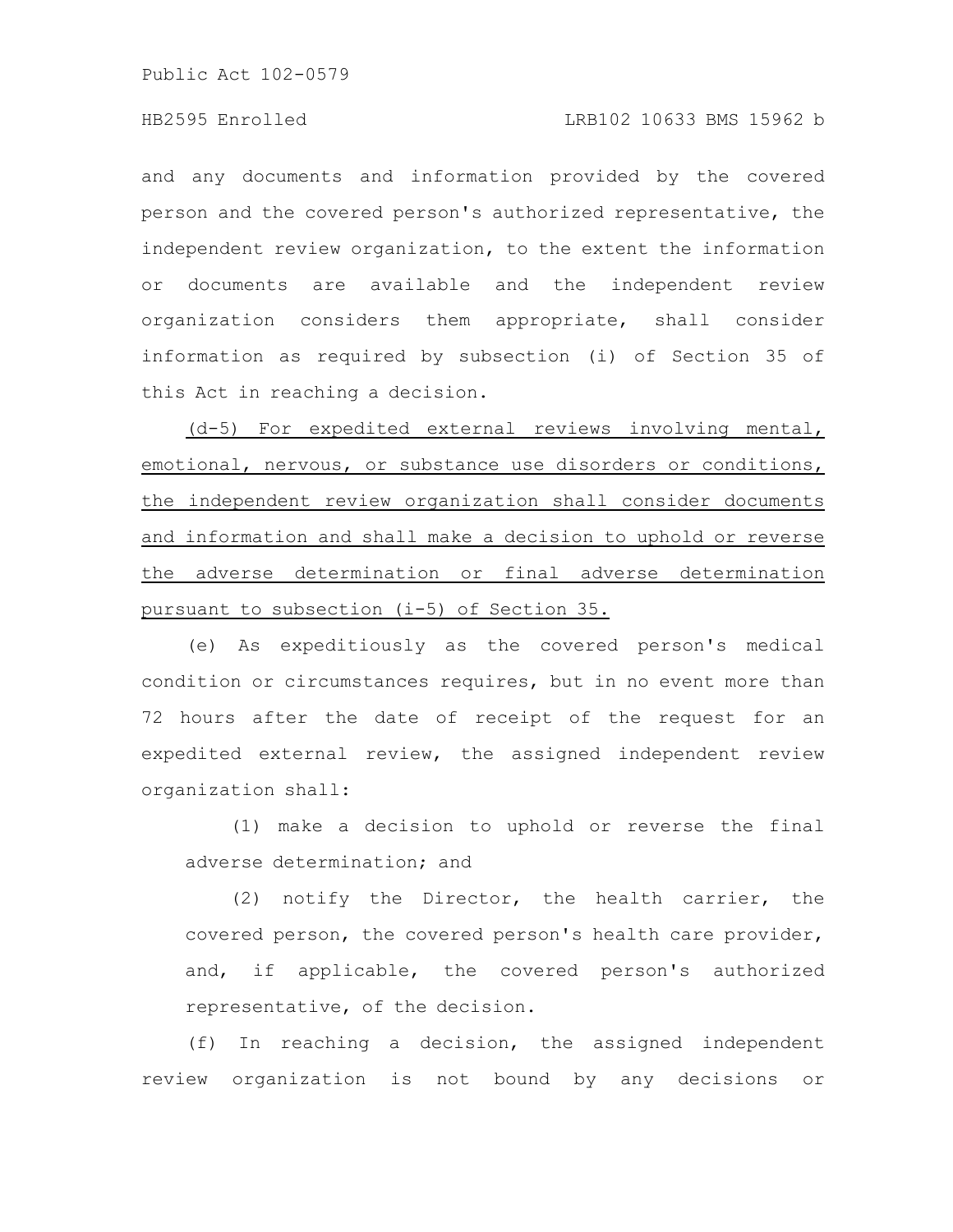and any documents and information provided by the covered person and the covered person's authorized representative, the independent review organization, to the extent the information or documents are available and the independent review organization considers them appropriate, shall consider information as required by subsection (i) of Section 35 of this Act in reaching a decision.

<u>(d-5) For expedited external reviews involving mental, emotional, nervous, or substance use disorders or conditions, the independent review organization shall consider documents and information and shall make a decision to uphold or reverse the adverse determination or final adverse determination pursuant to subsection (i-5) of Section 35.</u>

(e) As expeditiously as the covered person's medical condition or circumstances requires, but in no event more than 72 hours after the date of receipt of the request for an expedited external review, the assigned independent review organization shall:

(1) make a decision to uphold or reverse the final adverse determination; and

(2) notify the Director, the health carrier, the covered person, the covered person's health care provider, and, if applicable, the covered person's authorized representative, of the decision.

(f) In reaching a decision, the assigned independent review organization is not bound by any decisions or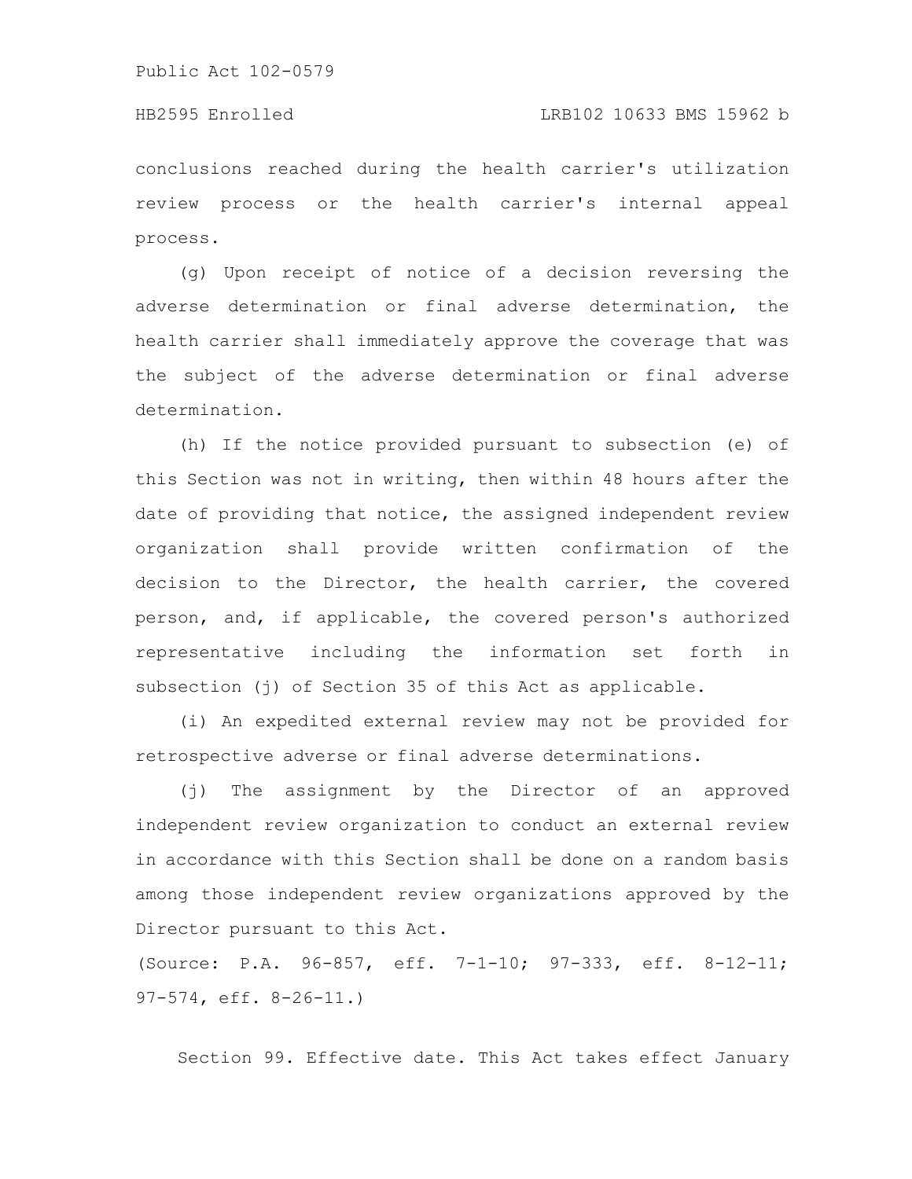conclusions reached during the health carrier's utilization review process or the health carrier's internal appeal process.

(g) Upon receipt of notice of a decision reversing the adverse determination or final adverse determination, the health carrier shall immediately approve the coverage that was the subject of the adverse determination or final adverse determination.

(h) If the notice provided pursuant to subsection (e) of this Section was not in writing, then within 48 hours after the date of providing that notice, the assigned independent review organization shall provide written confirmation of the decision to the Director, the health carrier, the covered person, and, if applicable, the covered person's authorized representative including the information set forth in subsection (j) of Section 35 of this Act as applicable.

(i) An expedited external review may not be provided for retrospective adverse or final adverse determinations.

(j) The assignment by the Director of an approved independent review organization to conduct an external review in accordance with this Section shall be done on a random basis among those independent review organizations approved by the Director pursuant to this Act.

(Source: P.A. 96-857, eff. 7-1-10; 97-333, eff. 8-12-11; 97-574, eff. 8-26-11.)

Section 99. Effective date. This Act takes effect January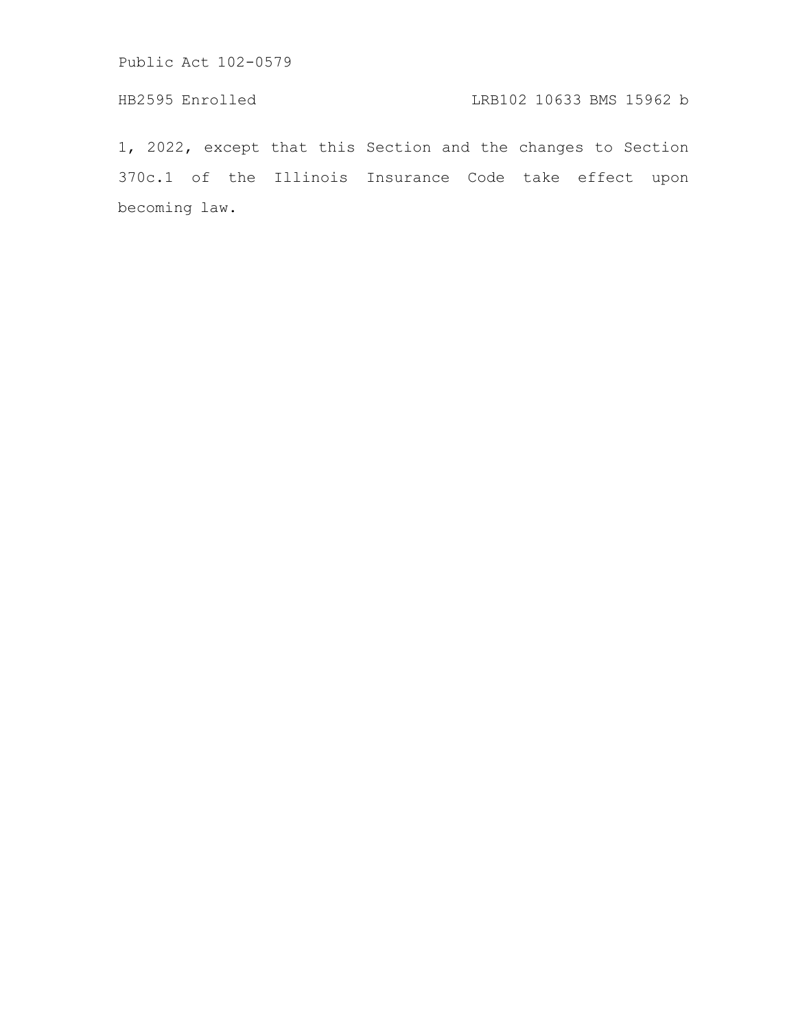1, 2022, except that this Section and the changes to Section 370c.1 of the Illinois Insurance Code take effect upon becoming law.